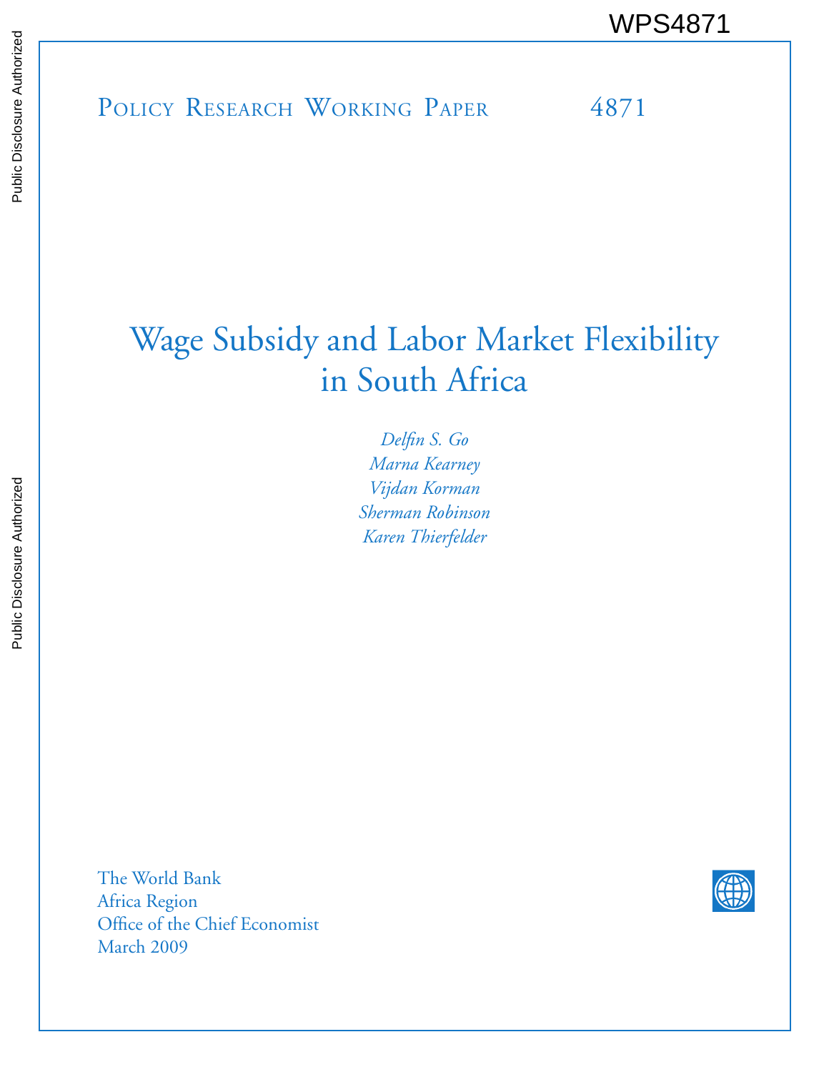WPS4871

Policy Research Working Paper 4871

# Wage Subsidy and Labor Market Flexibility in South Africa

*Delfin S. Go*
*Marna Kearney*
*Vijdan Korman*
*Sherman Robinson*
*Karen Thierfelder*

The World Bank
Africa Region
Office of the Chief Economist
March 2009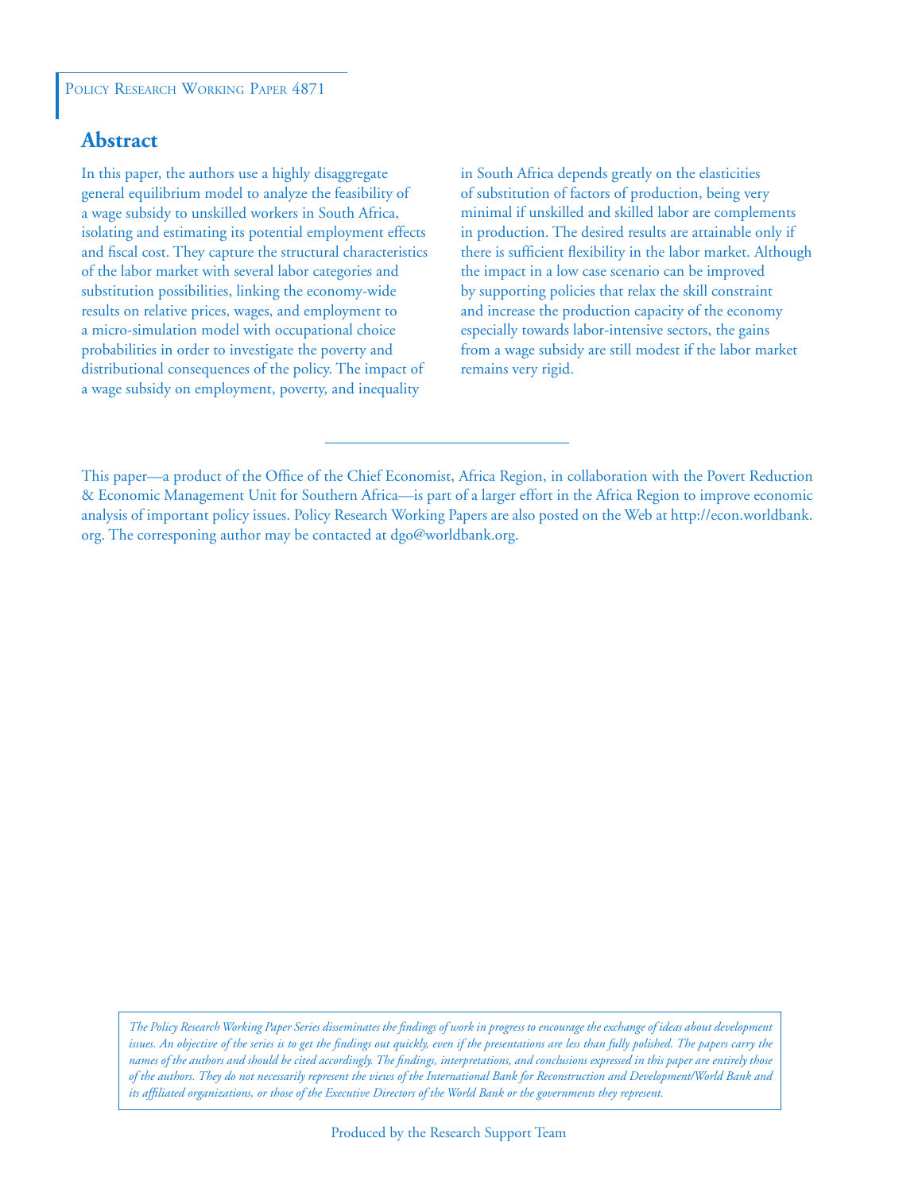Policy Research Working Paper 4871

## Abstract

In this paper, the authors use a highly disaggregate general equilibrium model to analyze the feasibility of a wage subsidy to unskilled workers in South Africa, isolating and estimating its potential employment effects and fiscal cost. They capture the structural characteristics of the labor market with several labor categories and substitution possibilities, linking the economy-wide results on relative prices, wages, and employment to a micro-simulation model with occupational choice probabilities in order to investigate the poverty and distributional consequences of the policy. The impact of a wage subsidy on employment, poverty, and inequality in South Africa depends greatly on the elasticities of substitution of factors of production, being very minimal if unskilled and skilled labor are complements in production. The desired results are attainable only if there is sufficient flexibility in the labor market. Although the impact in a low case scenario can be improved by supporting policies that relax the skill constraint and increase the production capacity of the economy especially towards labor-intensive sectors, the gains from a wage subsidy are still modest if the labor market remains very rigid.

This paper—a product of the Office of the Chief Economist, Africa Region, in collaboration with the Povert Reduction & Economic Management Unit for Southern Africa—is part of a larger effort in the Africa Region to improve economic analysis of important policy issues. Policy Research Working Papers are also posted on the Web at http://econ.worldbank.org. The corresponing author may be contacted at dgo@worldbank.org.

*The Policy Research Working Paper Series disseminates the findings of work in progress to encourage the exchange of ideas about development issues. An objective of the series is to get the findings out quickly, even if the presentations are less than fully polished. The papers carry the names of the authors and should be cited accordingly. The findings, interpretations, and conclusions expressed in this paper are entirely those of the authors. They do not necessarily represent the views of the International Bank for Reconstruction and Development/World Bank and its affiliated organizations, or those of the Executive Directors of the World Bank or the governments they represent.*

Produced by the Research Support Team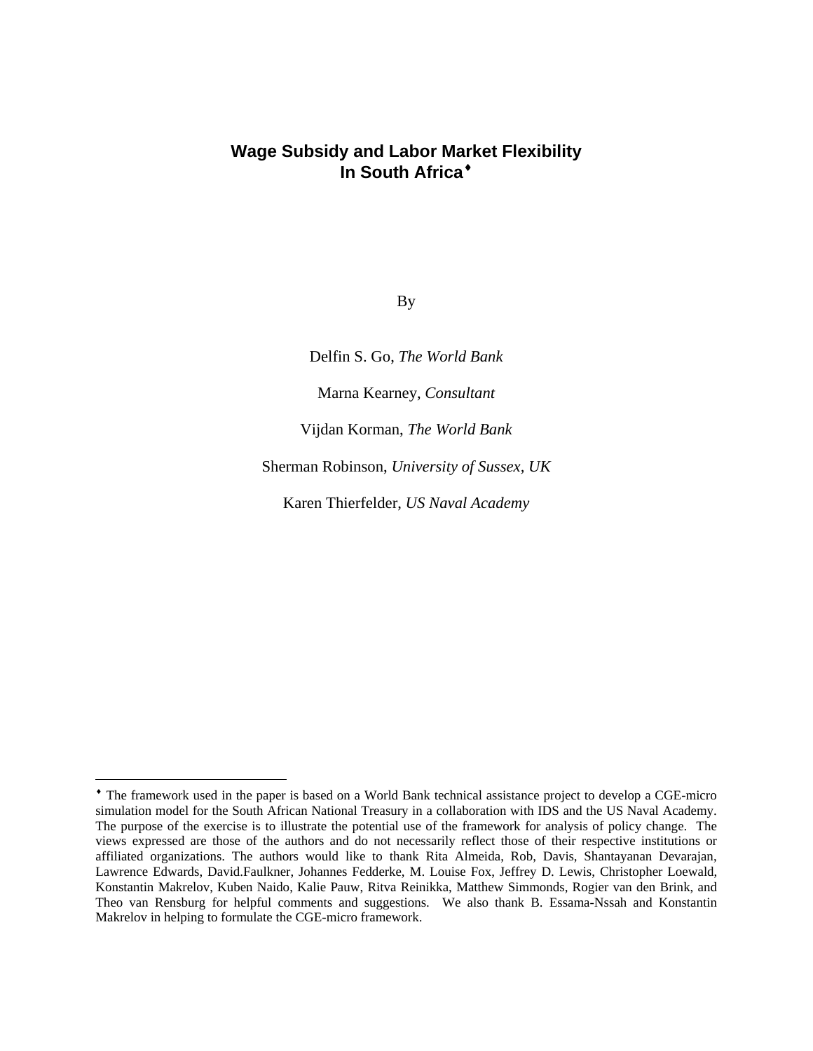# Wage Subsidy and Labor Market Flexibility In South Africa[♦]

By

Delfin S. Go, *The World Bank*

Marna Kearney, *Consultant*

Vijdan Korman, *The World Bank*

Sherman Robinson, *University of Sussex, UK*

Karen Thierfelder, *US Naval Academy*

---

[♦] The framework used in the paper is based on a World Bank technical assistance project to develop a CGE-micro simulation model for the South African National Treasury in a collaboration with IDS and the US Naval Academy. The purpose of the exercise is to illustrate the potential use of the framework for analysis of policy change. The views expressed are those of the authors and do not necessarily reflect those of their respective institutions or affiliated organizations. The authors would like to thank Rita Almeida, Rob, Davis, Shantayanan Devarajan, Lawrence Edwards, David.Faulkner, Johannes Fedderke, M. Louise Fox, Jeffrey D. Lewis, Christopher Loewald, Konstantin Makrelov, Kuben Naido, Kalie Pauw, Ritva Reinikka, Matthew Simmonds, Rogier van den Brink, and Theo van Rensburg for helpful comments and suggestions. We also thank B. Essama-Nssah and Konstantin Makrelov in helping to formulate the CGE-micro framework.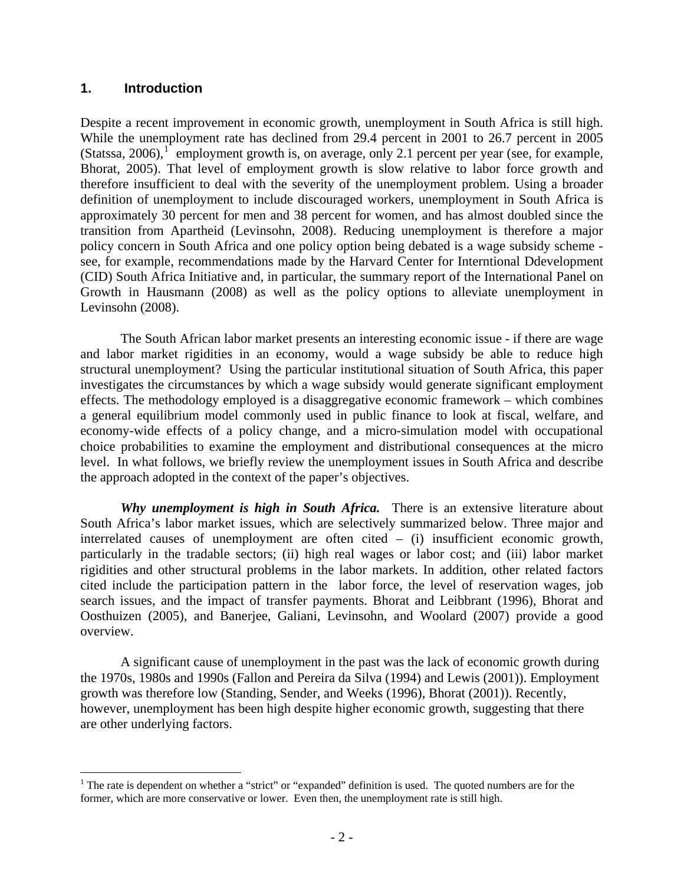## 1. Introduction

Despite a recent improvement in economic growth, unemployment in South Africa is still high. While the unemployment rate has declined from 29.4 percent in 2001 to 26.7 percent in 2005 (Statssa, 2006),[1] employment growth is, on average, only 2.1 percent per year (see, for example, Bhorat, 2005). That level of employment growth is slow relative to labor force growth and therefore insufficient to deal with the severity of the unemployment problem. Using a broader definition of unemployment to include discouraged workers, unemployment in South Africa is approximately 30 percent for men and 38 percent for women, and has almost doubled since the transition from Apartheid (Levinsohn, 2008). Reducing unemployment is therefore a major policy concern in South Africa and one policy option being debated is a wage subsidy scheme - see, for example, recommendations made by the Harvard Center for Interntional Ddevelopment (CID) South Africa Initiative and, in particular, the summary report of the International Panel on Growth in Hausmann (2008) as well as the policy options to alleviate unemployment in Levinsohn (2008).

The South African labor market presents an interesting economic issue - if there are wage and labor market rigidities in an economy, would a wage subsidy be able to reduce high structural unemployment? Using the particular institutional situation of South Africa, this paper investigates the circumstances by which a wage subsidy would generate significant employment effects. The methodology employed is a disaggregative economic framework – which combines a general equilibrium model commonly used in public finance to look at fiscal, welfare, and economy-wide effects of a policy change, and a micro-simulation model with occupational choice probabilities to examine the employment and distributional consequences at the micro level. In what follows, we briefly review the unemployment issues in South Africa and describe the approach adopted in the context of the paper's objectives.

***Why unemployment is high in South Africa.*** There is an extensive literature about South Africa's labor market issues, which are selectively summarized below. Three major and interrelated causes of unemployment are often cited – (i) insufficient economic growth, particularly in the tradable sectors; (ii) high real wages or labor cost; and (iii) labor market rigidities and other structural problems in the labor markets. In addition, other related factors cited include the participation pattern in the labor force, the level of reservation wages, job search issues, and the impact of transfer payments. Bhorat and Leibbrant (1996), Bhorat and Oosthuizen (2005), and Banerjee, Galiani, Levinsohn, and Woolard (2007) provide a good overview.

A significant cause of unemployment in the past was the lack of economic growth during the 1970s, 1980s and 1990s (Fallon and Pereira da Silva (1994) and Lewis (2001)). Employment growth was therefore low (Standing, Sender, and Weeks (1996), Bhorat (2001)). Recently, however, unemployment has been high despite higher economic growth, suggesting that there are other underlying factors.

[1] The rate is dependent on whether a "strict" or "expanded" definition is used. The quoted numbers are for the former, which are more conservative or lower. Even then, the unemployment rate is still high.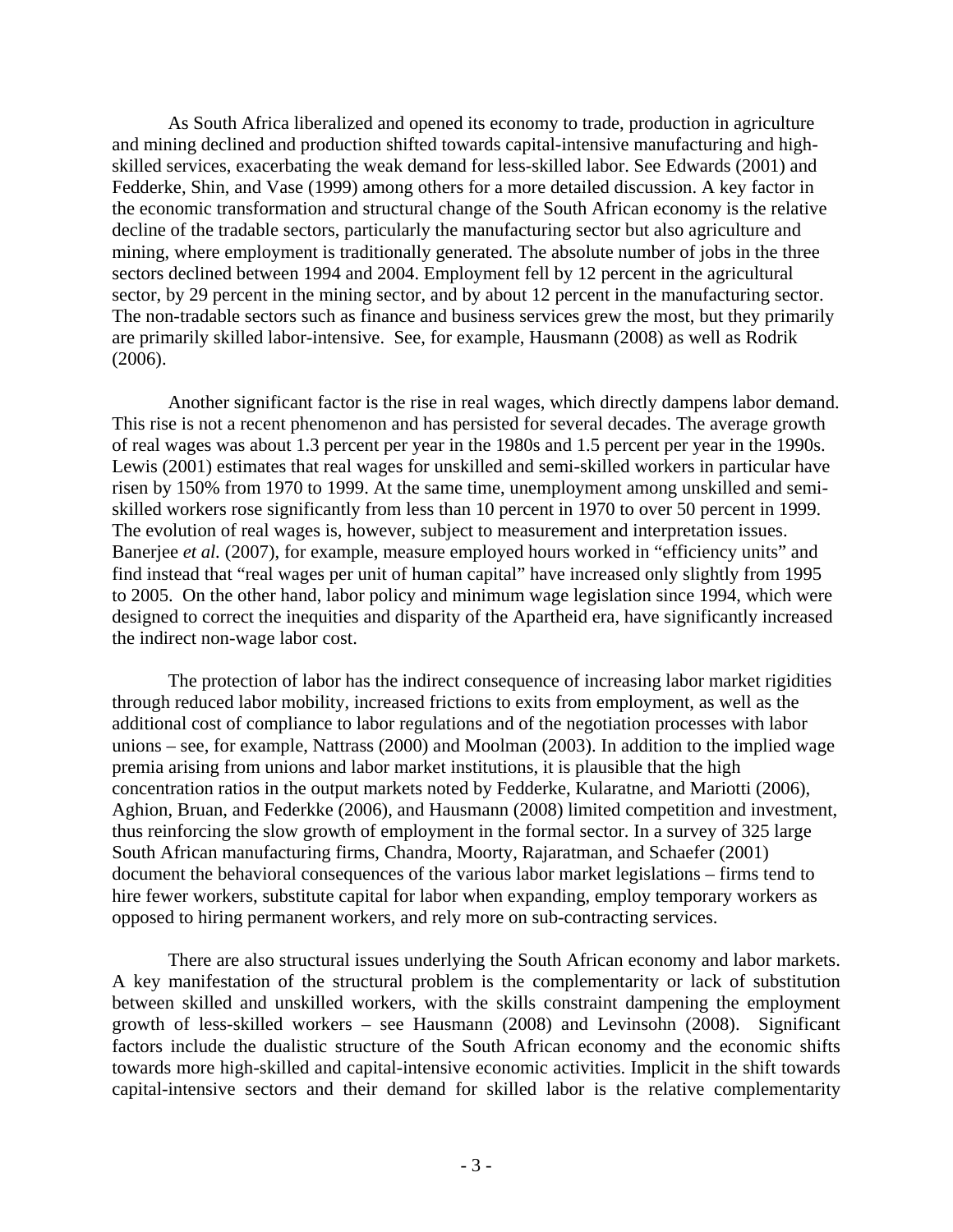As South Africa liberalized and opened its economy to trade, production in agriculture and mining declined and production shifted towards capital-intensive manufacturing and high-skilled services, exacerbating the weak demand for less-skilled labor. See Edwards (2001) and Fedderke, Shin, and Vase (1999) among others for a more detailed discussion. A key factor in the economic transformation and structural change of the South African economy is the relative decline of the tradable sectors, particularly the manufacturing sector but also agriculture and mining, where employment is traditionally generated. The absolute number of jobs in the three sectors declined between 1994 and 2004. Employment fell by 12 percent in the agricultural sector, by 29 percent in the mining sector, and by about 12 percent in the manufacturing sector. The non-tradable sectors such as finance and business services grew the most, but they primarily are primarily skilled labor-intensive. See, for example, Hausmann (2008) as well as Rodrik (2006).

Another significant factor is the rise in real wages, which directly dampens labor demand. This rise is not a recent phenomenon and has persisted for several decades. The average growth of real wages was about 1.3 percent per year in the 1980s and 1.5 percent per year in the 1990s. Lewis (2001) estimates that real wages for unskilled and semi-skilled workers in particular have risen by 150% from 1970 to 1999. At the same time, unemployment among unskilled and semi-skilled workers rose significantly from less than 10 percent in 1970 to over 50 percent in 1999. The evolution of real wages is, however, subject to measurement and interpretation issues. Banerjee *et al.* (2007), for example, measure employed hours worked in "efficiency units" and find instead that "real wages per unit of human capital" have increased only slightly from 1995 to 2005. On the other hand, labor policy and minimum wage legislation since 1994, which were designed to correct the inequities and disparity of the Apartheid era, have significantly increased the indirect non-wage labor cost.

The protection of labor has the indirect consequence of increasing labor market rigidities through reduced labor mobility, increased frictions to exits from employment, as well as the additional cost of compliance to labor regulations and of the negotiation processes with labor unions – see, for example, Nattrass (2000) and Moolman (2003). In addition to the implied wage premia arising from unions and labor market institutions, it is plausible that the high concentration ratios in the output markets noted by Fedderke, Kularatne, and Mariotti (2006), Aghion, Bruan, and Federkke (2006), and Hausmann (2008) limited competition and investment, thus reinforcing the slow growth of employment in the formal sector. In a survey of 325 large South African manufacturing firms, Chandra, Moorty, Rajaratman, and Schaefer (2001) document the behavioral consequences of the various labor market legislations – firms tend to hire fewer workers, substitute capital for labor when expanding, employ temporary workers as opposed to hiring permanent workers, and rely more on sub-contracting services.

There are also structural issues underlying the South African economy and labor markets. A key manifestation of the structural problem is the complementarity or lack of substitution between skilled and unskilled workers, with the skills constraint dampening the employment growth of less-skilled workers – see Hausmann (2008) and Levinsohn (2008). Significant factors include the dualistic structure of the South African economy and the economic shifts towards more high-skilled and capital-intensive economic activities. Implicit in the shift towards capital-intensive sectors and their demand for skilled labor is the relative complementarity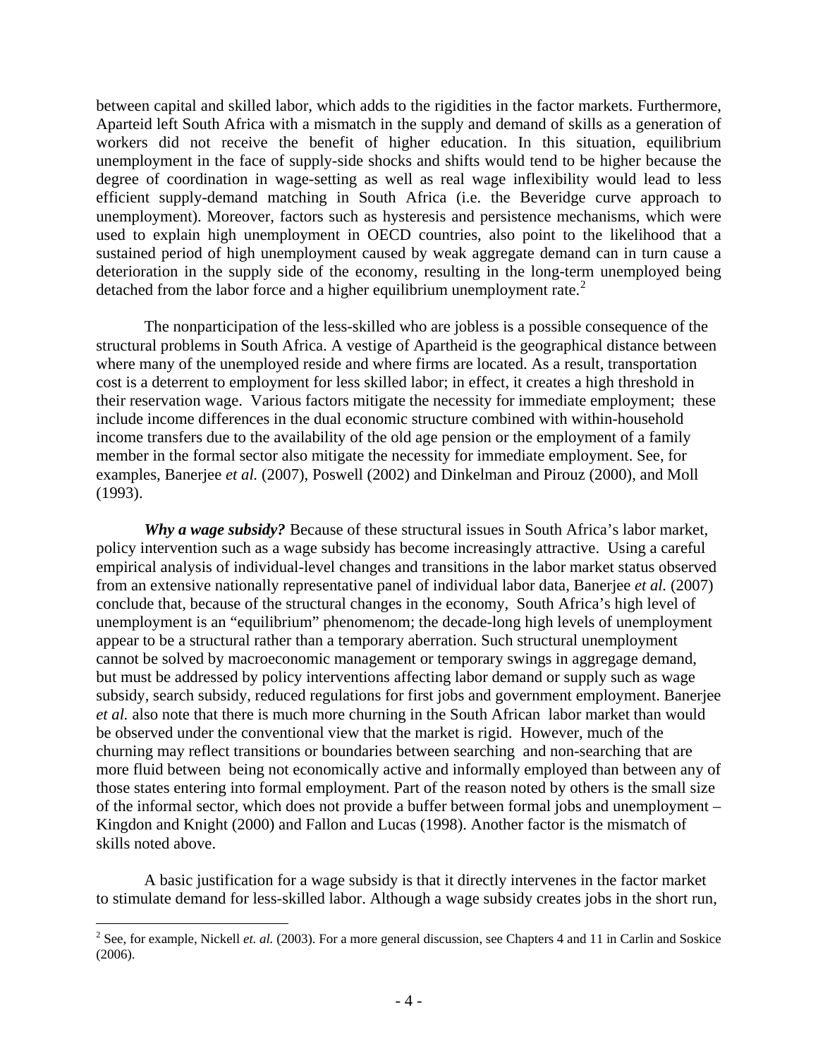between capital and skilled labor, which adds to the rigidities in the factor markets. Furthermore, Aparteid left South Africa with a mismatch in the supply and demand of skills as a generation of workers did not receive the benefit of higher education. In this situation, equilibrium unemployment in the face of supply-side shocks and shifts would tend to be higher because the degree of coordination in wage-setting as well as real wage inflexibility would lead to less efficient supply-demand matching in South Africa (i.e. the Beveridge curve approach to unemployment). Moreover, factors such as hysteresis and persistence mechanisms, which were used to explain high unemployment in OECD countries, also point to the likelihood that a sustained period of high unemployment caused by weak aggregate demand can in turn cause a deterioration in the supply side of the economy, resulting in the long-term unemployed being detached from the labor force and a higher equilibrium unemployment rate.[2]

The nonparticipation of the less-skilled who are jobless is a possible consequence of the structural problems in South Africa. A vestige of Apartheid is the geographical distance between where many of the unemployed reside and where firms are located. As a result, transportation cost is a deterrent to employment for less skilled labor; in effect, it creates a high threshold in their reservation wage. Various factors mitigate the necessity for immediate employment; these include income differences in the dual economic structure combined with within-household income transfers due to the availability of the old age pension or the employment of a family member in the formal sector also mitigate the necessity for immediate employment. See, for examples, Banerjee *et al.* (2007), Poswell (2002) and Dinkelman and Pirouz (2000), and Moll (1993).

***Why a wage subsidy?*** Because of these structural issues in South Africa's labor market, policy intervention such as a wage subsidy has become increasingly attractive. Using a careful empirical analysis of individual-level changes and transitions in the labor market status observed from an extensive nationally representative panel of individual labor data, Banerjee *et al.* (2007) conclude that, because of the structural changes in the economy, South Africa's high level of unemployment is an "equilibrium" phenomenom; the decade-long high levels of unemployment appear to be a structural rather than a temporary aberration. Such structural unemployment cannot be solved by macroeconomic management or temporary swings in aggregage demand, but must be addressed by policy interventions affecting labor demand or supply such as wage subsidy, search subsidy, reduced regulations for first jobs and government employment. Banerjee *et al.* also note that there is much more churning in the South African labor market than would be observed under the conventional view that the market is rigid. However, much of the churning may reflect transitions or boundaries between searching and non-searching that are more fluid between being not economically active and informally employed than between any of those states entering into formal employment. Part of the reason noted by others is the small size of the informal sector, which does not provide a buffer between formal jobs and unemployment – Kingdon and Knight (2000) and Fallon and Lucas (1998). Another factor is the mismatch of skills noted above.

A basic justification for a wage subsidy is that it directly intervenes in the factor market to stimulate demand for less-skilled labor. Although a wage subsidy creates jobs in the short run,

[2] See, for example, Nickell *et. al.* (2003). For a more general discussion, see Chapters 4 and 11 in Carlin and Soskice (2006).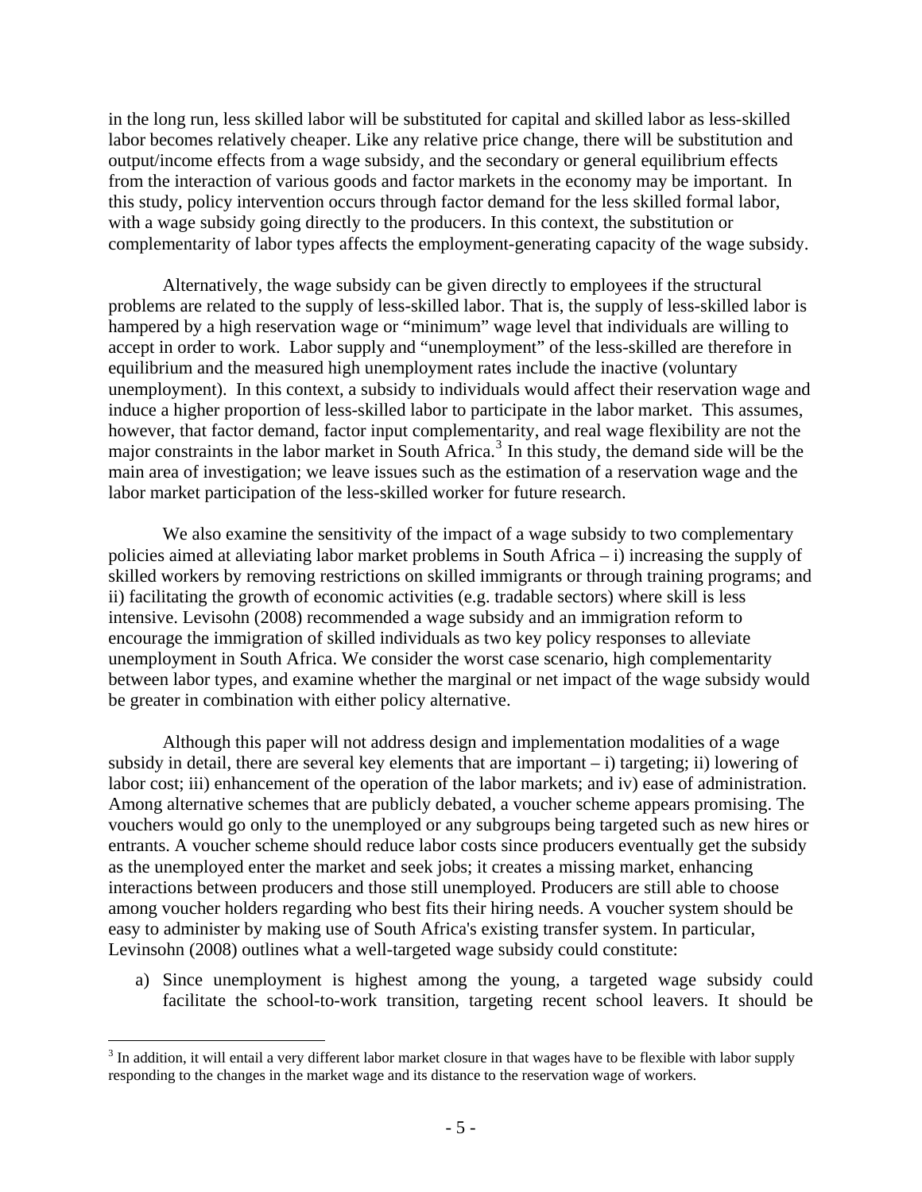in the long run, less skilled labor will be substituted for capital and skilled labor as less-skilled labor becomes relatively cheaper. Like any relative price change, there will be substitution and output/income effects from a wage subsidy, and the secondary or general equilibrium effects from the interaction of various goods and factor markets in the economy may be important. In this study, policy intervention occurs through factor demand for the less skilled formal labor, with a wage subsidy going directly to the producers. In this context, the substitution or complementarity of labor types affects the employment-generating capacity of the wage subsidy.

Alternatively, the wage subsidy can be given directly to employees if the structural problems are related to the supply of less-skilled labor. That is, the supply of less-skilled labor is hampered by a high reservation wage or "minimum" wage level that individuals are willing to accept in order to work. Labor supply and "unemployment" of the less-skilled are therefore in equilibrium and the measured high unemployment rates include the inactive (voluntary unemployment). In this context, a subsidy to individuals would affect their reservation wage and induce a higher proportion of less-skilled labor to participate in the labor market. This assumes, however, that factor demand, factor input complementarity, and real wage flexibility are not the major constraints in the labor market in South Africa.[3] In this study, the demand side will be the main area of investigation; we leave issues such as the estimation of a reservation wage and the labor market participation of the less-skilled worker for future research.

We also examine the sensitivity of the impact of a wage subsidy to two complementary policies aimed at alleviating labor market problems in South Africa – i) increasing the supply of skilled workers by removing restrictions on skilled immigrants or through training programs; and ii) facilitating the growth of economic activities (e.g. tradable sectors) where skill is less intensive. Levisohn (2008) recommended a wage subsidy and an immigration reform to encourage the immigration of skilled individuals as two key policy responses to alleviate unemployment in South Africa. We consider the worst case scenario, high complementarity between labor types, and examine whether the marginal or net impact of the wage subsidy would be greater in combination with either policy alternative.

Although this paper will not address design and implementation modalities of a wage subsidy in detail, there are several key elements that are important – i) targeting; ii) lowering of labor cost; iii) enhancement of the operation of the labor markets; and iv) ease of administration. Among alternative schemes that are publicly debated, a voucher scheme appears promising. The vouchers would go only to the unemployed or any subgroups being targeted such as new hires or entrants. A voucher scheme should reduce labor costs since producers eventually get the subsidy as the unemployed enter the market and seek jobs; it creates a missing market, enhancing interactions between producers and those still unemployed. Producers are still able to choose among voucher holders regarding who best fits their hiring needs. A voucher system should be easy to administer by making use of South Africa's existing transfer system. In particular, Levinsohn (2008) outlines what a well-targeted wage subsidy could constitute:

a) Since unemployment is highest among the young, a targeted wage subsidy could facilitate the school-to-work transition, targeting recent school leavers. It should be

[3] In addition, it will entail a very different labor market closure in that wages have to be flexible with labor supply responding to the changes in the market wage and its distance to the reservation wage of workers.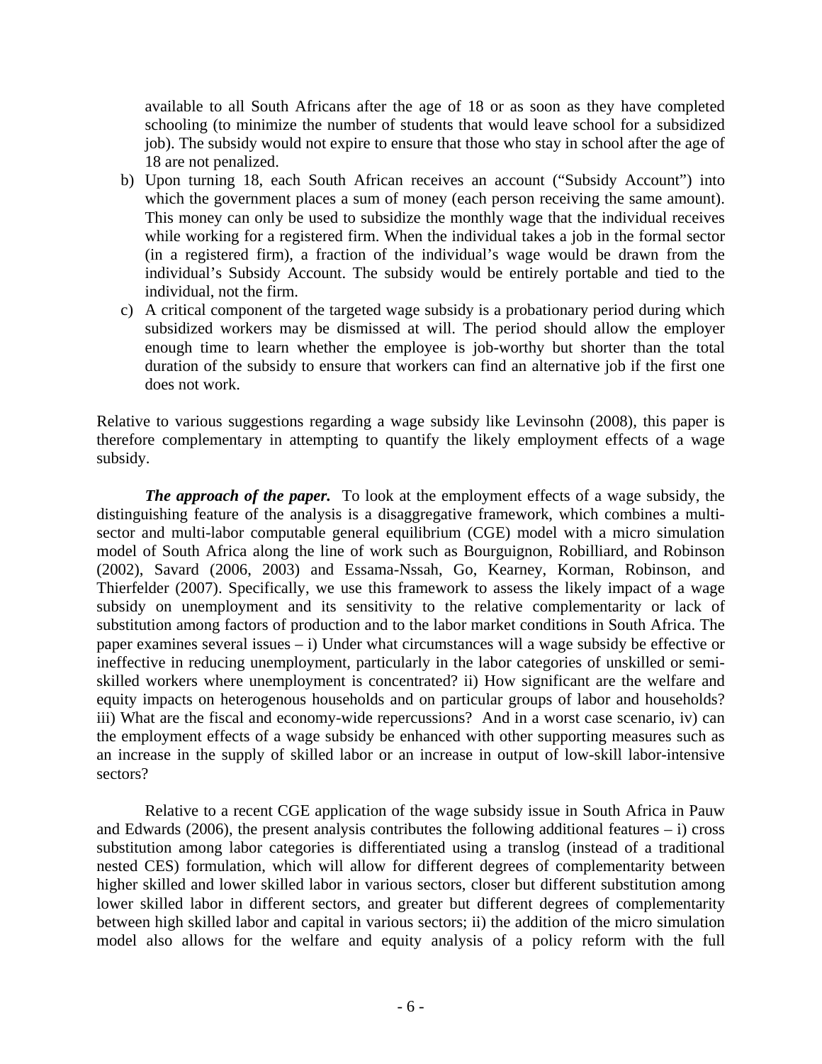available to all South Africans after the age of 18 or as soon as they have completed schooling (to minimize the number of students that would leave school for a subsidized job). The subsidy would not expire to ensure that those who stay in school after the age of 18 are not penalized.

b) Upon turning 18, each South African receives an account ("Subsidy Account") into which the government places a sum of money (each person receiving the same amount). This money can only be used to subsidize the monthly wage that the individual receives while working for a registered firm. When the individual takes a job in the formal sector (in a registered firm), a fraction of the individual's wage would be drawn from the individual's Subsidy Account. The subsidy would be entirely portable and tied to the individual, not the firm.

c) A critical component of the targeted wage subsidy is a probationary period during which subsidized workers may be dismissed at will. The period should allow the employer enough time to learn whether the employee is job-worthy but shorter than the total duration of the subsidy to ensure that workers can find an alternative job if the first one does not work.

Relative to various suggestions regarding a wage subsidy like Levinsohn (2008), this paper is therefore complementary in attempting to quantify the likely employment effects of a wage subsidy.

***The approach of the paper.*** To look at the employment effects of a wage subsidy, the distinguishing feature of the analysis is a disaggregative framework, which combines a multi-sector and multi-labor computable general equilibrium (CGE) model with a micro simulation model of South Africa along the line of work such as Bourguignon, Robilliard, and Robinson (2002), Savard (2006, 2003) and Essama-Nssah, Go, Kearney, Korman, Robinson, and Thierfelder (2007). Specifically, we use this framework to assess the likely impact of a wage subsidy on unemployment and its sensitivity to the relative complementarity or lack of substitution among factors of production and to the labor market conditions in South Africa. The paper examines several issues – i) Under what circumstances will a wage subsidy be effective or ineffective in reducing unemployment, particularly in the labor categories of unskilled or semi-skilled workers where unemployment is concentrated? ii) How significant are the welfare and equity impacts on heterogenous households and on particular groups of labor and households? iii) What are the fiscal and economy-wide repercussions? And in a worst case scenario, iv) can the employment effects of a wage subsidy be enhanced with other supporting measures such as an increase in the supply of skilled labor or an increase in output of low-skill labor-intensive sectors?

Relative to a recent CGE application of the wage subsidy issue in South Africa in Pauw and Edwards (2006), the present analysis contributes the following additional features – i) cross substitution among labor categories is differentiated using a translog (instead of a traditional nested CES) formulation, which will allow for different degrees of complementarity between higher skilled and lower skilled labor in various sectors, closer but different substitution among lower skilled labor in different sectors, and greater but different degrees of complementarity between high skilled labor and capital in various sectors; ii) the addition of the micro simulation model also allows for the welfare and equity analysis of a policy reform with the full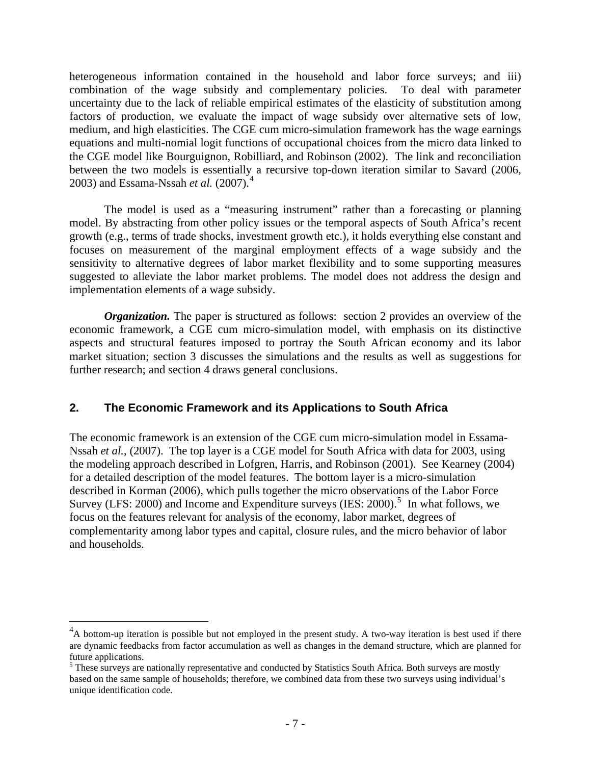heterogeneous information contained in the household and labor force surveys; and iii) combination of the wage subsidy and complementary policies. To deal with parameter uncertainty due to the lack of reliable empirical estimates of the elasticity of substitution among factors of production, we evaluate the impact of wage subsidy over alternative sets of low, medium, and high elasticities. The CGE cum micro-simulation framework has the wage earnings equations and multi-nomial logit functions of occupational choices from the micro data linked to the CGE model like Bourguignon, Robilliard, and Robinson (2002). The link and reconciliation between the two models is essentially a recursive top-down iteration similar to Savard (2006, 2003) and Essama-Nssah *et al.* (2007).[4]

The model is used as a "measuring instrument" rather than a forecasting or planning model. By abstracting from other policy issues or the temporal aspects of South Africa's recent growth (e.g., terms of trade shocks, investment growth etc.), it holds everything else constant and focuses on measurement of the marginal employment effects of a wage subsidy and the sensitivity to alternative degrees of labor market flexibility and to some supporting measures suggested to alleviate the labor market problems. The model does not address the design and implementation elements of a wage subsidy.

***Organization.*** The paper is structured as follows: section 2 provides an overview of the economic framework, a CGE cum micro-simulation model, with emphasis on its distinctive aspects and structural features imposed to portray the South African economy and its labor market situation; section 3 discusses the simulations and the results as well as suggestions for further research; and section 4 draws general conclusions.

## 2. The Economic Framework and its Applications to South Africa

The economic framework is an extension of the CGE cum micro-simulation model in Essama-Nssah *et al.*, (2007). The top layer is a CGE model for South Africa with data for 2003, using the modeling approach described in Lofgren, Harris, and Robinson (2001). See Kearney (2004) for a detailed description of the model features. The bottom layer is a micro-simulation described in Korman (2006), which pulls together the micro observations of the Labor Force Survey (LFS: 2000) and Income and Expenditure surveys (IES: 2000).[5] In what follows, we focus on the features relevant for analysis of the economy, labor market, degrees of complementarity among labor types and capital, closure rules, and the micro behavior of labor and households.

---

[4] A bottom-up iteration is possible but not employed in the present study. A two-way iteration is best used if there are dynamic feedbacks from factor accumulation as well as changes in the demand structure, which are planned for future applications.

[5] These surveys are nationally representative and conducted by Statistics South Africa. Both surveys are mostly based on the same sample of households; therefore, we combined data from these two surveys using individual's unique identification code.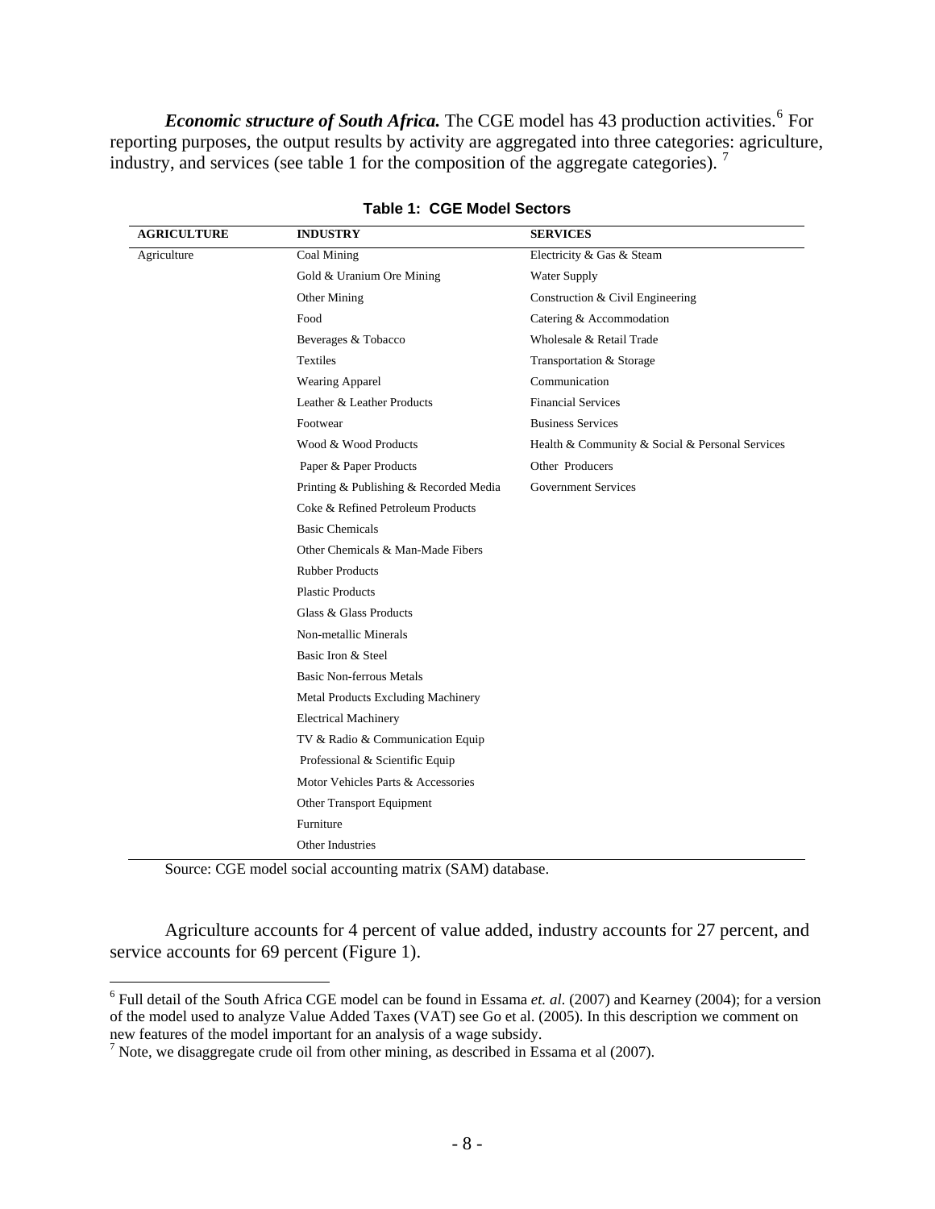***Economic structure of South Africa.*** The CGE model has 43 production activities.[6] For reporting purposes, the output results by activity are aggregated into three categories: agriculture, industry, and services (see table 1 for the composition of the aggregate categories).[7]

**Table 1: CGE Model Sectors**

| AGRICULTURE | INDUSTRY | SERVICES |
|---|---|---|
| Agriculture | Coal Mining | Electricity & Gas & Steam |
| | Gold & Uranium Ore Mining | Water Supply |
| | Other Mining | Construction & Civil Engineering |
| | Food | Catering & Accommodation |
| | Beverages & Tobacco | Wholesale & Retail Trade |
| | Textiles | Transportation & Storage |
| | Wearing Apparel | Communication |
| | Leather & Leather Products | Financial Services |
| | Footwear | Business Services |
| | Wood & Wood Products | Health & Community & Social & Personal Services |
| | Paper & Paper Products | Other Producers |
| | Printing & Publishing & Recorded Media | Government Services |
| | Coke & Refined Petroleum Products | |
| | Basic Chemicals | |
| | Other Chemicals & Man-Made Fibers | |
| | Rubber Products | |
| | Plastic Products | |
| | Glass & Glass Products | |
| | Non-metallic Minerals | |
| | Basic Iron & Steel | |
| | Basic Non-ferrous Metals | |
| | Metal Products Excluding Machinery | |
| | Electrical Machinery | |
| | TV & Radio & Communication Equip | |
| | Professional & Scientific Equip | |
| | Motor Vehicles Parts & Accessories | |
| | Other Transport Equipment | |
| | Furniture | |
| | Other Industries | |

Source: CGE model social accounting matrix (SAM) database.

Agriculture accounts for 4 percent of value added, industry accounts for 27 percent, and service accounts for 69 percent (Figure 1).

[6] Full detail of the South Africa CGE model can be found in Essama *et. al.* (2007) and Kearney (2004); for a version of the model used to analyze Value Added Taxes (VAT) see Go et al. (2005). In this description we comment on new features of the model important for an analysis of a wage subsidy.

[7] Note, we disaggregate crude oil from other mining, as described in Essama et al (2007).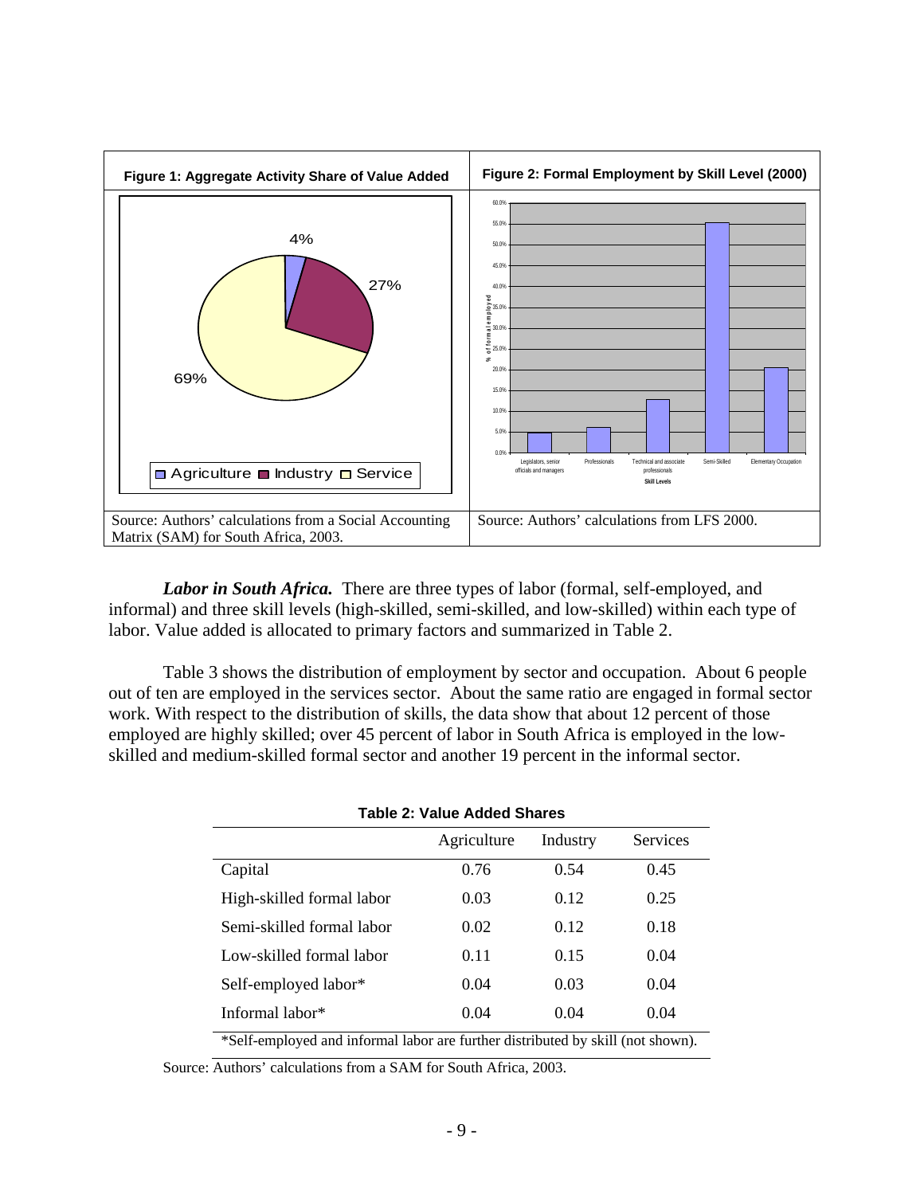**Figure 1: Aggregate Activity Share of Value Added**

Source: Authors' calculations from a Social Accounting Matrix (SAM) for South Africa, 2003.

**Figure 2: Formal Employment by Skill Level (2000)**

Source: Authors' calculations from LFS 2000.

***Labor in South Africa.*** There are three types of labor (formal, self-employed, and informal) and three skill levels (high-skilled, semi-skilled, and low-skilled) within each type of labor. Value added is allocated to primary factors and summarized in Table 2.

Table 3 shows the distribution of employment by sector and occupation. About 6 people out of ten are employed in the services sector. About the same ratio are engaged in formal sector work. With respect to the distribution of skills, the data show that about 12 percent of those employed are highly skilled; over 45 percent of labor in South Africa is employed in the low-skilled and medium-skilled formal sector and another 19 percent in the informal sector.

**Table 2: Value Added Shares**

| | Agriculture | Industry | Services |
|---|---|---|---|
| Capital | 0.76 | 0.54 | 0.45 |
| High-skilled formal labor | 0.03 | 0.12 | 0.25 |
| Semi-skilled formal labor | 0.02 | 0.12 | 0.18 |
| Low-skilled formal labor | 0.11 | 0.15 | 0.04 |
| Self-employed labor* | 0.04 | 0.03 | 0.04 |
| Informal labor* | 0.04 | 0.04 | 0.04 |

*Self-employed and informal labor are further distributed by skill (not shown).

Source: Authors' calculations from a SAM for South Africa, 2003.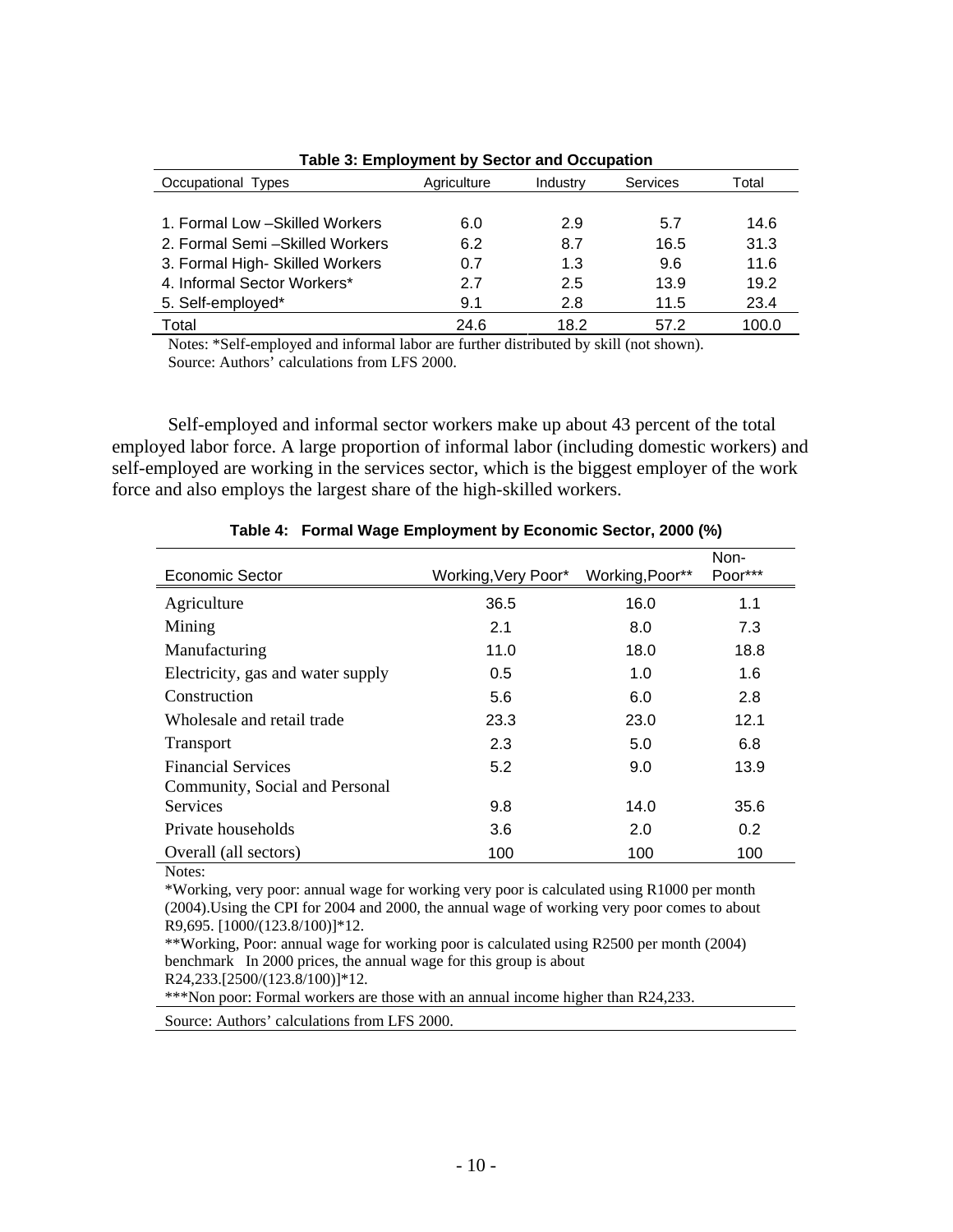**Table 3: Employment by Sector and Occupation**

| Occupational Types | Agriculture | Industry | Services | Total |
|---|---|---|---|---|
| 1. Formal Low –Skilled Workers | 6.0 | 2.9 | 5.7 | 14.6 |
| 2. Formal Semi –Skilled Workers | 6.2 | 8.7 | 16.5 | 31.3 |
| 3. Formal High- Skilled Workers | 0.7 | 1.3 | 9.6 | 11.6 |
| 4. Informal Sector Workers* | 2.7 | 2.5 | 13.9 | 19.2 |
| 5. Self-employed* | 9.1 | 2.8 | 11.5 | 23.4 |
| Total | 24.6 | 18.2 | 57.2 | 100.0 |

Notes: *Self-employed and informal labor are further distributed by skill (not shown).
Source: Authors' calculations from LFS 2000.

Self-employed and informal sector workers make up about 43 percent of the total employed labor force. A large proportion of informal labor (including domestic workers) and self-employed are working in the services sector, which is the biggest employer of the work force and also employs the largest share of the high-skilled workers.

**Table 4: Formal Wage Employment by Economic Sector, 2000 (%)**

| Economic Sector | Working,Very Poor* | Working,Poor** | Non-Poor*** |
|---|---|---|---|
| Agriculture | 36.5 | 16.0 | 1.1 |
| Mining | 2.1 | 8.0 | 7.3 |
| Manufacturing | 11.0 | 18.0 | 18.8 |
| Electricity, gas and water supply | 0.5 | 1.0 | 1.6 |
| Construction | 5.6 | 6.0 | 2.8 |
| Wholesale and retail trade | 23.3 | 23.0 | 12.1 |
| Transport | 2.3 | 5.0 | 6.8 |
| Financial Services | 5.2 | 9.0 | 13.9 |
| Community, Social and Personal Services | 9.8 | 14.0 | 35.6 |
| Private households | 3.6 | 2.0 | 0.2 |
| Overall (all sectors) | 100 | 100 | 100 |

Notes:
*Working, very poor: annual wage for working very poor is calculated using R1000 per month (2004).Using the CPI for 2004 and 2000, the annual wage of working very poor comes to about R9,695. [1000/(123.8/100)]*12.
**Working, Poor: annual wage for working poor is calculated using R2500 per month (2004) benchmark In 2000 prices, the annual wage for this group is about R24,233.[2500/(123.8/100)]*12.
***Non poor: Formal workers are those with an annual income higher than R24,233.

Source: Authors' calculations from LFS 2000.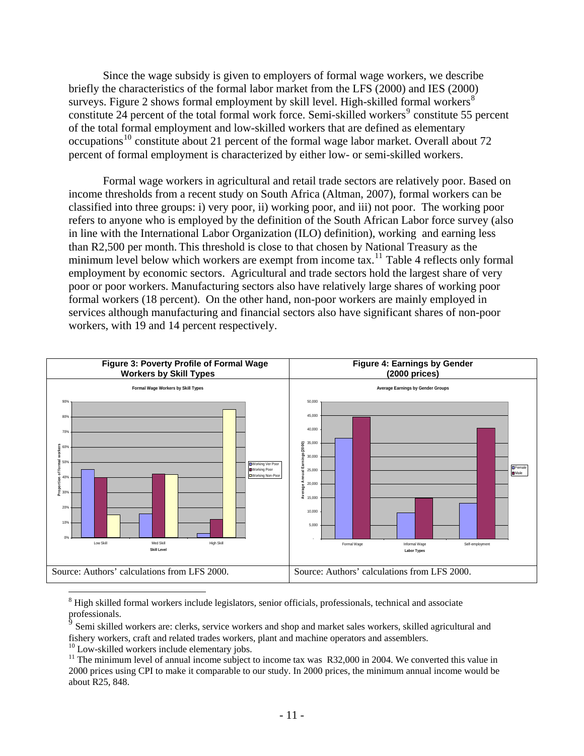Since the wage subsidy is given to employers of formal wage workers, we describe briefly the characteristics of the formal labor market from the LFS (2000) and IES (2000) surveys. Figure 2 shows formal employment by skill level. High-skilled formal workers[8] constitute 24 percent of the total formal work force. Semi-skilled workers[9] constitute 55 percent of the total formal employment and low-skilled workers that are defined as elementary occupations[10] constitute about 21 percent of the formal wage labor market. Overall about 72 percent of formal employment is characterized by either low- or semi-skilled workers.

Formal wage workers in agricultural and retail trade sectors are relatively poor. Based on income thresholds from a recent study on South Africa (Altman, 2007), formal workers can be classified into three groups: i) very poor, ii) working poor, and iii) not poor. The working poor refers to anyone who is employed by the definition of the South African Labor force survey (also in line with the International Labor Organization (ILO) definition), working and earning less than R2,500 per month. This threshold is close to that chosen by National Treasury as the minimum level below which workers are exempt from income tax.[11] Table 4 reflects only formal employment by economic sectors. Agricultural and trade sectors hold the largest share of very poor or poor workers. Manufacturing sectors also have relatively large shares of working poor formal workers (18 percent). On the other hand, non-poor workers are mainly employed in services although manufacturing and financial sectors also have significant shares of non-poor workers, with 19 and 14 percent respectively.

| Figure 3: Poverty Profile of Formal Wage Workers by Skill Types | Figure 4: Earnings by Gender (2000 prices) |
|---|---|
| | |
| Source: Authors' calculations from LFS 2000. | Source: Authors' calculations from LFS 2000. |

---

[8] High skilled formal workers include legislators, senior officials, professionals, technical and associate professionals.

[9] Semi skilled workers are: clerks, service workers and shop and market sales workers, skilled agricultural and fishery workers, craft and related trades workers, plant and machine operators and assemblers.

[10] Low-skilled workers include elementary jobs.

[11] The minimum level of annual income subject to income tax was R32,000 in 2004. We converted this value in 2000 prices using CPI to make it comparable to our study. In 2000 prices, the minimum annual income would be about R25, 848.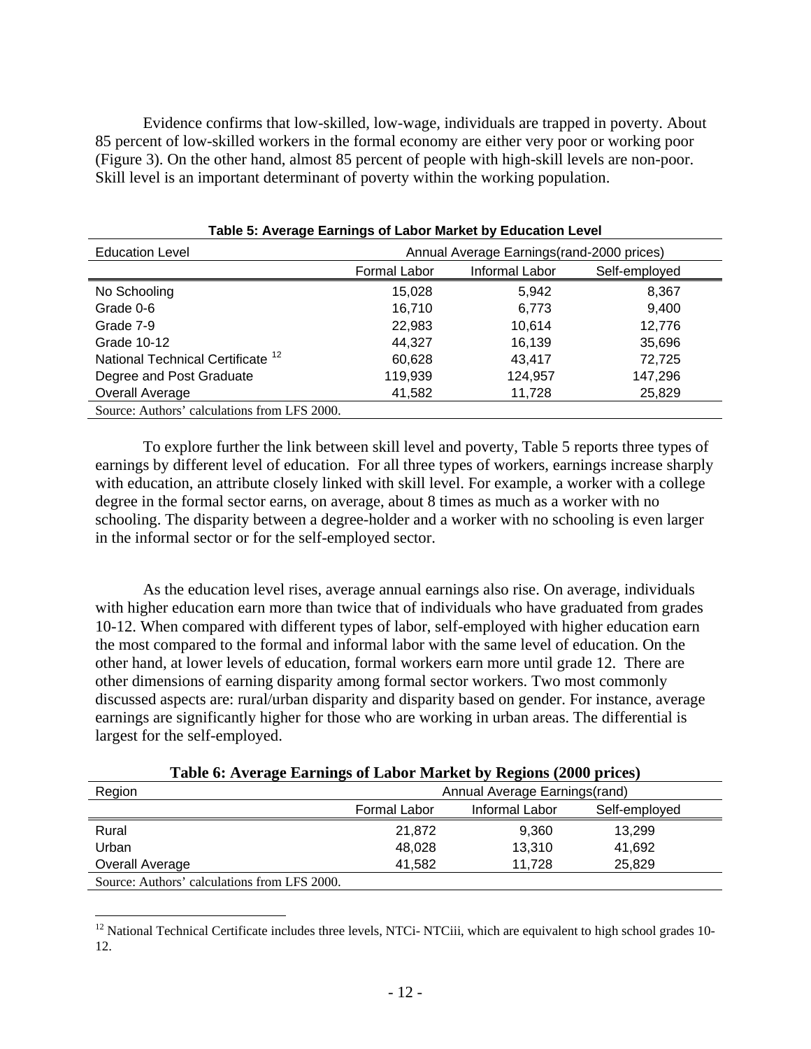Evidence confirms that low-skilled, low-wage, individuals are trapped in poverty. About 85 percent of low-skilled workers in the formal economy are either very poor or working poor (Figure 3). On the other hand, almost 85 percent of people with high-skill levels are non-poor. Skill level is an important determinant of poverty within the working population.

**Table 5: Average Earnings of Labor Market by Education Level**

| Education Level | Annual Average Earnings(rand-2000 prices) | | |
|---|---|---|---|
| | Formal Labor | Informal Labor | Self-employed |
| No Schooling | 15,028 | 5,942 | 8,367 |
| Grade 0-6 | 16,710 | 6,773 | 9,400 |
| Grade 7-9 | 22,983 | 10,614 | 12,776 |
| Grade 10-12 | 44,327 | 16,139 | 35,696 |
| National Technical Certificate [12] | 60,628 | 43,417 | 72,725 |
| Degree and Post Graduate | 119,939 | 124,957 | 147,296 |
| Overall Average | 41,582 | 11,728 | 25,829 |

Source: Authors' calculations from LFS 2000.

To explore further the link between skill level and poverty, Table 5 reports three types of earnings by different level of education. For all three types of workers, earnings increase sharply with education, an attribute closely linked with skill level. For example, a worker with a college degree in the formal sector earns, on average, about 8 times as much as a worker with no schooling. The disparity between a degree-holder and a worker with no schooling is even larger in the informal sector or for the self-employed sector.

As the education level rises, average annual earnings also rise. On average, individuals with higher education earn more than twice that of individuals who have graduated from grades 10-12. When compared with different types of labor, self-employed with higher education earn the most compared to the formal and informal labor with the same level of education. On the other hand, at lower levels of education, formal workers earn more until grade 12. There are other dimensions of earning disparity among formal sector workers. Two most commonly discussed aspects are: rural/urban disparity and disparity based on gender. For instance, average earnings are significantly higher for those who are working in urban areas. The differential is largest for the self-employed.

**Table 6: Average Earnings of Labor Market by Regions (2000 prices)**

| Region | Annual Average Earnings(rand) | | |
|---|---|---|---|
| | Formal Labor | Informal Labor | Self-employed |
| Rural | 21,872 | 9,360 | 13,299 |
| Urban | 48,028 | 13,310 | 41,692 |
| Overall Average | 41,582 | 11,728 | 25,829 |

Source: Authors' calculations from LFS 2000.

[12] National Technical Certificate includes three levels, NTCi- NTCiii, which are equivalent to high school grades 10-12.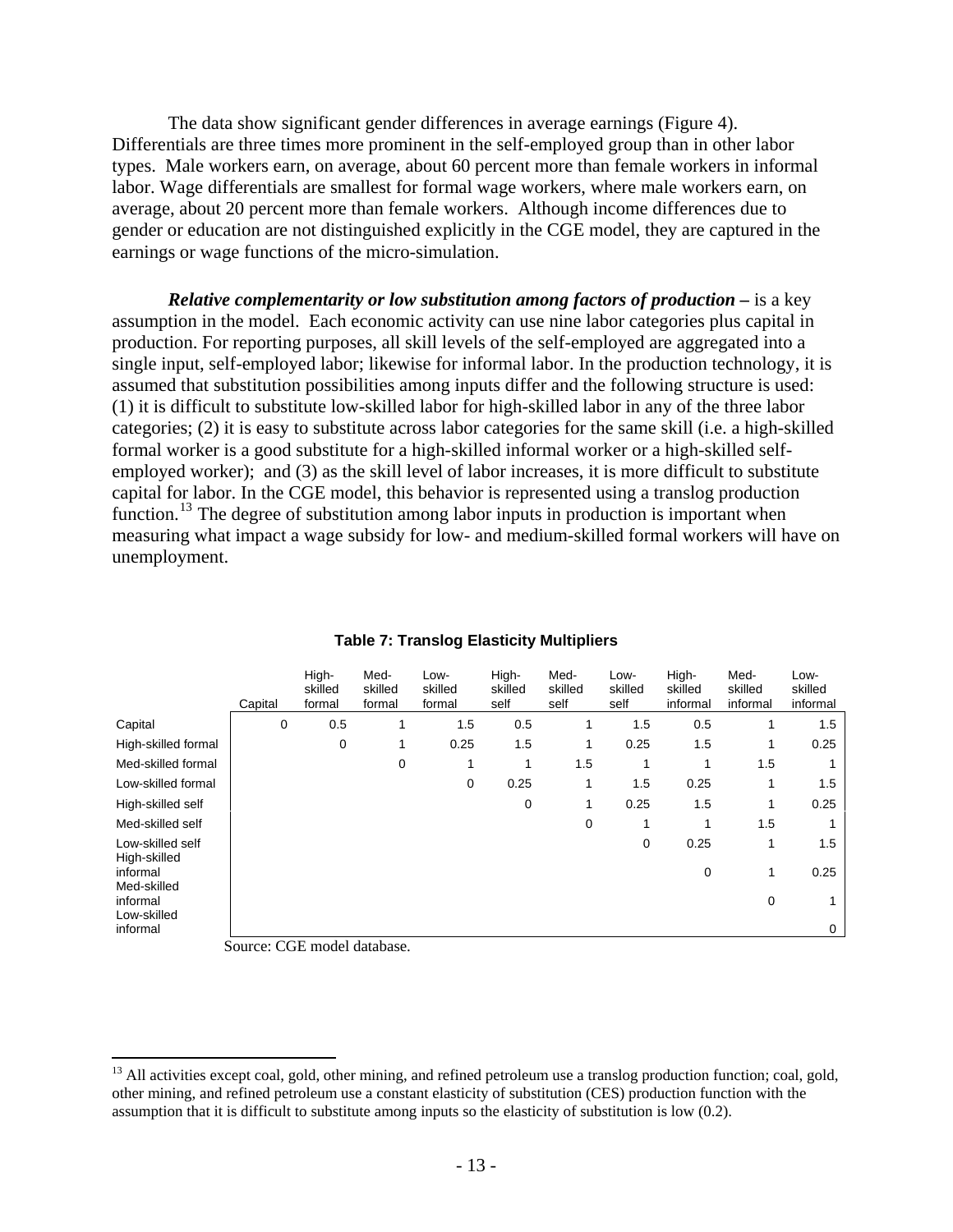The data show significant gender differences in average earnings (Figure 4). Differentials are three times more prominent in the self-employed group than in other labor types. Male workers earn, on average, about 60 percent more than female workers in informal labor. Wage differentials are smallest for formal wage workers, where male workers earn, on average, about 20 percent more than female workers. Although income differences due to gender or education are not distinguished explicitly in the CGE model, they are captured in the earnings or wage functions of the micro-simulation.

***Relative complementarity or low substitution among factors of production –*** is a key assumption in the model. Each economic activity can use nine labor categories plus capital in production. For reporting purposes, all skill levels of the self-employed are aggregated into a single input, self-employed labor; likewise for informal labor. In the production technology, it is assumed that substitution possibilities among inputs differ and the following structure is used: (1) it is difficult to substitute low-skilled labor for high-skilled labor in any of the three labor categories; (2) it is easy to substitute across labor categories for the same skill (i.e. a high-skilled formal worker is a good substitute for a high-skilled informal worker or a high-skilled self-employed worker); and (3) as the skill level of labor increases, it is more difficult to substitute capital for labor. In the CGE model, this behavior is represented using a translog production function.[13] The degree of substitution among labor inputs in production is important when measuring what impact a wage subsidy for low- and medium-skilled formal workers will have on unemployment.

**Table 7: Translog Elasticity Multipliers**

| | Capital | High-skilled formal | Med-skilled formal | Low-skilled formal | High-skilled self | Med-skilled self | Low-skilled self | High-skilled informal | Med-skilled informal | Low-skilled informal |
|---|---|---|---|---|---|---|---|---|---|---|
| Capital | 0 | 0.5 | 1 | 1.5 | 0.5 | 1 | 1.5 | 0.5 | 1 | 1.5 |
| High-skilled formal | | 0 | 1 | 0.25 | 1.5 | 1 | 0.25 | 1.5 | 1 | 0.25 |
| Med-skilled formal | | | 0 | 1 | 1 | 1.5 | 1 | 1 | 1.5 | 1 |
| Low-skilled formal | | | | 0 | 0.25 | 1 | 1.5 | 0.25 | 1 | 1.5 |
| High-skilled self | | | | | 0 | 1 | 0.25 | 1.5 | 1 | 0.25 |
| Med-skilled self | | | | | | 0 | 1 | 1 | 1.5 | 1 |
| Low-skilled self | | | | | | | 0 | 0.25 | 1 | 1.5 |
| High-skilled informal | | | | | | | | 0 | 1 | 0.25 |
| Med-skilled informal | | | | | | | | | 0 | 1 |
| Low-skilled informal | | | | | | | | | | 0 |

Source: CGE model database.

[13] All activities except coal, gold, other mining, and refined petroleum use a translog production function; coal, gold, other mining, and refined petroleum use a constant elasticity of substitution (CES) production function with the assumption that it is difficult to substitute among inputs so the elasticity of substitution is low (0.2).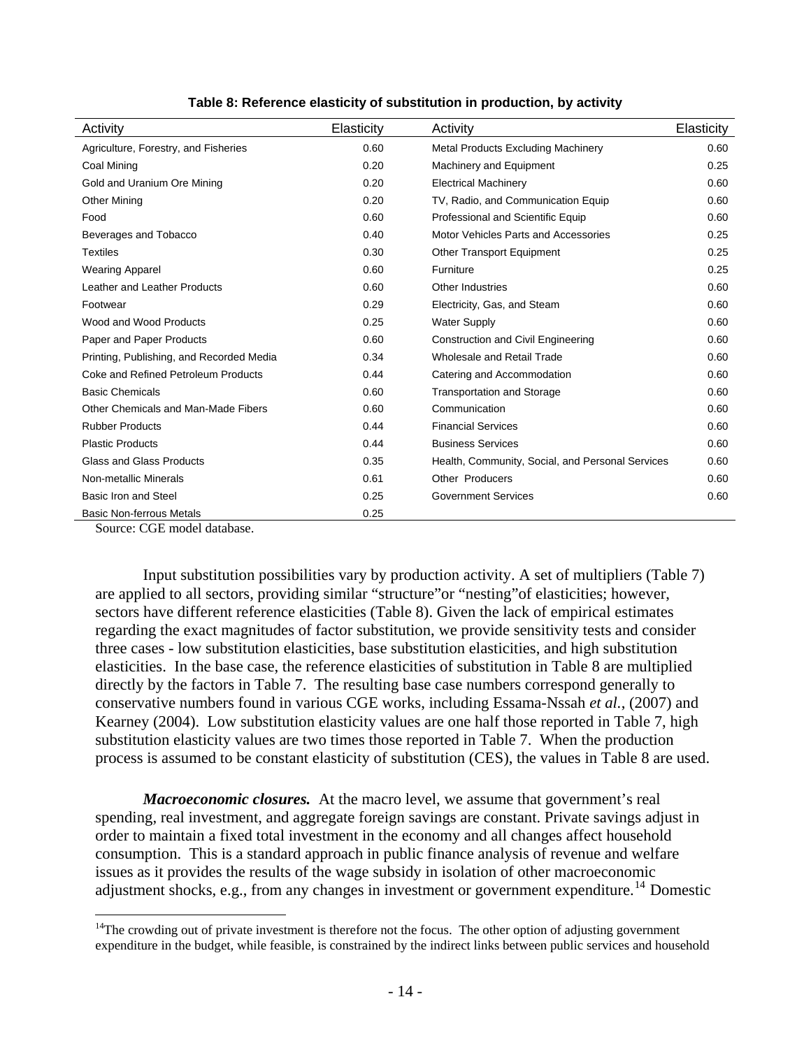**Table 8: Reference elasticity of substitution in production, by activity**

| Activity | Elasticity | Activity | Elasticity |
|---|---|---|---|
| Agriculture, Forestry, and Fisheries | 0.60 | Metal Products Excluding Machinery | 0.60 |
| Coal Mining | 0.20 | Machinery and Equipment | 0.25 |
| Gold and Uranium Ore Mining | 0.20 | Electrical Machinery | 0.60 |
| Other Mining | 0.20 | TV, Radio, and Communication Equip | 0.60 |
| Food | 0.60 | Professional and Scientific Equip | 0.60 |
| Beverages and Tobacco | 0.40 | Motor Vehicles Parts and Accessories | 0.25 |
| Textiles | 0.30 | Other Transport Equipment | 0.25 |
| Wearing Apparel | 0.60 | Furniture | 0.25 |
| Leather and Leather Products | 0.60 | Other Industries | 0.60 |
| Footwear | 0.29 | Electricity, Gas, and Steam | 0.60 |
| Wood and Wood Products | 0.25 | Water Supply | 0.60 |
| Paper and Paper Products | 0.60 | Construction and Civil Engineering | 0.60 |
| Printing, Publishing, and Recorded Media | 0.34 | Wholesale and Retail Trade | 0.60 |
| Coke and Refined Petroleum Products | 0.44 | Catering and Accommodation | 0.60 |
| Basic Chemicals | 0.60 | Transportation and Storage | 0.60 |
| Other Chemicals and Man-Made Fibers | 0.60 | Communication | 0.60 |
| Rubber Products | 0.44 | Financial Services | 0.60 |
| Plastic Products | 0.44 | Business Services | 0.60 |
| Glass and Glass Products | 0.35 | Health, Community, Social, and Personal Services | 0.60 |
| Non-metallic Minerals | 0.61 | Other Producers | 0.60 |
| Basic Iron and Steel | 0.25 | Government Services | 0.60 |
| Basic Non-ferrous Metals | 0.25 | | |

Source: CGE model database.

Input substitution possibilities vary by production activity. A set of multipliers (Table 7) are applied to all sectors, providing similar "structure"or "nesting"of elasticities; however, sectors have different reference elasticities (Table 8). Given the lack of empirical estimates regarding the exact magnitudes of factor substitution, we provide sensitivity tests and consider three cases - low substitution elasticities, base substitution elasticities, and high substitution elasticities. In the base case, the reference elasticities of substitution in Table 8 are multiplied directly by the factors in Table 7. The resulting base case numbers correspond generally to conservative numbers found in various CGE works, including Essama-Nssah *et al.*, (2007) and Kearney (2004). Low substitution elasticity values are one half those reported in Table 7, high substitution elasticity values are two times those reported in Table 7. When the production process is assumed to be constant elasticity of substitution (CES), the values in Table 8 are used.

***Macroeconomic closures.*** At the macro level, we assume that government's real spending, real investment, and aggregate foreign savings are constant. Private savings adjust in order to maintain a fixed total investment in the economy and all changes affect household consumption. This is a standard approach in public finance analysis of revenue and welfare issues as it provides the results of the wage subsidy in isolation of other macroeconomic adjustment shocks, e.g., from any changes in investment or government expenditure.[14] Domestic

[14]The crowding out of private investment is therefore not the focus. The other option of adjusting government expenditure in the budget, while feasible, is constrained by the indirect links between public services and household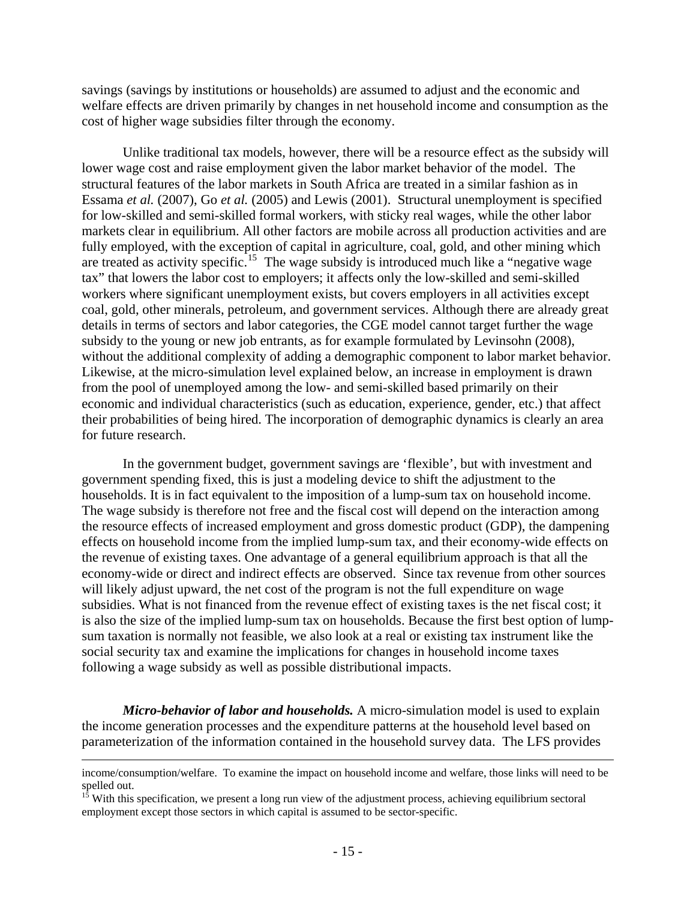savings (savings by institutions or households) are assumed to adjust and the economic and welfare effects are driven primarily by changes in net household income and consumption as the cost of higher wage subsidies filter through the economy.

Unlike traditional tax models, however, there will be a resource effect as the subsidy will lower wage cost and raise employment given the labor market behavior of the model. The structural features of the labor markets in South Africa are treated in a similar fashion as in Essama *et al.* (2007), Go *et al.* (2005) and Lewis (2001). Structural unemployment is specified for low-skilled and semi-skilled formal workers, with sticky real wages, while the other labor markets clear in equilibrium. All other factors are mobile across all production activities and are fully employed, with the exception of capital in agriculture, coal, gold, and other mining which are treated as activity specific.[15] The wage subsidy is introduced much like a "negative wage tax" that lowers the labor cost to employers; it affects only the low-skilled and semi-skilled workers where significant unemployment exists, but covers employers in all activities except coal, gold, other minerals, petroleum, and government services. Although there are already great details in terms of sectors and labor categories, the CGE model cannot target further the wage subsidy to the young or new job entrants, as for example formulated by Levinsohn (2008), without the additional complexity of adding a demographic component to labor market behavior. Likewise, at the micro-simulation level explained below, an increase in employment is drawn from the pool of unemployed among the low- and semi-skilled based primarily on their economic and individual characteristics (such as education, experience, gender, etc.) that affect their probabilities of being hired. The incorporation of demographic dynamics is clearly an area for future research.

In the government budget, government savings are 'flexible', but with investment and government spending fixed, this is just a modeling device to shift the adjustment to the households. It is in fact equivalent to the imposition of a lump-sum tax on household income. The wage subsidy is therefore not free and the fiscal cost will depend on the interaction among the resource effects of increased employment and gross domestic product (GDP), the dampening effects on household income from the implied lump-sum tax, and their economy-wide effects on the revenue of existing taxes. One advantage of a general equilibrium approach is that all the economy-wide or direct and indirect effects are observed. Since tax revenue from other sources will likely adjust upward, the net cost of the program is not the full expenditure on wage subsidies. What is not financed from the revenue effect of existing taxes is the net fiscal cost; it is also the size of the implied lump-sum tax on households. Because the first best option of lump-sum taxation is normally not feasible, we also look at a real or existing tax instrument like the social security tax and examine the implications for changes in household income taxes following a wage subsidy as well as possible distributional impacts.

***Micro-behavior of labor and households.*** A micro-simulation model is used to explain the income generation processes and the expenditure patterns at the household level based on parameterization of the information contained in the household survey data. The LFS provides

---

income/consumption/welfare. To examine the impact on household income and welfare, those links will need to be spelled out.

[15] With this specification, we present a long run view of the adjustment process, achieving equilibrium sectoral employment except those sectors in which capital is assumed to be sector-specific.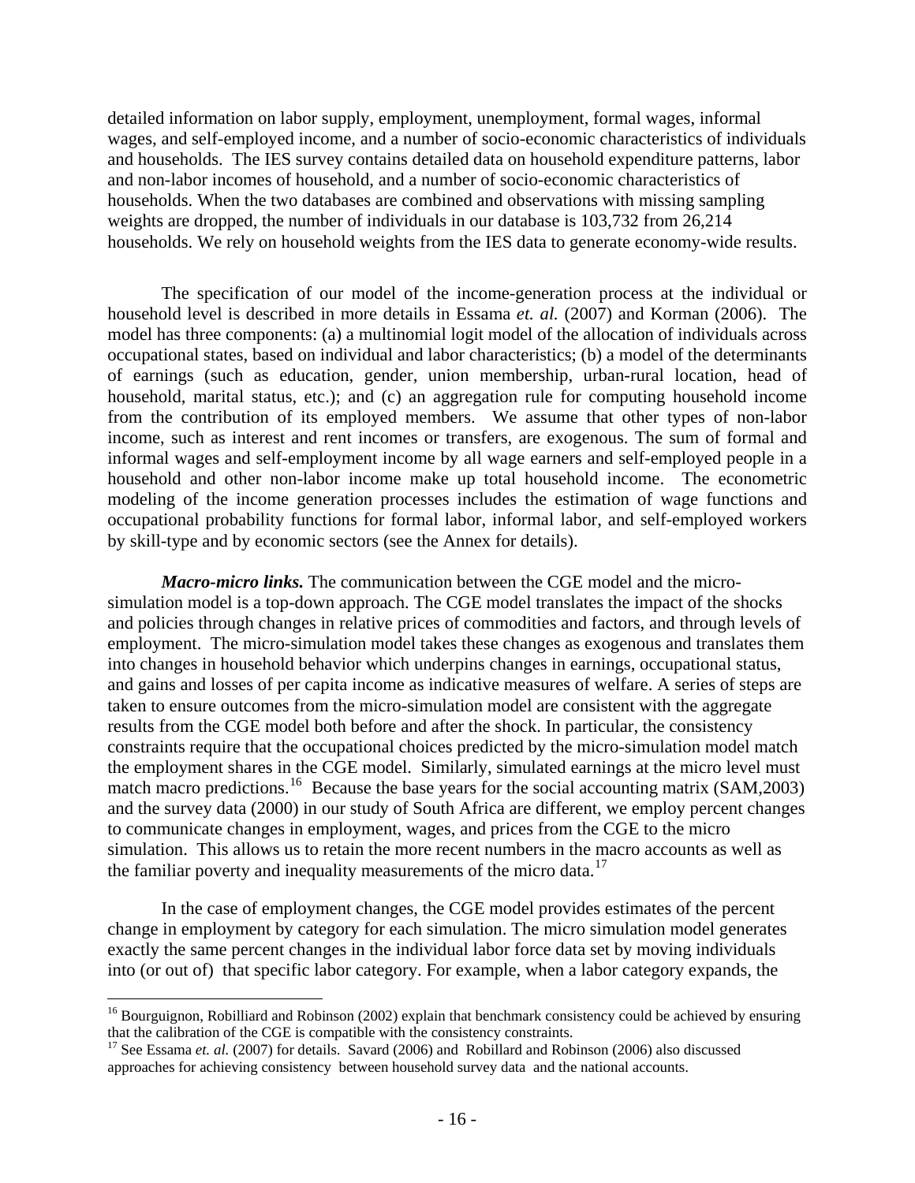detailed information on labor supply, employment, unemployment, formal wages, informal wages, and self-employed income, and a number of socio-economic characteristics of individuals and households. The IES survey contains detailed data on household expenditure patterns, labor and non-labor incomes of household, and a number of socio-economic characteristics of households. When the two databases are combined and observations with missing sampling weights are dropped, the number of individuals in our database is 103,732 from 26,214 households. We rely on household weights from the IES data to generate economy-wide results.

The specification of our model of the income-generation process at the individual or household level is described in more details in Essama *et. al.* (2007) and Korman (2006). The model has three components: (a) a multinomial logit model of the allocation of individuals across occupational states, based on individual and labor characteristics; (b) a model of the determinants of earnings (such as education, gender, union membership, urban-rural location, head of household, marital status, etc.); and (c) an aggregation rule for computing household income from the contribution of its employed members. We assume that other types of non-labor income, such as interest and rent incomes or transfers, are exogenous. The sum of formal and informal wages and self-employment income by all wage earners and self-employed people in a household and other non-labor income make up total household income. The econometric modeling of the income generation processes includes the estimation of wage functions and occupational probability functions for formal labor, informal labor, and self-employed workers by skill-type and by economic sectors (see the Annex for details).

***Macro-micro links.*** The communication between the CGE model and the micro-simulation model is a top-down approach. The CGE model translates the impact of the shocks and policies through changes in relative prices of commodities and factors, and through levels of employment. The micro-simulation model takes these changes as exogenous and translates them into changes in household behavior which underpins changes in earnings, occupational status, and gains and losses of per capita income as indicative measures of welfare. A series of steps are taken to ensure outcomes from the micro-simulation model are consistent with the aggregate results from the CGE model both before and after the shock. In particular, the consistency constraints require that the occupational choices predicted by the micro-simulation model match the employment shares in the CGE model. Similarly, simulated earnings at the micro level must match macro predictions.[16] Because the base years for the social accounting matrix (SAM,2003) and the survey data (2000) in our study of South Africa are different, we employ percent changes to communicate changes in employment, wages, and prices from the CGE to the micro simulation. This allows us to retain the more recent numbers in the macro accounts as well as the familiar poverty and inequality measurements of the micro data.[17]

In the case of employment changes, the CGE model provides estimates of the percent change in employment by category for each simulation. The micro simulation model generates exactly the same percent changes in the individual labor force data set by moving individuals into (or out of) that specific labor category. For example, when a labor category expands, the

[16] Bourguignon, Robilliard and Robinson (2002) explain that benchmark consistency could be achieved by ensuring that the calibration of the CGE is compatible with the consistency constraints.

[17] See Essama *et. al.* (2007) for details. Savard (2006) and Robillard and Robinson (2006) also discussed approaches for achieving consistency between household survey data and the national accounts.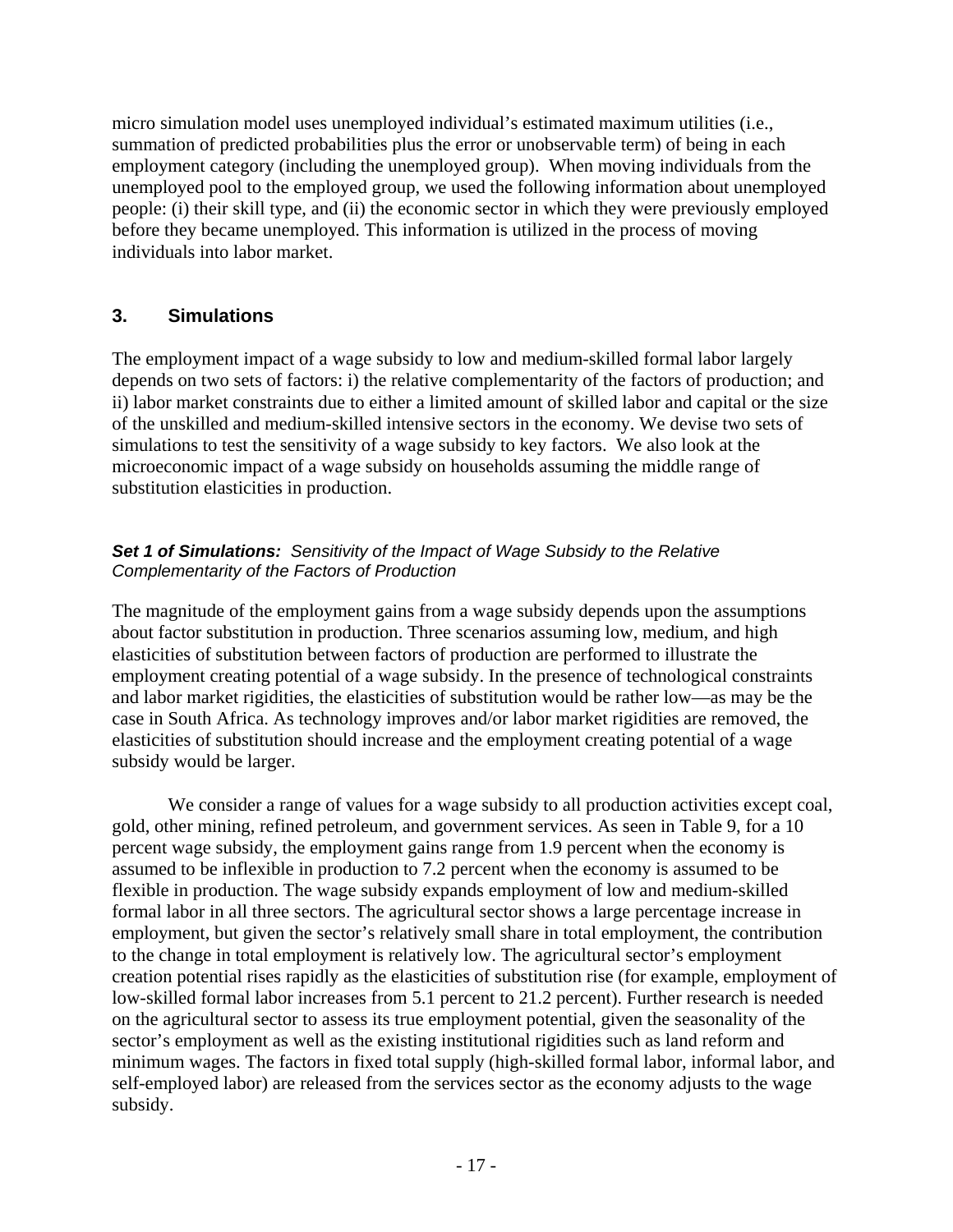micro simulation model uses unemployed individual's estimated maximum utilities (i.e., summation of predicted probabilities plus the error or unobservable term) of being in each employment category (including the unemployed group). When moving individuals from the unemployed pool to the employed group, we used the following information about unemployed people: (i) their skill type, and (ii) the economic sector in which they were previously employed before they became unemployed. This information is utilized in the process of moving individuals into labor market.

## 3. Simulations

The employment impact of a wage subsidy to low and medium-skilled formal labor largely depends on two sets of factors: i) the relative complementarity of the factors of production; and ii) labor market constraints due to either a limited amount of skilled labor and capital or the size of the unskilled and medium-skilled intensive sectors in the economy. We devise two sets of simulations to test the sensitivity of a wage subsidy to key factors. We also look at the microeconomic impact of a wage subsidy on households assuming the middle range of substitution elasticities in production.

### *Set 1 of Simulations: Sensitivity of the Impact of Wage Subsidy to the Relative Complementarity of the Factors of Production*

The magnitude of the employment gains from a wage subsidy depends upon the assumptions about factor substitution in production. Three scenarios assuming low, medium, and high elasticities of substitution between factors of production are performed to illustrate the employment creating potential of a wage subsidy. In the presence of technological constraints and labor market rigidities, the elasticities of substitution would be rather low—as may be the case in South Africa. As technology improves and/or labor market rigidities are removed, the elasticities of substitution should increase and the employment creating potential of a wage subsidy would be larger.

We consider a range of values for a wage subsidy to all production activities except coal, gold, other mining, refined petroleum, and government services. As seen in Table 9, for a 10 percent wage subsidy, the employment gains range from 1.9 percent when the economy is assumed to be inflexible in production to 7.2 percent when the economy is assumed to be flexible in production. The wage subsidy expands employment of low and medium-skilled formal labor in all three sectors. The agricultural sector shows a large percentage increase in employment, but given the sector's relatively small share in total employment, the contribution to the change in total employment is relatively low. The agricultural sector's employment creation potential rises rapidly as the elasticities of substitution rise (for example, employment of low-skilled formal labor increases from 5.1 percent to 21.2 percent). Further research is needed on the agricultural sector to assess its true employment potential, given the seasonality of the sector's employment as well as the existing institutional rigidities such as land reform and minimum wages. The factors in fixed total supply (high-skilled formal labor, informal labor, and self-employed labor) are released from the services sector as the economy adjusts to the wage subsidy.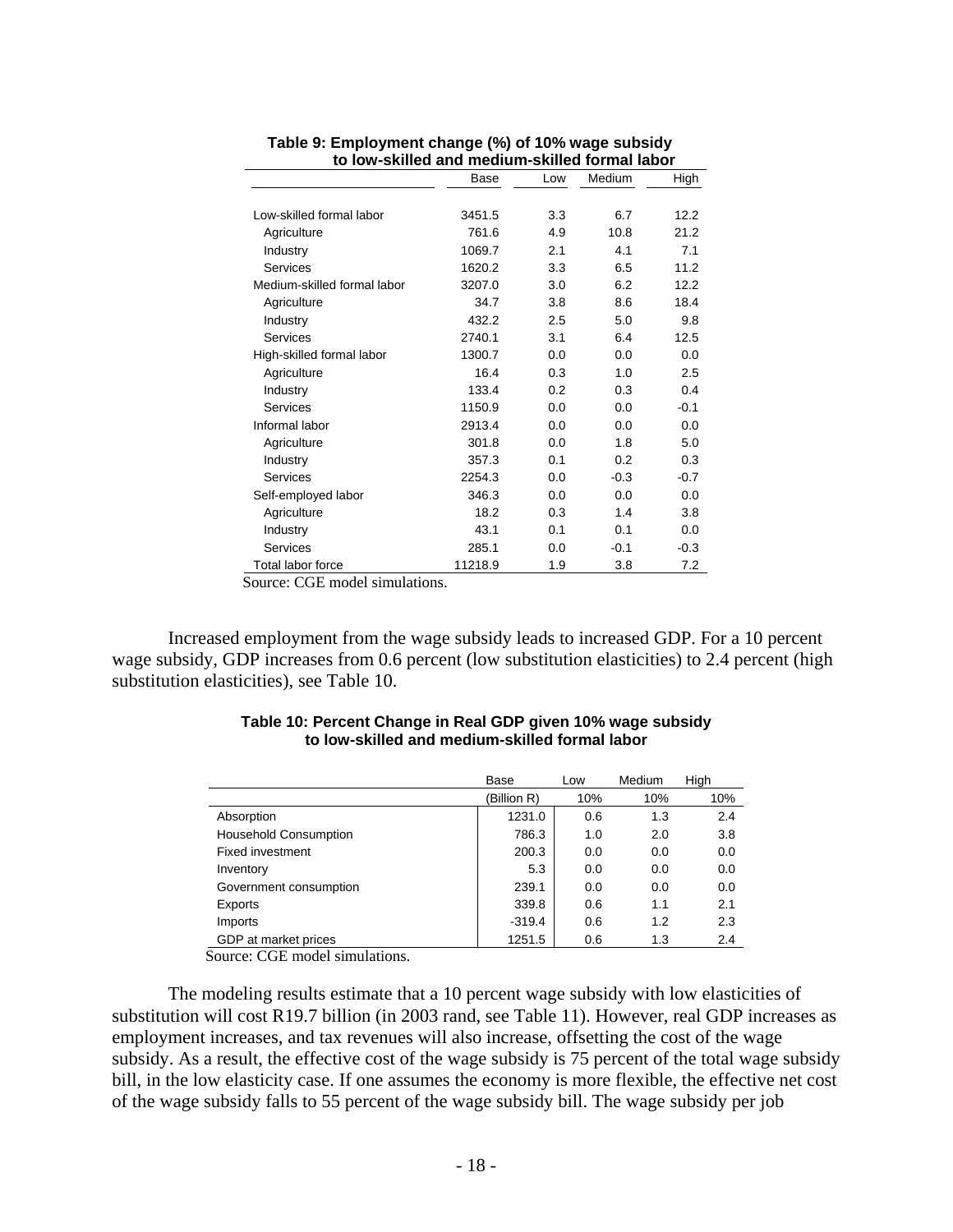**Table 9: Employment change (%) of 10% wage subsidy to low-skilled and medium-skilled formal labor**

| | Base | Low | Medium | High |
|---|---|---|---|---|
| Low-skilled formal labor | 3451.5 | 3.3 | 6.7 | 12.2 |
| Agriculture | 761.6 | 4.9 | 10.8 | 21.2 |
| Industry | 1069.7 | 2.1 | 4.1 | 7.1 |
| Services | 1620.2 | 3.3 | 6.5 | 11.2 |
| Medium-skilled formal labor | 3207.0 | 3.0 | 6.2 | 12.2 |
| Agriculture | 34.7 | 3.8 | 8.6 | 18.4 |
| Industry | 432.2 | 2.5 | 5.0 | 9.8 |
| Services | 2740.1 | 3.1 | 6.4 | 12.5 |
| High-skilled formal labor | 1300.7 | 0.0 | 0.0 | 0.0 |
| Agriculture | 16.4 | 0.3 | 1.0 | 2.5 |
| Industry | 133.4 | 0.2 | 0.3 | 0.4 |
| Services | 1150.9 | 0.0 | 0.0 | -0.1 |
| Informal labor | 2913.4 | 0.0 | 0.0 | 0.0 |
| Agriculture | 301.8 | 0.0 | 1.8 | 5.0 |
| Industry | 357.3 | 0.1 | 0.2 | 0.3 |
| Services | 2254.3 | 0.0 | -0.3 | -0.7 |
| Self-employed labor | 346.3 | 0.0 | 0.0 | 0.0 |
| Agriculture | 18.2 | 0.3 | 1.4 | 3.8 |
| Industry | 43.1 | 0.1 | 0.1 | 0.0 |
| Services | 285.1 | 0.0 | -0.1 | -0.3 |
| Total labor force | 11218.9 | 1.9 | 3.8 | 7.2 |

Source: CGE model simulations.

Increased employment from the wage subsidy leads to increased GDP. For a 10 percent wage subsidy, GDP increases from 0.6 percent (low substitution elasticities) to 2.4 percent (high substitution elasticities), see Table 10.

**Table 10: Percent Change in Real GDP given 10% wage subsidy to low-skilled and medium-skilled formal labor**

| | Base | Low | Medium | High |
|---|---|---|---|---|
| | (Billion R) | 10% | 10% | 10% |
| Absorption | 1231.0 | 0.6 | 1.3 | 2.4 |
| Household Consumption | 786.3 | 1.0 | 2.0 | 3.8 |
| Fixed investment | 200.3 | 0.0 | 0.0 | 0.0 |
| Inventory | 5.3 | 0.0 | 0.0 | 0.0 |
| Government consumption | 239.1 | 0.0 | 0.0 | 0.0 |
| Exports | 339.8 | 0.6 | 1.1 | 2.1 |
| Imports | -319.4 | 0.6 | 1.2 | 2.3 |
| GDP at market prices | 1251.5 | 0.6 | 1.3 | 2.4 |

Source: CGE model simulations.

The modeling results estimate that a 10 percent wage subsidy with low elasticities of substitution will cost R19.7 billion (in 2003 rand, see Table 11). However, real GDP increases as employment increases, and tax revenues will also increase, offsetting the cost of the wage subsidy. As a result, the effective cost of the wage subsidy is 75 percent of the total wage subsidy bill, in the low elasticity case. If one assumes the economy is more flexible, the effective net cost of the wage subsidy falls to 55 percent of the wage subsidy bill. The wage subsidy per job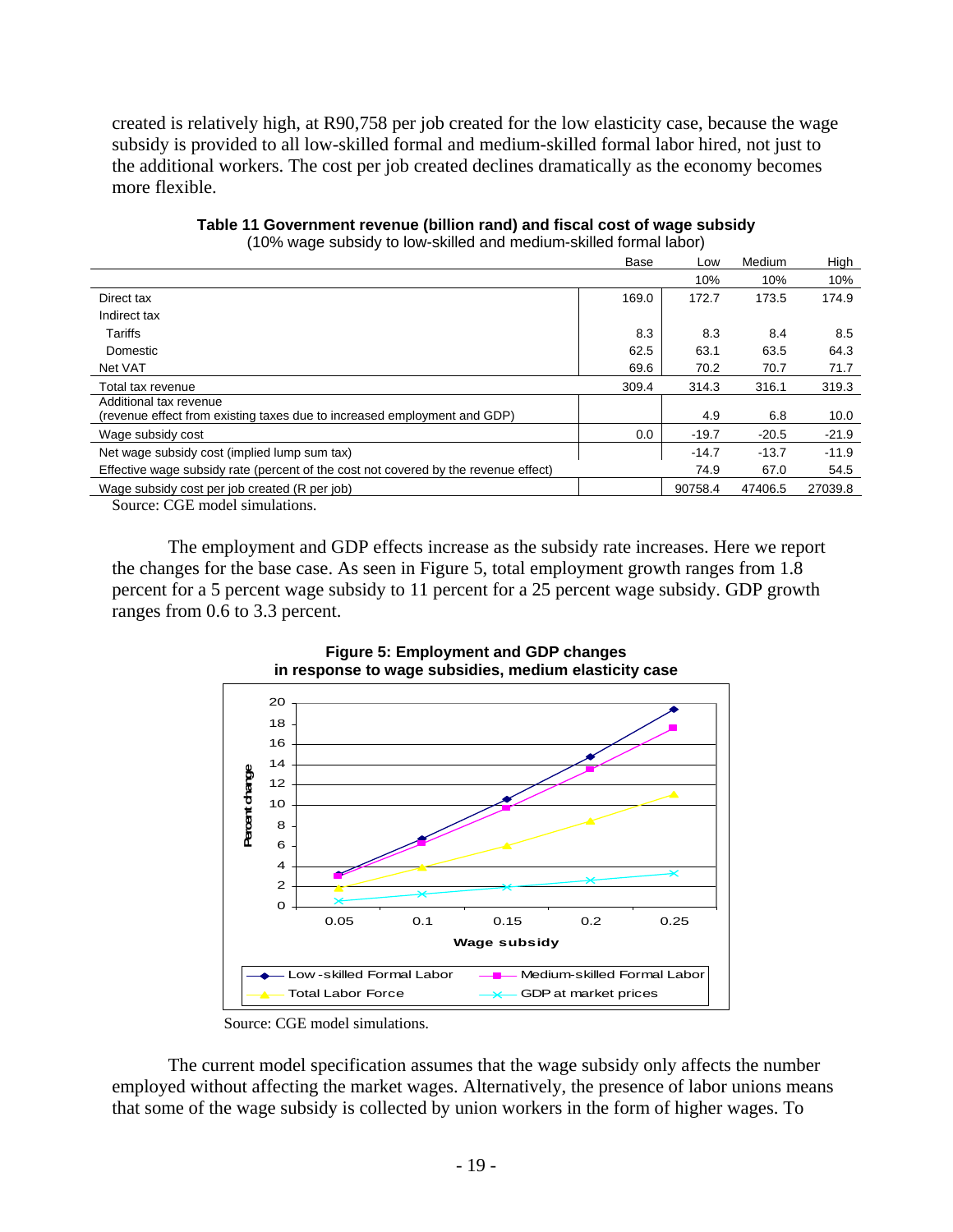created is relatively high, at R90,758 per job created for the low elasticity case, because the wage subsidy is provided to all low-skilled formal and medium-skilled formal labor hired, not just to the additional workers. The cost per job created declines dramatically as the economy becomes more flexible.

**Table 11 Government revenue (billion rand) and fiscal cost of wage subsidy**

(10% wage subsidy to low-skilled and medium-skilled formal labor)

| | Base | Low | Medium | High |
|---|---|---|---|---|
| | | 10% | 10% | 10% |
| Direct tax | 169.0 | 172.7 | 173.5 | 174.9 |
| Indirect tax | | | | |
| Tariffs | 8.3 | 8.3 | 8.4 | 8.5 |
| Domestic | 62.5 | 63.1 | 63.5 | 64.3 |
| Net VAT | 69.6 | 70.2 | 70.7 | 71.7 |
| Total tax revenue | 309.4 | 314.3 | 316.1 | 319.3 |
| Additional tax revenue (revenue effect from existing taxes due to increased employment and GDP) | | 4.9 | 6.8 | 10.0 |
| Wage subsidy cost | 0.0 | -19.7 | -20.5 | -21.9 |
| Net wage subsidy cost (implied lump sum tax) | | -14.7 | -13.7 | -11.9 |
| Effective wage subsidy rate (percent of the cost not covered by the revenue effect) | | 74.9 | 67.0 | 54.5 |
| Wage subsidy cost per job created (R per job) | | 90758.4 | 47406.5 | 27039.8 |

Source: CGE model simulations.

The employment and GDP effects increase as the subsidy rate increases. Here we report the changes for the base case. As seen in Figure 5, total employment growth ranges from 1.8 percent for a 5 percent wage subsidy to 11 percent for a 25 percent wage subsidy. GDP growth ranges from 0.6 to 3.3 percent.

**Figure 5: Employment and GDP changes in response to wage subsidies, medium elasticity case**

Source: CGE model simulations.

The current model specification assumes that the wage subsidy only affects the number employed without affecting the market wages. Alternatively, the presence of labor unions means that some of the wage subsidy is collected by union workers in the form of higher wages. To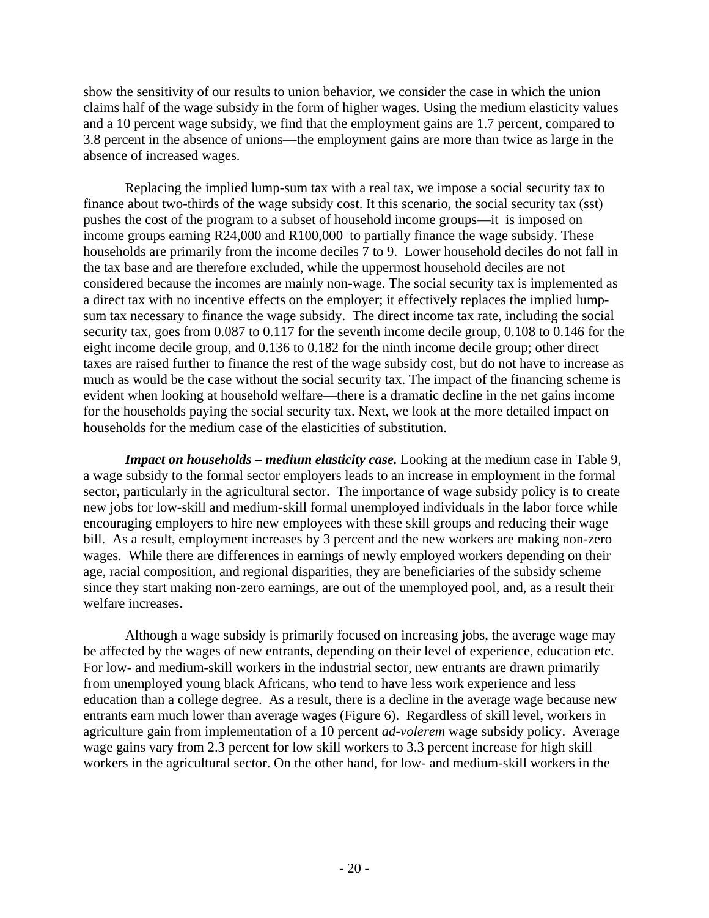show the sensitivity of our results to union behavior, we consider the case in which the union claims half of the wage subsidy in the form of higher wages. Using the medium elasticity values and a 10 percent wage subsidy, we find that the employment gains are 1.7 percent, compared to 3.8 percent in the absence of unions—the employment gains are more than twice as large in the absence of increased wages.

Replacing the implied lump-sum tax with a real tax, we impose a social security tax to finance about two-thirds of the wage subsidy cost. It this scenario, the social security tax (sst) pushes the cost of the program to a subset of household income groups—it is imposed on income groups earning R24,000 and R100,000 to partially finance the wage subsidy. These households are primarily from the income deciles 7 to 9. Lower household deciles do not fall in the tax base and are therefore excluded, while the uppermost household deciles are not considered because the incomes are mainly non-wage. The social security tax is implemented as a direct tax with no incentive effects on the employer; it effectively replaces the implied lump-sum tax necessary to finance the wage subsidy. The direct income tax rate, including the social security tax, goes from 0.087 to 0.117 for the seventh income decile group, 0.108 to 0.146 for the eight income decile group, and 0.136 to 0.182 for the ninth income decile group; other direct taxes are raised further to finance the rest of the wage subsidy cost, but do not have to increase as much as would be the case without the social security tax. The impact of the financing scheme is evident when looking at household welfare—there is a dramatic decline in the net gains income for the households paying the social security tax. Next, we look at the more detailed impact on households for the medium case of the elasticities of substitution.

***Impact on households – medium elasticity case.*** Looking at the medium case in Table 9, a wage subsidy to the formal sector employers leads to an increase in employment in the formal sector, particularly in the agricultural sector. The importance of wage subsidy policy is to create new jobs for low-skill and medium-skill formal unemployed individuals in the labor force while encouraging employers to hire new employees with these skill groups and reducing their wage bill. As a result, employment increases by 3 percent and the new workers are making non-zero wages. While there are differences in earnings of newly employed workers depending on their age, racial composition, and regional disparities, they are beneficiaries of the subsidy scheme since they start making non-zero earnings, are out of the unemployed pool, and, as a result their welfare increases.

Although a wage subsidy is primarily focused on increasing jobs, the average wage may be affected by the wages of new entrants, depending on their level of experience, education etc. For low- and medium-skill workers in the industrial sector, new entrants are drawn primarily from unemployed young black Africans, who tend to have less work experience and less education than a college degree. As a result, there is a decline in the average wage because new entrants earn much lower than average wages (Figure 6). Regardless of skill level, workers in agriculture gain from implementation of a 10 percent *ad-volerem* wage subsidy policy. Average wage gains vary from 2.3 percent for low skill workers to 3.3 percent increase for high skill workers in the agricultural sector. On the other hand, for low- and medium-skill workers in the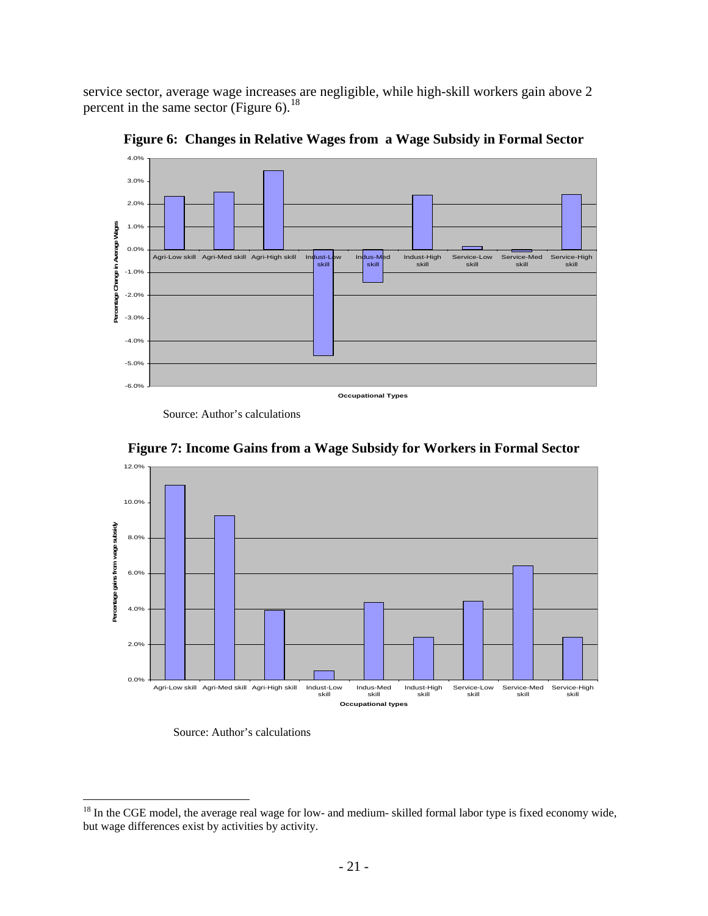service sector, average wage increases are negligible, while high-skill workers gain above 2 percent in the same sector (Figure 6).[18]

**Figure 6: Changes in Relative Wages from a Wage Subsidy in Formal Sector**

Source: Author's calculations

**Figure 7: Income Gains from a Wage Subsidy for Workers in Formal Sector**

Source: Author's calculations

[18] In the CGE model, the average real wage for low- and medium- skilled formal labor type is fixed economy wide, but wage differences exist by activities by activity.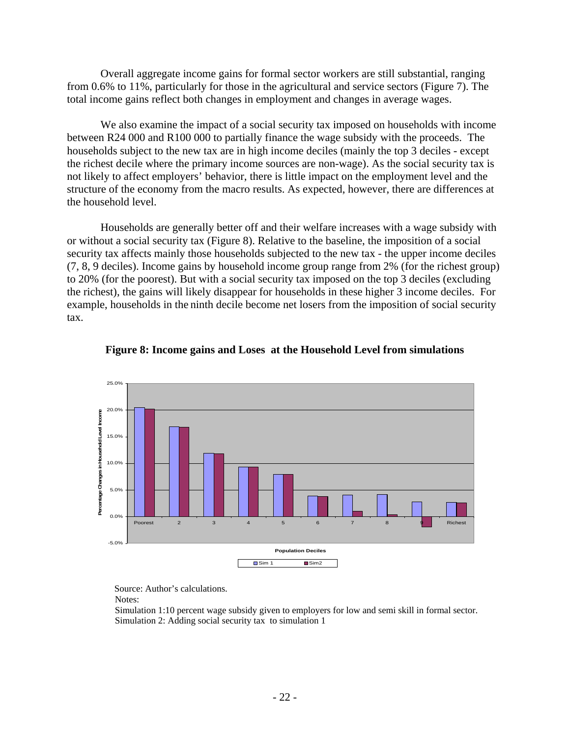Overall aggregate income gains for formal sector workers are still substantial, ranging from 0.6% to 11%, particularly for those in the agricultural and service sectors (Figure 7). The total income gains reflect both changes in employment and changes in average wages.

We also examine the impact of a social security tax imposed on households with income between R24 000 and R100 000 to partially finance the wage subsidy with the proceeds. The households subject to the new tax are in high income deciles (mainly the top 3 deciles - except the richest decile where the primary income sources are non-wage). As the social security tax is not likely to affect employers' behavior, there is little impact on the employment level and the structure of the economy from the macro results. As expected, however, there are differences at the household level.

Households are generally better off and their welfare increases with a wage subsidy with or without a social security tax (Figure 8). Relative to the baseline, the imposition of a social security tax affects mainly those households subjected to the new tax - the upper income deciles (7, 8, 9 deciles). Income gains by household income group range from 2% (for the richest group) to 20% (for the poorest). But with a social security tax imposed on the top 3 deciles (excluding the richest), the gains will likely disappear for households in these higher 3 income deciles. For example, households in the ninth decile become net losers from the imposition of social security tax.

**Figure 8: Income gains and Loses at the Household Level from simulations**

Source: Author's calculations.

Notes:

Simulation 1:10 percent wage subsidy given to employers for low and semi skill in formal sector.

Simulation 2: Adding social security tax to simulation 1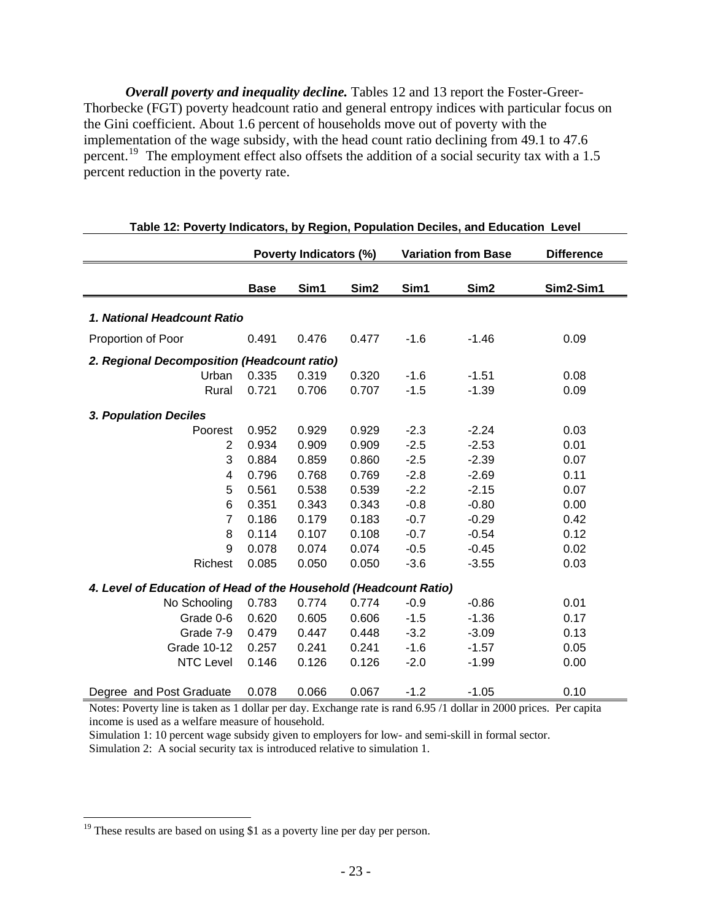***Overall poverty and inequality decline.*** Tables 12 and 13 report the Foster-Greer-Thorbecke (FGT) poverty headcount ratio and general entropy indices with particular focus on the Gini coefficient. About 1.6 percent of households move out of poverty with the implementation of the wage subsidy, with the head count ratio declining from 49.1 to 47.6 percent.[19] The employment effect also offsets the addition of a social security tax with a 1.5 percent reduction in the poverty rate.

**Table 12: Poverty Indicators, by Region, Population Deciles, and Education Level**

| | Poverty Indicators (%) | | | Variation from Base | | Difference |
|---|---|---|---|---|---|---|
| | **Base** | **Sim1** | **Sim2** | **Sim1** | **Sim2** | **Sim2-Sim1** |
| ***1. National Headcount Ratio*** | | | | | | |
| Proportion of Poor | 0.491 | 0.476 | 0.477 | -1.6 | -1.46 | 0.09 |
| ***2. Regional Decomposition (Headcount ratio)*** | | | | | | |
| Urban | 0.335 | 0.319 | 0.320 | -1.6 | -1.51 | 0.08 |
| Rural | 0.721 | 0.706 | 0.707 | -1.5 | -1.39 | 0.09 |
| ***3. Population Deciles*** | | | | | | |
| Poorest | 0.952 | 0.929 | 0.929 | -2.3 | -2.24 | 0.03 |
| 2 | 0.934 | 0.909 | 0.909 | -2.5 | -2.53 | 0.01 |
| 3 | 0.884 | 0.859 | 0.860 | -2.5 | -2.39 | 0.07 |
| 4 | 0.796 | 0.768 | 0.769 | -2.8 | -2.69 | 0.11 |
| 5 | 0.561 | 0.538 | 0.539 | -2.2 | -2.15 | 0.07 |
| 6 | 0.351 | 0.343 | 0.343 | -0.8 | -0.80 | 0.00 |
| 7 | 0.186 | 0.179 | 0.183 | -0.7 | -0.29 | 0.42 |
| 8 | 0.114 | 0.107 | 0.108 | -0.7 | -0.54 | 0.12 |
| 9 | 0.078 | 0.074 | 0.074 | -0.5 | -0.45 | 0.02 |
| Richest | 0.085 | 0.050 | 0.050 | -3.6 | -3.55 | 0.03 |
| ***4. Level of Education of Head of the Household (Headcount Ratio)*** | | | | | | |
| No Schooling | 0.783 | 0.774 | 0.774 | -0.9 | -0.86 | 0.01 |
| Grade 0-6 | 0.620 | 0.605 | 0.606 | -1.5 | -1.36 | 0.17 |
| Grade 7-9 | 0.479 | 0.447 | 0.448 | -3.2 | -3.09 | 0.13 |
| Grade 10-12 | 0.257 | 0.241 | 0.241 | -1.6 | -1.57 | 0.05 |
| NTC Level | 0.146 | 0.126 | 0.126 | -2.0 | -1.99 | 0.00 |
| Degree and Post Graduate | 0.078 | 0.066 | 0.067 | -1.2 | -1.05 | 0.10 |

Notes: Poverty line is taken as 1 dollar per day. Exchange rate is rand 6.95 /1 dollar in 2000 prices. Per capita income is used as a welfare measure of household.
Simulation 1: 10 percent wage subsidy given to employers for low- and semi-skill in formal sector.
Simulation 2: A social security tax is introduced relative to simulation 1.

[19] These results are based on using $1 as a poverty line per day per person.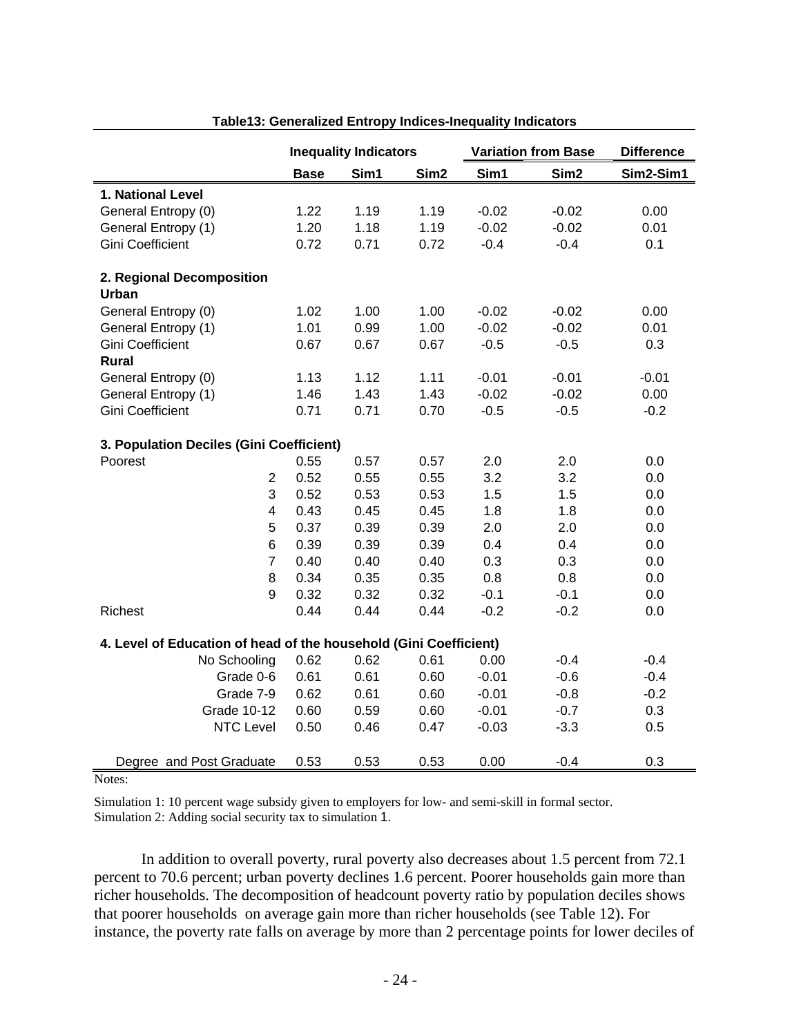**Table13: Generalized Entropy Indices-Inequality Indicators**

| | Inequality Indicators | | | Variation from Base | | Difference |
|---|---|---|---|---|---|---|
| | Base | Sim1 | Sim2 | Sim1 | Sim2 | Sim2-Sim1 |
| **1. National Level** | | | | | | |
| General Entropy (0) | 1.22 | 1.19 | 1.19 | -0.02 | -0.02 | 0.00 |
| General Entropy (1) | 1.20 | 1.18 | 1.19 | -0.02 | -0.02 | 0.01 |
| Gini Coefficient | 0.72 | 0.71 | 0.72 | -0.4 | -0.4 | 0.1 |
| **2. Regional Decomposition** | | | | | | |
| **Urban** | | | | | | |
| General Entropy (0) | 1.02 | 1.00 | 1.00 | -0.02 | -0.02 | 0.00 |
| General Entropy (1) | 1.01 | 0.99 | 1.00 | -0.02 | -0.02 | 0.01 |
| Gini Coefficient | 0.67 | 0.67 | 0.67 | -0.5 | -0.5 | 0.3 |
| **Rural** | | | | | | |
| General Entropy (0) | 1.13 | 1.12 | 1.11 | -0.01 | -0.01 | -0.01 |
| General Entropy (1) | 1.46 | 1.43 | 1.43 | -0.02 | -0.02 | 0.00 |
| Gini Coefficient | 0.71 | 0.71 | 0.70 | -0.5 | -0.5 | -0.2 |
| **3. Population Deciles (Gini Coefficient)** | | | | | | |
| Poorest | 0.55 | 0.57 | 0.57 | 2.0 | 2.0 | 0.0 |
| 2 | 0.52 | 0.55 | 0.55 | 3.2 | 3.2 | 0.0 |
| 3 | 0.52 | 0.53 | 0.53 | 1.5 | 1.5 | 0.0 |
| 4 | 0.43 | 0.45 | 0.45 | 1.8 | 1.8 | 0.0 |
| 5 | 0.37 | 0.39 | 0.39 | 2.0 | 2.0 | 0.0 |
| 6 | 0.39 | 0.39 | 0.39 | 0.4 | 0.4 | 0.0 |
| 7 | 0.40 | 0.40 | 0.40 | 0.3 | 0.3 | 0.0 |
| 8 | 0.34 | 0.35 | 0.35 | 0.8 | 0.8 | 0.0 |
| 9 | 0.32 | 0.32 | 0.32 | -0.1 | -0.1 | 0.0 |
| Richest | 0.44 | 0.44 | 0.44 | -0.2 | -0.2 | 0.0 |
| **4. Level of Education of head of the household (Gini Coefficient)** | | | | | | |
| No Schooling | 0.62 | 0.62 | 0.61 | 0.00 | -0.4 | -0.4 |
| Grade 0-6 | 0.61 | 0.61 | 0.60 | -0.01 | -0.6 | -0.4 |
| Grade 7-9 | 0.62 | 0.61 | 0.60 | -0.01 | -0.8 | -0.2 |
| Grade 10-12 | 0.60 | 0.59 | 0.60 | -0.01 | -0.7 | 0.3 |
| NTC Level | 0.50 | 0.46 | 0.47 | -0.03 | -3.3 | 0.5 |
| Degree and Post Graduate | 0.53 | 0.53 | 0.53 | 0.00 | -0.4 | 0.3 |

Notes:

Simulation 1: 10 percent wage subsidy given to employers for low- and semi-skill in formal sector.
Simulation 2: Adding social security tax to simulation 1.

In addition to overall poverty, rural poverty also decreases about 1.5 percent from 72.1 percent to 70.6 percent; urban poverty declines 1.6 percent. Poorer households gain more than richer households. The decomposition of headcount poverty ratio by population deciles shows that poorer households on average gain more than richer households (see Table 12). For instance, the poverty rate falls on average by more than 2 percentage points for lower deciles of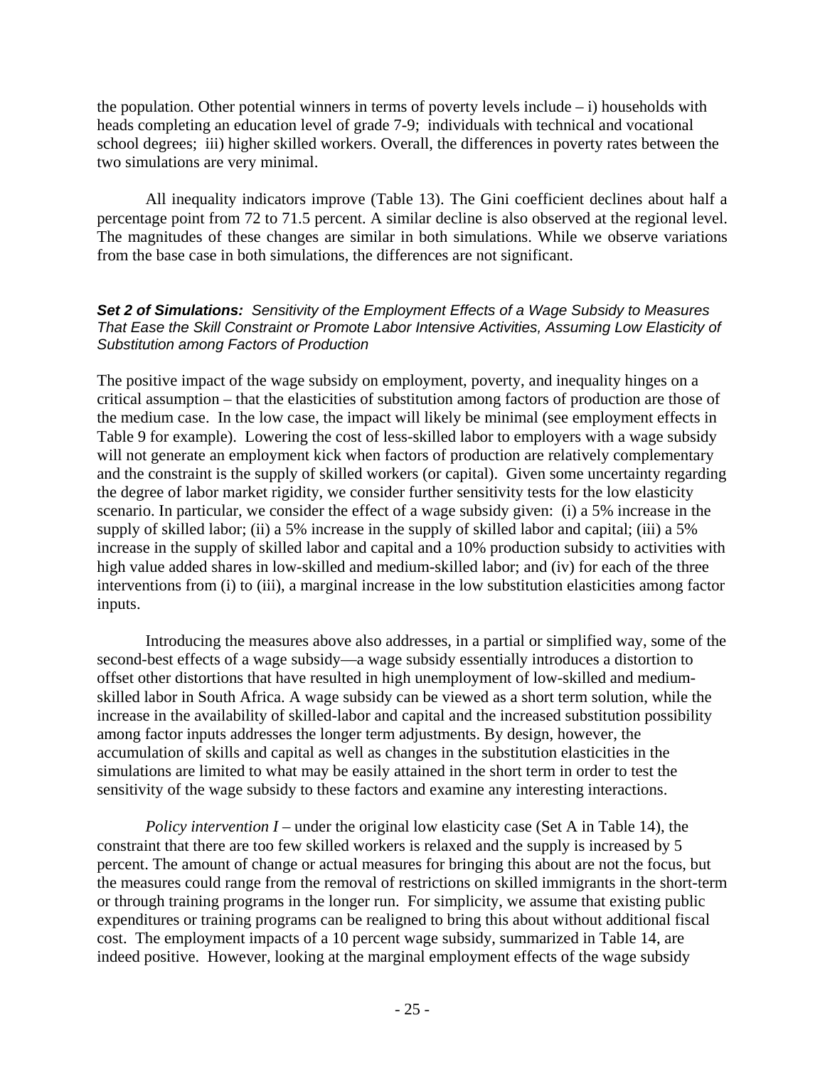the population. Other potential winners in terms of poverty levels include – i) households with heads completing an education level of grade 7-9; individuals with technical and vocational school degrees; iii) higher skilled workers. Overall, the differences in poverty rates between the two simulations are very minimal.

All inequality indicators improve (Table 13). The Gini coefficient declines about half a percentage point from 72 to 71.5 percent. A similar decline is also observed at the regional level. The magnitudes of these changes are similar in both simulations. While we observe variations from the base case in both simulations, the differences are not significant.

***Set 2 of Simulations:*** *Sensitivity of the Employment Effects of a Wage Subsidy to Measures That Ease the Skill Constraint or Promote Labor Intensive Activities, Assuming Low Elasticity of Substitution among Factors of Production*

The positive impact of the wage subsidy on employment, poverty, and inequality hinges on a critical assumption – that the elasticities of substitution among factors of production are those of the medium case. In the low case, the impact will likely be minimal (see employment effects in Table 9 for example). Lowering the cost of less-skilled labor to employers with a wage subsidy will not generate an employment kick when factors of production are relatively complementary and the constraint is the supply of skilled workers (or capital). Given some uncertainty regarding the degree of labor market rigidity, we consider further sensitivity tests for the low elasticity scenario. In particular, we consider the effect of a wage subsidy given: (i) a 5% increase in the supply of skilled labor; (ii) a 5% increase in the supply of skilled labor and capital; (iii) a 5% increase in the supply of skilled labor and capital and a 10% production subsidy to activities with high value added shares in low-skilled and medium-skilled labor; and (iv) for each of the three interventions from (i) to (iii), a marginal increase in the low substitution elasticities among factor inputs.

Introducing the measures above also addresses, in a partial or simplified way, some of the second-best effects of a wage subsidy—a wage subsidy essentially introduces a distortion to offset other distortions that have resulted in high unemployment of low-skilled and medium-skilled labor in South Africa. A wage subsidy can be viewed as a short term solution, while the increase in the availability of skilled-labor and capital and the increased substitution possibility among factor inputs addresses the longer term adjustments. By design, however, the accumulation of skills and capital as well as changes in the substitution elasticities in the simulations are limited to what may be easily attained in the short term in order to test the sensitivity of the wage subsidy to these factors and examine any interesting interactions.

*Policy intervention I* – under the original low elasticity case (Set A in Table 14), the constraint that there are too few skilled workers is relaxed and the supply is increased by 5 percent. The amount of change or actual measures for bringing this about are not the focus, but the measures could range from the removal of restrictions on skilled immigrants in the short-term or through training programs in the longer run. For simplicity, we assume that existing public expenditures or training programs can be realigned to bring this about without additional fiscal cost. The employment impacts of a 10 percent wage subsidy, summarized in Table 14, are indeed positive. However, looking at the marginal employment effects of the wage subsidy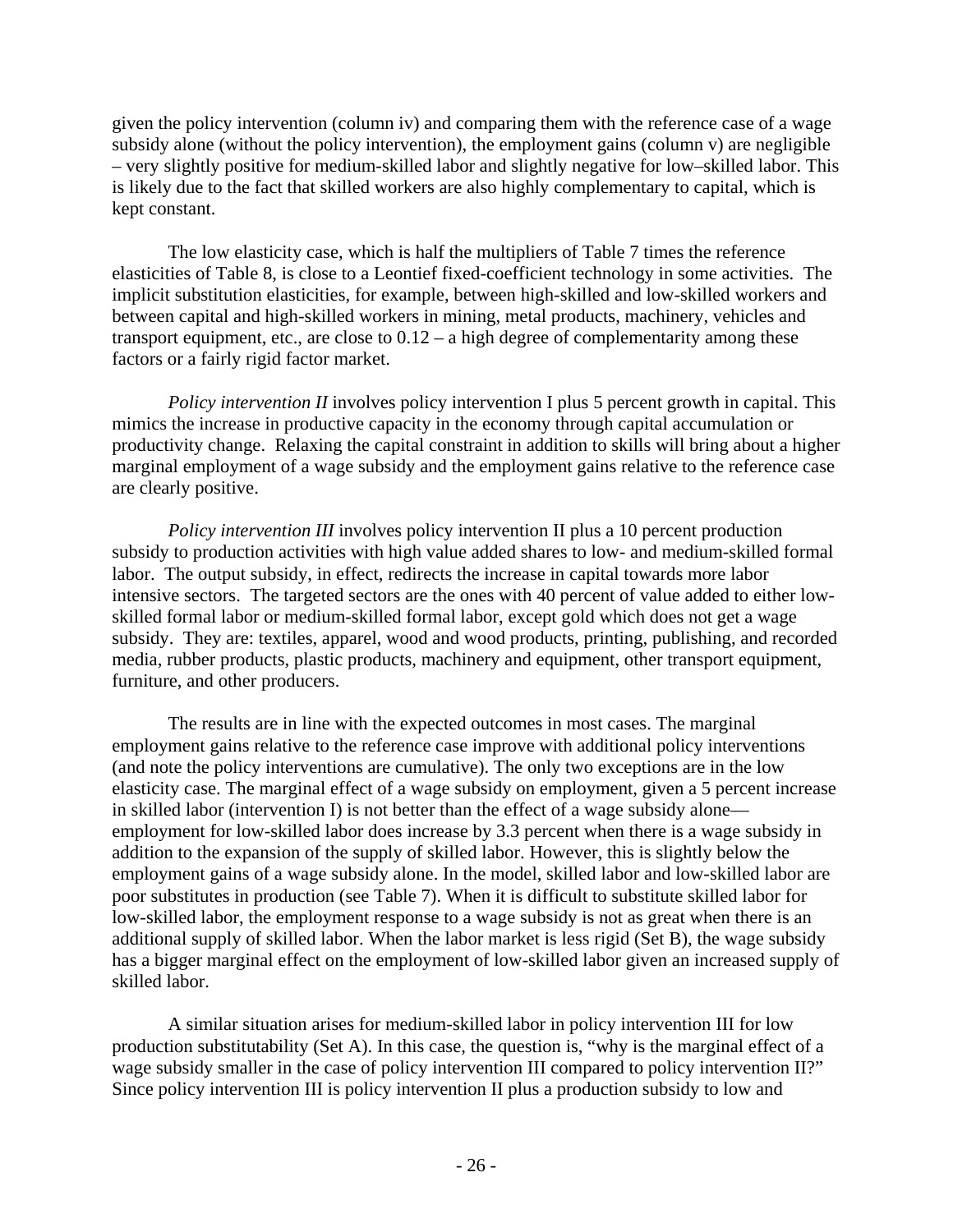given the policy intervention (column iv) and comparing them with the reference case of a wage subsidy alone (without the policy intervention), the employment gains (column v) are negligible – very slightly positive for medium-skilled labor and slightly negative for low–skilled labor. This is likely due to the fact that skilled workers are also highly complementary to capital, which is kept constant.

The low elasticity case, which is half the multipliers of Table 7 times the reference elasticities of Table 8, is close to a Leontief fixed-coefficient technology in some activities. The implicit substitution elasticities, for example, between high-skilled and low-skilled workers and between capital and high-skilled workers in mining, metal products, machinery, vehicles and transport equipment, etc., are close to 0.12 – a high degree of complementarity among these factors or a fairly rigid factor market.

*Policy intervention II* involves policy intervention I plus 5 percent growth in capital. This mimics the increase in productive capacity in the economy through capital accumulation or productivity change. Relaxing the capital constraint in addition to skills will bring about a higher marginal employment of a wage subsidy and the employment gains relative to the reference case are clearly positive.

*Policy intervention III* involves policy intervention II plus a 10 percent production subsidy to production activities with high value added shares to low- and medium-skilled formal labor. The output subsidy, in effect, redirects the increase in capital towards more labor intensive sectors. The targeted sectors are the ones with 40 percent of value added to either low-skilled formal labor or medium-skilled formal labor, except gold which does not get a wage subsidy. They are: textiles, apparel, wood and wood products, printing, publishing, and recorded media, rubber products, plastic products, machinery and equipment, other transport equipment, furniture, and other producers.

The results are in line with the expected outcomes in most cases. The marginal employment gains relative to the reference case improve with additional policy interventions (and note the policy interventions are cumulative). The only two exceptions are in the low elasticity case. The marginal effect of a wage subsidy on employment, given a 5 percent increase in skilled labor (intervention I) is not better than the effect of a wage subsidy alone—employment for low-skilled labor does increase by 3.3 percent when there is a wage subsidy in addition to the expansion of the supply of skilled labor. However, this is slightly below the employment gains of a wage subsidy alone. In the model, skilled labor and low-skilled labor are poor substitutes in production (see Table 7). When it is difficult to substitute skilled labor for low-skilled labor, the employment response to a wage subsidy is not as great when there is an additional supply of skilled labor. When the labor market is less rigid (Set B), the wage subsidy has a bigger marginal effect on the employment of low-skilled labor given an increased supply of skilled labor.

A similar situation arises for medium-skilled labor in policy intervention III for low production substitutability (Set A). In this case, the question is, "why is the marginal effect of a wage subsidy smaller in the case of policy intervention III compared to policy intervention II?" Since policy intervention III is policy intervention II plus a production subsidy to low and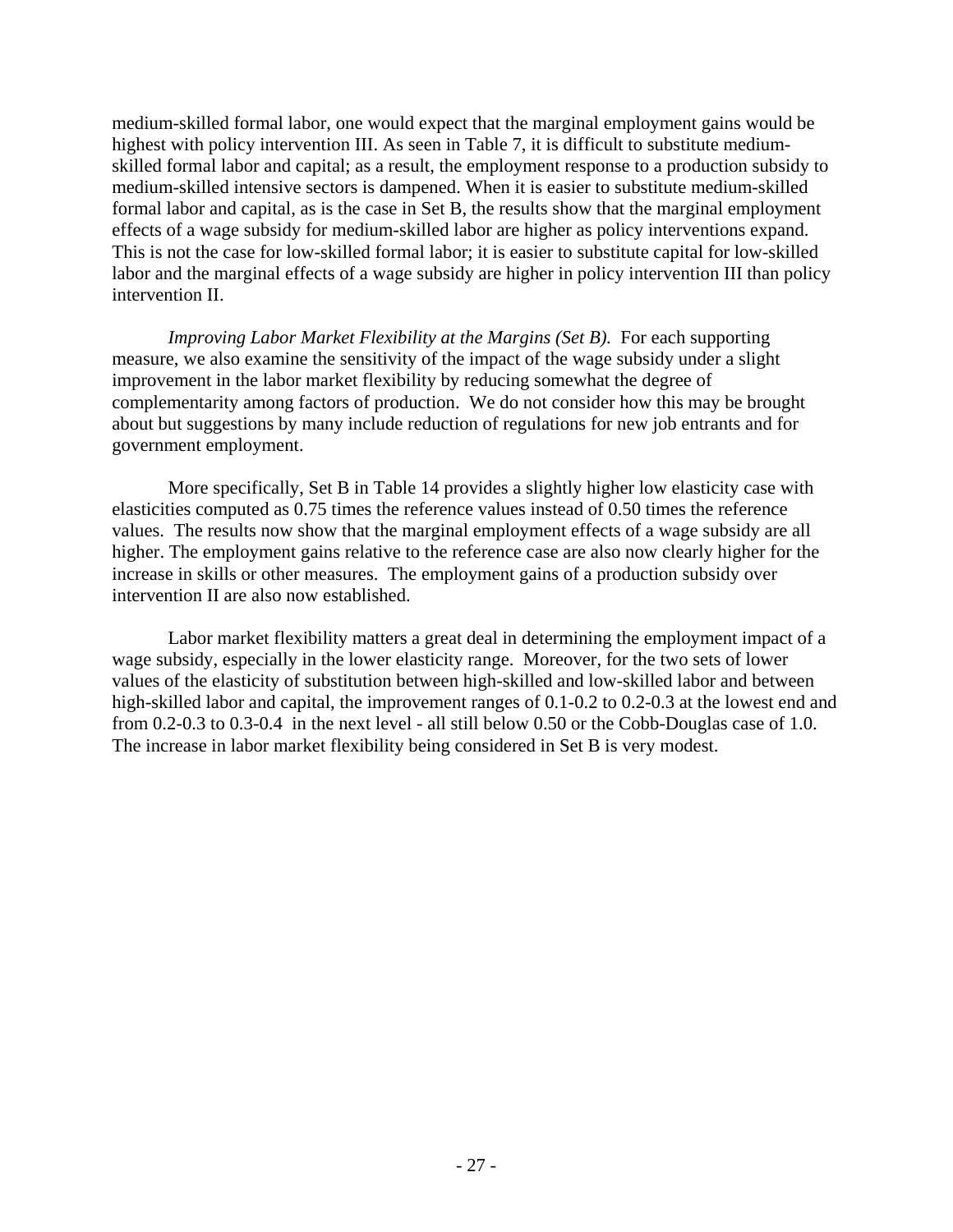medium-skilled formal labor, one would expect that the marginal employment gains would be highest with policy intervention III. As seen in Table 7, it is difficult to substitute medium-skilled formal labor and capital; as a result, the employment response to a production subsidy to medium-skilled intensive sectors is dampened. When it is easier to substitute medium-skilled formal labor and capital, as is the case in Set B, the results show that the marginal employment effects of a wage subsidy for medium-skilled labor are higher as policy interventions expand. This is not the case for low-skilled formal labor; it is easier to substitute capital for low-skilled labor and the marginal effects of a wage subsidy are higher in policy intervention III than policy intervention II.

*Improving Labor Market Flexibility at the Margins (Set B).* For each supporting measure, we also examine the sensitivity of the impact of the wage subsidy under a slight improvement in the labor market flexibility by reducing somewhat the degree of complementarity among factors of production. We do not consider how this may be brought about but suggestions by many include reduction of regulations for new job entrants and for government employment.

More specifically, Set B in Table 14 provides a slightly higher low elasticity case with elasticities computed as 0.75 times the reference values instead of 0.50 times the reference values. The results now show that the marginal employment effects of a wage subsidy are all higher. The employment gains relative to the reference case are also now clearly higher for the increase in skills or other measures. The employment gains of a production subsidy over intervention II are also now established.

Labor market flexibility matters a great deal in determining the employment impact of a wage subsidy, especially in the lower elasticity range. Moreover, for the two sets of lower values of the elasticity of substitution between high-skilled and low-skilled labor and between high-skilled labor and capital, the improvement ranges of 0.1-0.2 to 0.2-0.3 at the lowest end and from 0.2-0.3 to 0.3-0.4 in the next level - all still below 0.50 or the Cobb-Douglas case of 1.0. The increase in labor market flexibility being considered in Set B is very modest.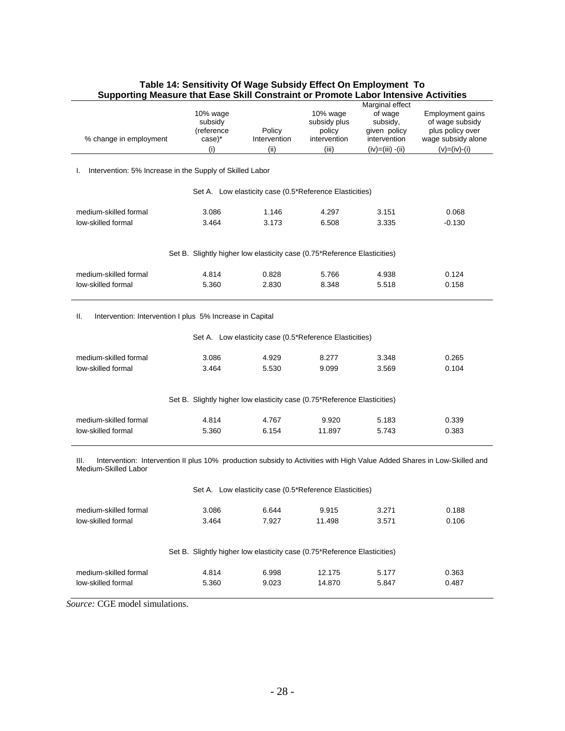**Table 14: Sensitivity Of Wage Subsidy Effect On Employment To Supporting Measure that Ease Skill Constraint or Promote Labor Intensive Activities**

| % change in employment | 10% wage subsidy (reference case)* (i) | Policy Intervention (ii) | 10% wage subsidy plus policy intervention (iii) | Marginal effect of wage subsidy, given policy intervention (iv)=(iii) -(ii) | Employment gains of wage subsidy plus policy over wage subsidy alone (v)=(iv)-(i) |
|---|---|---|---|---|---|
| **I. Intervention: 5% Increase in the Supply of Skilled Labor** | | | | | |
| *Set A. Low elasticity case (0.5\*Reference Elasticities)* | | | | | |
| medium-skilled formal | 3.086 | 1.146 | 4.297 | 3.151 | 0.068 |
| low-skilled formal | 3.464 | 3.173 | 6.508 | 3.335 | -0.130 |
| *Set B. Slightly higher low elasticity case (0.75\*Reference Elasticities)* | | | | | |
| medium-skilled formal | 4.814 | 0.828 | 5.766 | 4.938 | 0.124 |
| low-skilled formal | 5.360 | 2.830 | 8.348 | 5.518 | 0.158 |
| **II. Intervention: Intervention I plus 5% Increase in Capital** | | | | | |
| *Set A. Low elasticity case (0.5\*Reference Elasticities)* | | | | | |
| medium-skilled formal | 3.086 | 4.929 | 8.277 | 3.348 | 0.265 |
| low-skilled formal | 3.464 | 5.530 | 9.099 | 3.569 | 0.104 |
| *Set B. Slightly higher low elasticity case (0.75\*Reference Elasticities)* | | | | | |
| medium-skilled formal | 4.814 | 4.767 | 9.920 | 5.183 | 0.339 |
| low-skilled formal | 5.360 | 6.154 | 11.897 | 5.743 | 0.383 |
| **III. Intervention: Intervention II plus 10% production subsidy to Activities with High Value Added Shares in Low-Skilled and Medium-Skilled Labor** | | | | | |
| *Set A. Low elasticity case (0.5\*Reference Elasticities)* | | | | | |
| medium-skilled formal | 3.086 | 6.644 | 9.915 | 3.271 | 0.188 |
| low-skilled formal | 3.464 | 7.927 | 11.498 | 3.571 | 0.106 |
| *Set B. Slightly higher low elasticity case (0.75\*Reference Elasticities)* | | | | | |
| medium-skilled formal | 4.814 | 6.998 | 12.175 | 5.177 | 0.363 |
| low-skilled formal | 5.360 | 9.023 | 14.870 | 5.847 | 0.487 |

*Source:* CGE model simulations.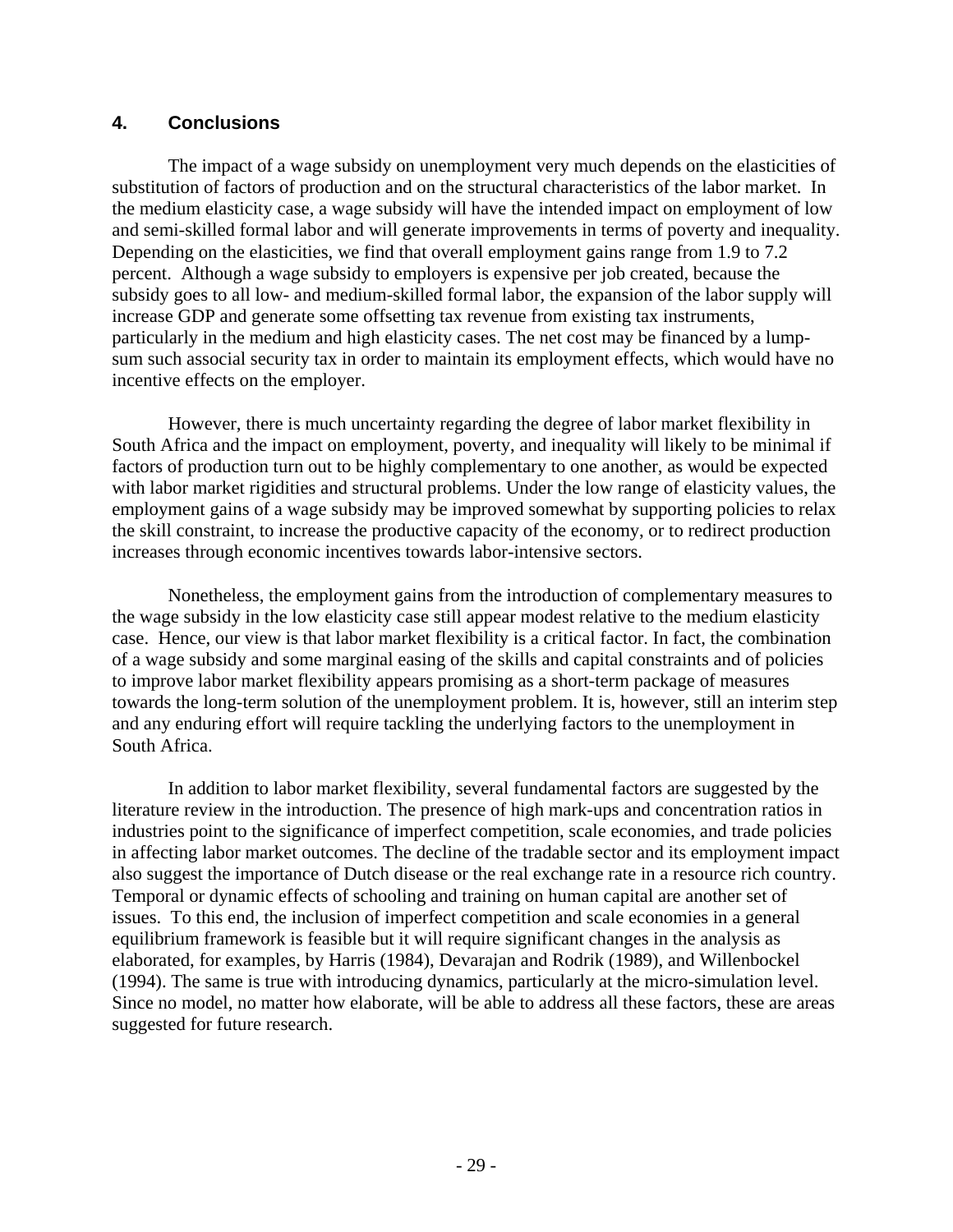## 4. Conclusions

The impact of a wage subsidy on unemployment very much depends on the elasticities of substitution of factors of production and on the structural characteristics of the labor market. In the medium elasticity case, a wage subsidy will have the intended impact on employment of low and semi-skilled formal labor and will generate improvements in terms of poverty and inequality. Depending on the elasticities, we find that overall employment gains range from 1.9 to 7.2 percent. Although a wage subsidy to employers is expensive per job created, because the subsidy goes to all low- and medium-skilled formal labor, the expansion of the labor supply will increase GDP and generate some offsetting tax revenue from existing tax instruments, particularly in the medium and high elasticity cases. The net cost may be financed by a lump-sum such associal security tax in order to maintain its employment effects, which would have no incentive effects on the employer.

However, there is much uncertainty regarding the degree of labor market flexibility in South Africa and the impact on employment, poverty, and inequality will likely to be minimal if factors of production turn out to be highly complementary to one another, as would be expected with labor market rigidities and structural problems. Under the low range of elasticity values, the employment gains of a wage subsidy may be improved somewhat by supporting policies to relax the skill constraint, to increase the productive capacity of the economy, or to redirect production increases through economic incentives towards labor-intensive sectors.

Nonetheless, the employment gains from the introduction of complementary measures to the wage subsidy in the low elasticity case still appear modest relative to the medium elasticity case. Hence, our view is that labor market flexibility is a critical factor. In fact, the combination of a wage subsidy and some marginal easing of the skills and capital constraints and of policies to improve labor market flexibility appears promising as a short-term package of measures towards the long-term solution of the unemployment problem. It is, however, still an interim step and any enduring effort will require tackling the underlying factors to the unemployment in South Africa.

In addition to labor market flexibility, several fundamental factors are suggested by the literature review in the introduction. The presence of high mark-ups and concentration ratios in industries point to the significance of imperfect competition, scale economies, and trade policies in affecting labor market outcomes. The decline of the tradable sector and its employment impact also suggest the importance of Dutch disease or the real exchange rate in a resource rich country. Temporal or dynamic effects of schooling and training on human capital are another set of issues. To this end, the inclusion of imperfect competition and scale economies in a general equilibrium framework is feasible but it will require significant changes in the analysis as elaborated, for examples, by Harris (1984), Devarajan and Rodrik (1989), and Willenbockel (1994). The same is true with introducing dynamics, particularly at the micro-simulation level. Since no model, no matter how elaborate, will be able to address all these factors, these are areas suggested for future research.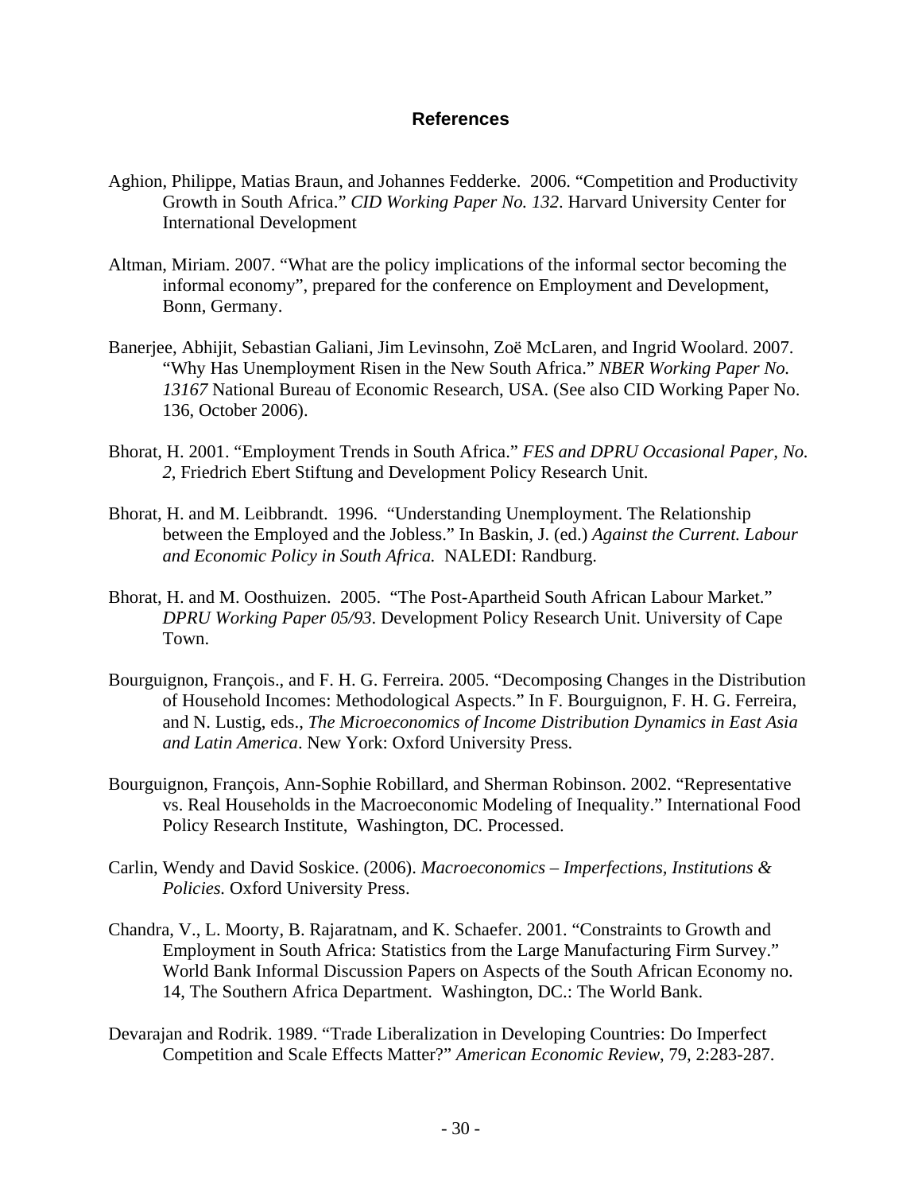## References

Aghion, Philippe, Matias Braun, and Johannes Fedderke. 2006. "Competition and Productivity Growth in South Africa." *CID Working Paper No. 132*. Harvard University Center for International Development

Altman, Miriam. 2007. "What are the policy implications of the informal sector becoming the informal economy", prepared for the conference on Employment and Development, Bonn, Germany.

Banerjee, Abhijit, Sebastian Galiani, Jim Levinsohn, Zoë McLaren, and Ingrid Woolard. 2007. "Why Has Unemployment Risen in the New South Africa." *NBER Working Paper No. 13167* National Bureau of Economic Research, USA. (See also CID Working Paper No. 136, October 2006).

Bhorat, H. 2001. "Employment Trends in South Africa." *FES and DPRU Occasional Paper, No. 2*, Friedrich Ebert Stiftung and Development Policy Research Unit.

Bhorat, H. and M. Leibbrandt. 1996. "Understanding Unemployment. The Relationship between the Employed and the Jobless." In Baskin, J. (ed.) *Against the Current. Labour and Economic Policy in South Africa.* NALEDI: Randburg.

Bhorat, H. and M. Oosthuizen. 2005. "The Post-Apartheid South African Labour Market." *DPRU Working Paper 05/93*. Development Policy Research Unit. University of Cape Town.

Bourguignon, François., and F. H. G. Ferreira. 2005. "Decomposing Changes in the Distribution of Household Incomes: Methodological Aspects." In F. Bourguignon, F. H. G. Ferreira, and N. Lustig, eds., *The Microeconomics of Income Distribution Dynamics in East Asia and Latin America*. New York: Oxford University Press.

Bourguignon, François, Ann-Sophie Robillard, and Sherman Robinson. 2002. "Representative vs. Real Households in the Macroeconomic Modeling of Inequality." International Food Policy Research Institute, Washington, DC. Processed.

Carlin, Wendy and David Soskice. (2006). *Macroeconomics – Imperfections, Institutions & Policies.* Oxford University Press.

Chandra, V., L. Moorty, B. Rajaratnam, and K. Schaefer. 2001. "Constraints to Growth and Employment in South Africa: Statistics from the Large Manufacturing Firm Survey." World Bank Informal Discussion Papers on Aspects of the South African Economy no. 14, The Southern Africa Department. Washington, DC.: The World Bank.

Devarajan and Rodrik. 1989. "Trade Liberalization in Developing Countries: Do Imperfect Competition and Scale Effects Matter?" *American Economic Review*, 79, 2:283-287.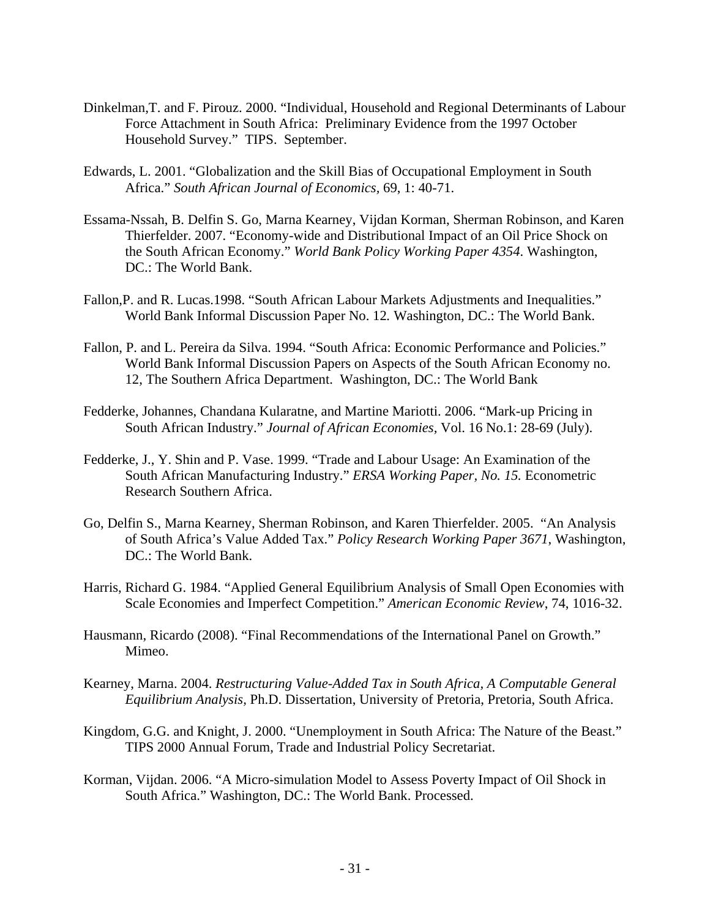Dinkelman,T. and F. Pirouz. 2000. "Individual, Household and Regional Determinants of Labour Force Attachment in South Africa: Preliminary Evidence from the 1997 October Household Survey." TIPS. September.

Edwards, L. 2001. "Globalization and the Skill Bias of Occupational Employment in South Africa." *South African Journal of Economics,* 69, 1: 40-71.

Essama-Nssah, B. Delfin S. Go, Marna Kearney, Vijdan Korman, Sherman Robinson, and Karen Thierfelder. 2007. "Economy-wide and Distributional Impact of an Oil Price Shock on the South African Economy." *World Bank Policy Working Paper 4354*. Washington, DC.: The World Bank.

Fallon,P. and R. Lucas.1998. "South African Labour Markets Adjustments and Inequalities." World Bank Informal Discussion Paper No. 12*.* Washington, DC.: The World Bank.

Fallon, P. and L. Pereira da Silva. 1994. "South Africa: Economic Performance and Policies." World Bank Informal Discussion Papers on Aspects of the South African Economy no. 12, The Southern Africa Department. Washington, DC.: The World Bank

Fedderke, Johannes, Chandana Kularatne, and Martine Mariotti. 2006. "Mark-up Pricing in South African Industry." *Journal of African Economies,* Vol. 16 No.1: 28-69 (July).

Fedderke, J., Y. Shin and P. Vase. 1999. "Trade and Labour Usage: An Examination of the South African Manufacturing Industry." *ERSA Working Paper, No. 15.* Econometric Research Southern Africa.

Go, Delfin S., Marna Kearney, Sherman Robinson, and Karen Thierfelder. 2005. "An Analysis of South Africa's Value Added Tax." *Policy Research Working Paper 3671*, Washington, DC.: The World Bank.

Harris, Richard G. 1984. "Applied General Equilibrium Analysis of Small Open Economies with Scale Economies and Imperfect Competition." *American Economic Review*, 74, 1016-32.

Hausmann, Ricardo (2008). "Final Recommendations of the International Panel on Growth." Mimeo.

Kearney, Marna. 2004. *Restructuring Value-Added Tax in South Africa, A Computable General Equilibrium Analysis,* Ph.D. Dissertation, University of Pretoria, Pretoria, South Africa.

Kingdom, G.G. and Knight, J. 2000. "Unemployment in South Africa: The Nature of the Beast." TIPS 2000 Annual Forum, Trade and Industrial Policy Secretariat.

Korman, Vijdan. 2006. "A Micro-simulation Model to Assess Poverty Impact of Oil Shock in South Africa." Washington, DC.: The World Bank. Processed.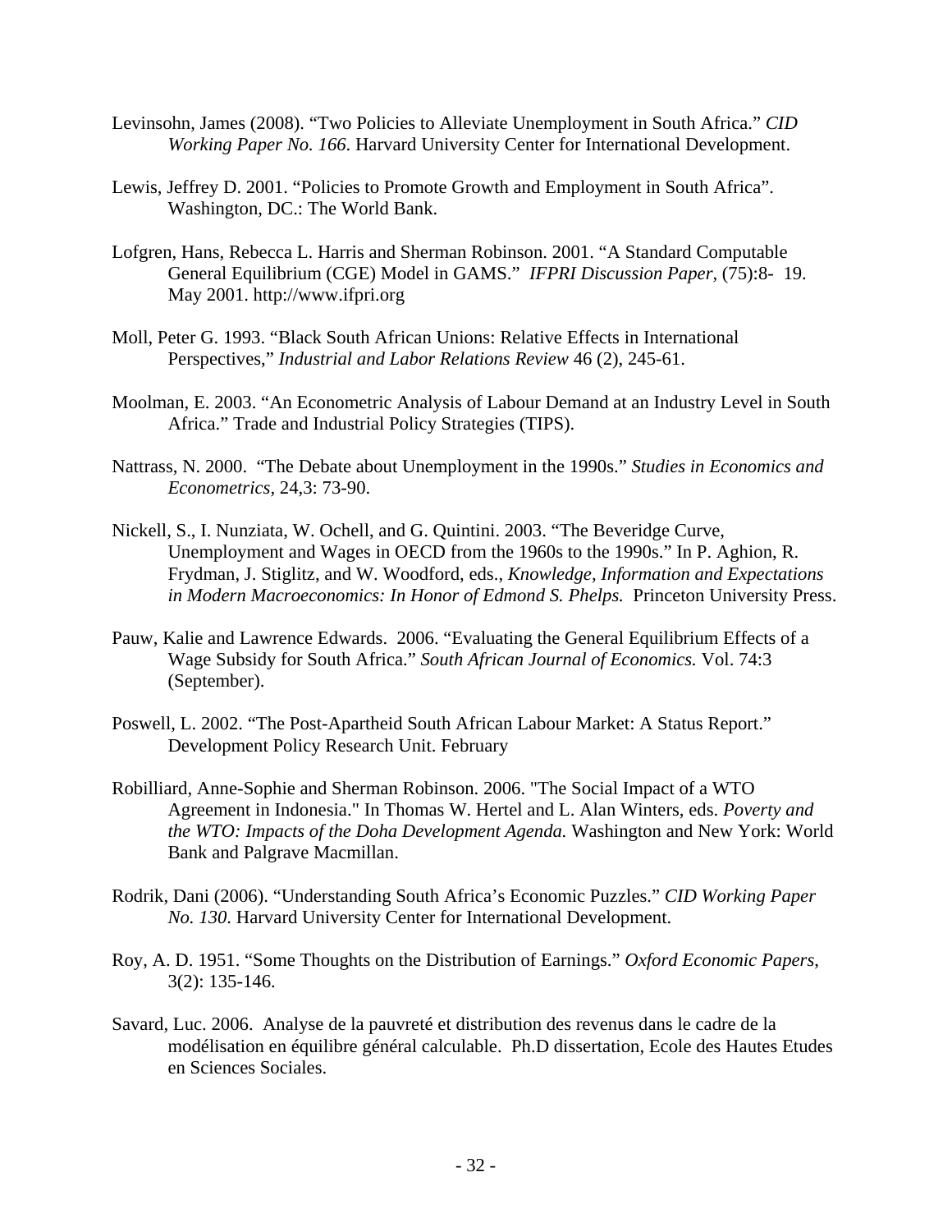Levinsohn, James (2008). "Two Policies to Alleviate Unemployment in South Africa." *CID Working Paper No. 166*. Harvard University Center for International Development.

Lewis, Jeffrey D. 2001. "Policies to Promote Growth and Employment in South Africa". Washington, DC.: The World Bank.

Lofgren, Hans, Rebecca L. Harris and Sherman Robinson. 2001. "A Standard Computable General Equilibrium (CGE) Model in GAMS." *IFPRI Discussion Paper,* (75):8- 19. May 2001. http://www.ifpri.org

Moll, Peter G. 1993. "Black South African Unions: Relative Effects in International Perspectives," *Industrial and Labor Relations Review* 46 (2), 245-61.

Moolman, E. 2003. "An Econometric Analysis of Labour Demand at an Industry Level in South Africa." Trade and Industrial Policy Strategies (TIPS).

Nattrass, N. 2000. "The Debate about Unemployment in the 1990s." *Studies in Economics and Econometrics,* 24,3: 73-90.

Nickell, S., I. Nunziata, W. Ochell, and G. Quintini. 2003. "The Beveridge Curve, Unemployment and Wages in OECD from the 1960s to the 1990s." In P. Aghion, R. Frydman, J. Stiglitz, and W. Woodford, eds., *Knowledge, Information and Expectations in Modern Macroeconomics: In Honor of Edmond S. Phelps.* Princeton University Press.

Pauw, Kalie and Lawrence Edwards. 2006. "Evaluating the General Equilibrium Effects of a Wage Subsidy for South Africa." *South African Journal of Economics.* Vol. 74:3 (September).

Poswell, L. 2002. "The Post-Apartheid South African Labour Market: A Status Report." Development Policy Research Unit. February

Robilliard, Anne-Sophie and Sherman Robinson. 2006. "The Social Impact of a WTO Agreement in Indonesia." In Thomas W. Hertel and L. Alan Winters, eds. *Poverty and the WTO: Impacts of the Doha Development Agenda.* Washington and New York: World Bank and Palgrave Macmillan.

Rodrik, Dani (2006). "Understanding South Africa's Economic Puzzles." *CID Working Paper No. 130*. Harvard University Center for International Development.

Roy, A. D. 1951. "Some Thoughts on the Distribution of Earnings." *Oxford Economic Papers,* 3(2): 135-146.

Savard, Luc. 2006. Analyse de la pauvreté et distribution des revenus dans le cadre de la modélisation en équilibre général calculable. Ph.D dissertation, Ecole des Hautes Etudes en Sciences Sociales.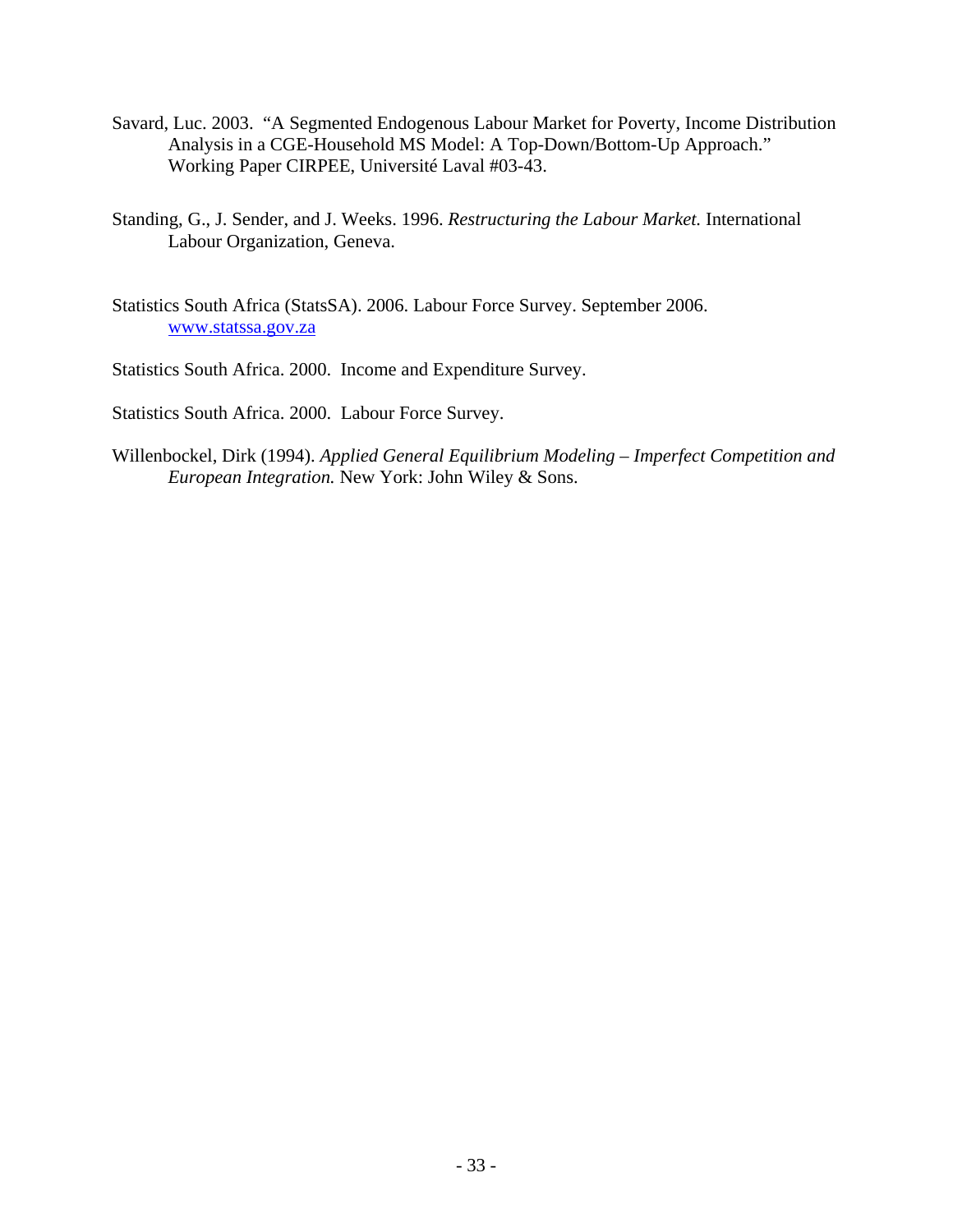Savard, Luc. 2003. "A Segmented Endogenous Labour Market for Poverty, Income Distribution Analysis in a CGE-Household MS Model: A Top-Down/Bottom-Up Approach." Working Paper CIRPEE, Université Laval #03-43.

Standing, G., J. Sender, and J. Weeks. 1996. *Restructuring the Labour Market.* International Labour Organization, Geneva.

Statistics South Africa (StatsSA). 2006. Labour Force Survey. September 2006. www.statssa.gov.za

Statistics South Africa. 2000. Income and Expenditure Survey.

Statistics South Africa. 2000. Labour Force Survey.

Willenbockel, Dirk (1994). *Applied General Equilibrium Modeling – Imperfect Competition and European Integration.* New York: John Wiley & Sons.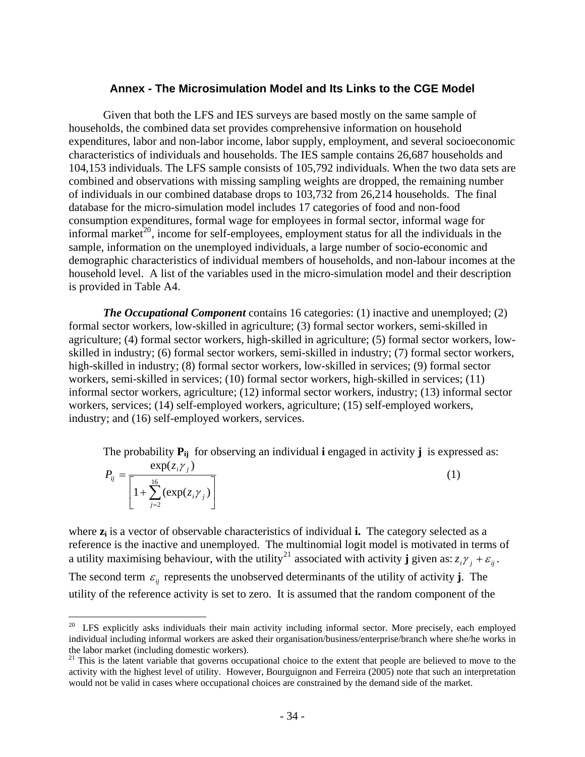## Annex - The Microsimulation Model and Its Links to the CGE Model

Given that both the LFS and IES surveys are based mostly on the same sample of households, the combined data set provides comprehensive information on household expenditures, labor and non-labor income, labor supply, employment, and several socioeconomic characteristics of individuals and households. The IES sample contains 26,687 households and 104,153 individuals. The LFS sample consists of 105,792 individuals. When the two data sets are combined and observations with missing sampling weights are dropped, the remaining number of individuals in our combined database drops to 103,732 from 26,214 households. The final database for the micro-simulation model includes 17 categories of food and non-food consumption expenditures, formal wage for employees in formal sector, informal wage for informal market[20], income for self-employees, employment status for all the individuals in the sample, information on the unemployed individuals, a large number of socio-economic and demographic characteristics of individual members of households, and non-labour incomes at the household level. A list of the variables used in the micro-simulation model and their description is provided in Table A4.

***The Occupational Component*** contains 16 categories: (1) inactive and unemployed; (2) formal sector workers, low-skilled in agriculture; (3) formal sector workers, semi-skilled in agriculture; (4) formal sector workers, high-skilled in agriculture; (5) formal sector workers, low-skilled in industry; (6) formal sector workers, semi-skilled in industry; (7) formal sector workers, high-skilled in industry; (8) formal sector workers, low-skilled in services; (9) formal sector workers, semi-skilled in services; (10) formal sector workers, high-skilled in services; (11) informal sector workers, agriculture; (12) informal sector workers, industry; (13) informal sector workers, services; (14) self-employed workers, agriculture; (15) self-employed workers, industry; and (16) self-employed workers, services.

The probability $\mathbf{P_{ij}}$ for observing an individual **i** engaged in activity **j** is expressed as:

$$P_{ij} = \frac{\exp(z_i \gamma_j)}{\left[1 + \sum_{j=2}^{16} (\exp(z_i \gamma_j)\right]} \qquad (1)$$

where $\mathbf{z_i}$ is a vector of observable characteristics of individual **i.** The category selected as a reference is the inactive and unemployed. The multinomial logit model is motivated in terms of a utility maximising behaviour, with the utility[21] associated with activity **j** given as: $z_i \gamma_j + \varepsilon_{ij}$. The second term $\varepsilon_{ij}$ represents the unobserved determinants of the utility of activity **j**. The utility of the reference activity is set to zero. It is assumed that the random component of the

[20] LFS explicitly asks individuals their main activity including informal sector. More precisely, each employed individual including informal workers are asked their organisation/business/enterprise/branch where she/he works in the labor market (including domestic workers).

[21] This is the latent variable that governs occupational choice to the extent that people are believed to move to the activity with the highest level of utility. However, Bourguignon and Ferreira (2005) note that such an interpretation would not be valid in cases where occupational choices are constrained by the demand side of the market.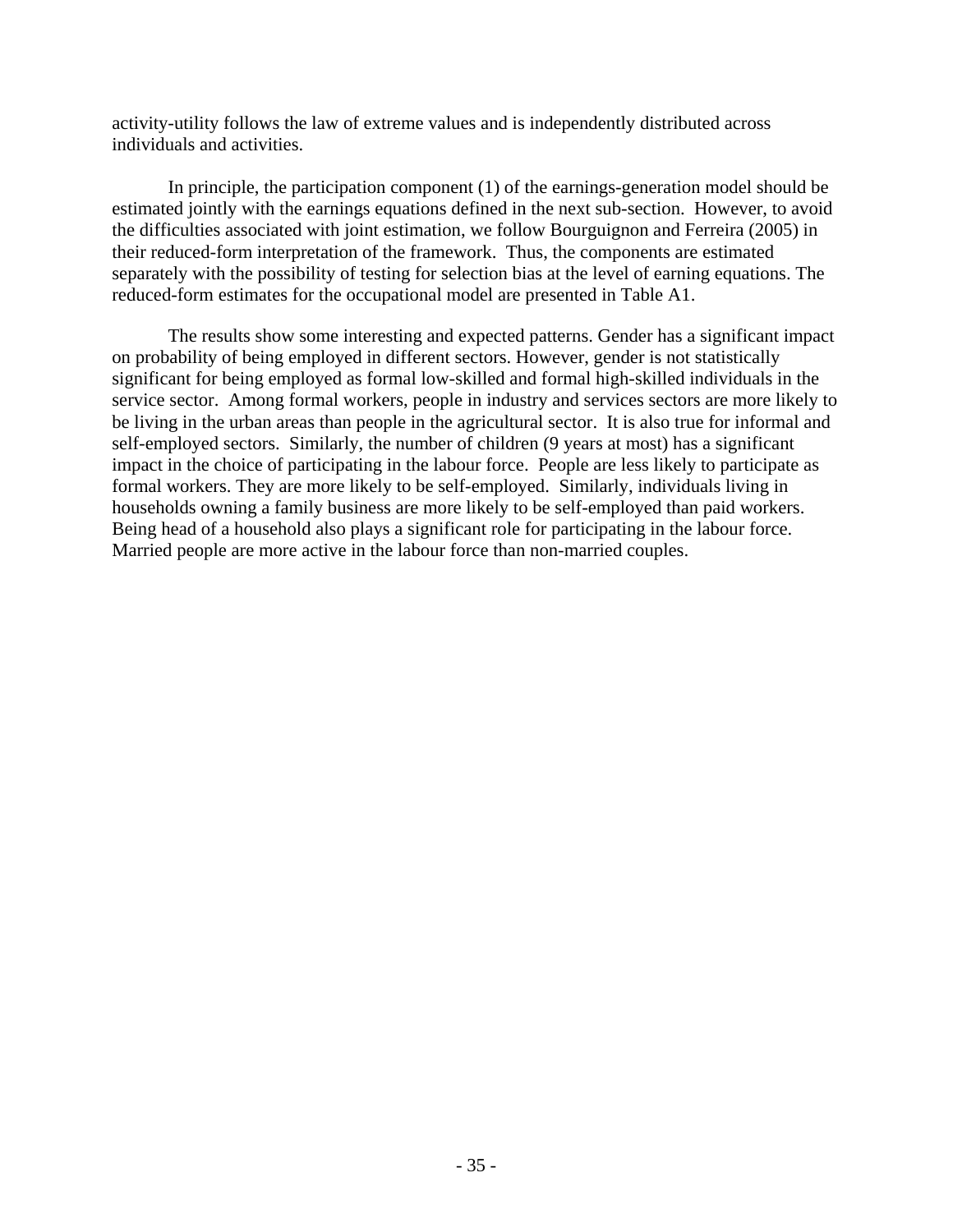activity-utility follows the law of extreme values and is independently distributed across individuals and activities.

In principle, the participation component (1) of the earnings-generation model should be estimated jointly with the earnings equations defined in the next sub-section. However, to avoid the difficulties associated with joint estimation, we follow Bourguignon and Ferreira (2005) in their reduced-form interpretation of the framework. Thus, the components are estimated separately with the possibility of testing for selection bias at the level of earning equations. The reduced-form estimates for the occupational model are presented in Table A1.

The results show some interesting and expected patterns. Gender has a significant impact on probability of being employed in different sectors. However, gender is not statistically significant for being employed as formal low-skilled and formal high-skilled individuals in the service sector. Among formal workers, people in industry and services sectors are more likely to be living in the urban areas than people in the agricultural sector. It is also true for informal and self-employed sectors. Similarly, the number of children (9 years at most) has a significant impact in the choice of participating in the labour force. People are less likely to participate as formal workers. They are more likely to be self-employed. Similarly, individuals living in households owning a family business are more likely to be self-employed than paid workers. Being head of a household also plays a significant role for participating in the labour force. Married people are more active in the labour force than non-married couples.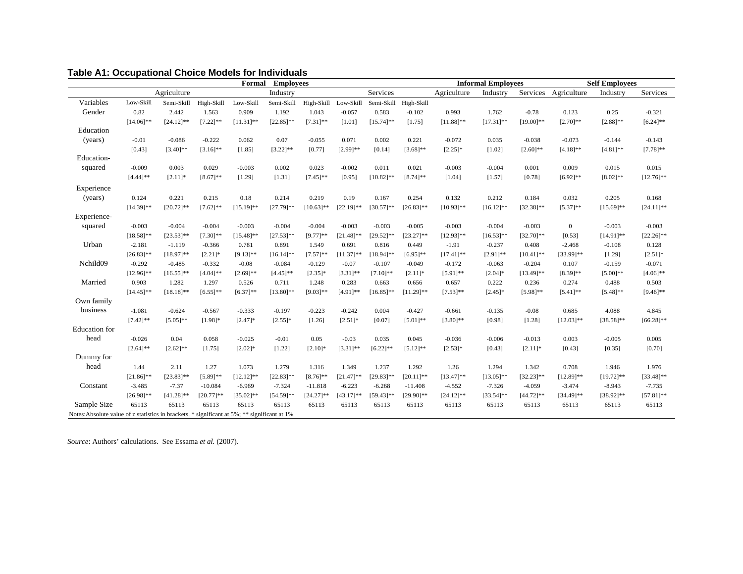### Table A1: Occupational Choice Models for Individuals

| | Formal Employees | | | | | | | | | Informal Employees | | | Self Employees | | |
|---|---|---|---|---|---|---|---|---|---|---|---|---|---|---|---|
| | Agriculture | | | Industry | | | Services | | | Agriculture | Industry | Services | Agriculture | Industry | Services |
| Variables | Low-Skill | Semi-Skill | High-Skill | Low-Skill | Semi-Skill | High-Skill | Low-Skill | Semi-Skill | High-Skill | | | | | | |
| Gender | 0.82 | 2.442 | 1.563 | 0.909 | 1.192 | 1.043 | -0.057 | 0.583 | -0.102 | 0.993 | 1.762 | -0.78 | 0.123 | 0.25 | -0.321 |
| | [14.06]** | [24.12]** | [7.22]** | [11.31]** | [22.85]** | [7.31]** | [1.01] | [15.74]** | [1.75] | [11.88]** | [17.31]** | [19.00]** | [2.70]** | [2.88]** | [6.24]** |
| Education (years) | -0.01 | -0.086 | -0.222 | 0.062 | 0.07 | -0.055 | 0.071 | 0.002 | 0.221 | -0.072 | 0.035 | -0.038 | -0.073 | -0.144 | -0.143 |
| | [0.43] | [3.40]** | [3.16]** | [1.85] | [3.22]** | [0.77] | [2.99]** | [0.14] | [3.68]** | [2.25]* | [1.02] | [2.60]** | [4.18]** | [4.81]** | [7.78]** |
| Education-squared | -0.009 | 0.003 | 0.029 | -0.003 | 0.002 | 0.023 | -0.002 | 0.011 | 0.021 | -0.003 | -0.004 | 0.001 | 0.009 | 0.015 | 0.015 |
| | [4.44]** | [2.11]* | [8.67]** | [1.29] | [1.31] | [7.45]** | [0.95] | [10.82]** | [8.74]** | [1.04] | [1.57] | [0.78] | [6.92]** | [8.02]** | [12.76]** |
| Experience (years) | 0.124 | 0.221 | 0.215 | 0.18 | 0.214 | 0.219 | 0.19 | 0.167 | 0.254 | 0.132 | 0.212 | 0.184 | 0.032 | 0.205 | 0.168 |
| | [14.39]** | [20.72]** | [7.62]** | [15.19]** | [27.79]** | [10.63]** | [22.19]** | [30.57]** | [26.83]** | [10.93]** | [16.12]** | [32.38]** | [5.37]** | [15.69]** | [24.11]** |
| Experience-squared | -0.003 | -0.004 | -0.004 | -0.003 | -0.004 | -0.004 | -0.003 | -0.003 | -0.005 | -0.003 | -0.004 | -0.003 | 0 | -0.003 | -0.003 |
| | [18.58]** | [23.53]** | [7.30]** | [15.48]** | [27.53]** | [9.77]** | [21.48]** | [29.52]** | [23.27]** | [12.93]** | [16.53]** | [32.70]** | [0.53] | [14.91]** | [22.26]** |
| Urban | -2.181 | -1.119 | -0.366 | 0.781 | 0.891 | 1.549 | 0.691 | 0.816 | 0.449 | -1.91 | -0.237 | 0.408 | -2.468 | -0.108 | 0.128 |
| | [26.83]** | [18.97]** | [2.21]* | [9.13]** | [16.14]** | [7.57]** | [11.37]** | [18.94]** | [6.95]** | [17.41]** | [2.91]** | [10.41]** | [33.99]** | [1.29] | [2.51]* |
| Nchild09 | -0.292 | -0.485 | -0.332 | -0.08 | -0.084 | -0.129 | -0.07 | -0.107 | -0.049 | -0.172 | -0.063 | -0.204 | 0.107 | -0.159 | -0.071 |
| | [12.96]** | [16.55]** | [4.04]** | [2.69]** | [4.45]** | [2.35]* | [3.31]** | [7.10]** | [2.11]* | [5.91]** | [2.04]* | [13.49]** | [8.39]** | [5.00]** | [4.06]** |
| Married | 0.903 | 1.282 | 1.297 | 0.526 | 0.711 | 1.248 | 0.283 | 0.663 | 0.656 | 0.657 | 0.222 | 0.236 | 0.274 | 0.488 | 0.503 |
| | [14.45]** | [18.18]** | [6.55]** | [6.37]** | [13.80]** | [9.03]** | [4.91]** | [16.85]** | [11.29]** | [7.53]** | [2.45]* | [5.98]** | [5.41]** | [5.48]** | [9.46]** |
| Own family business | -1.081 | -0.624 | -0.567 | -0.333 | -0.197 | -0.223 | -0.242 | 0.004 | -0.427 | -0.661 | -0.135 | -0.08 | 0.685 | 4.088 | 4.845 |
| | [7.42]** | [5.05]** | [1.98]* | [2.47]* | [2.55]* | [1.26] | [2.51]* | [0.07] | [5.01]** | [3.80]** | [0.98] | [1.28] | [12.03]** | [38.58]** | [66.28]** |
| Education for head | -0.026 | 0.04 | 0.058 | -0.025 | -0.01 | 0.05 | -0.03 | 0.035 | 0.045 | -0.036 | -0.006 | -0.013 | 0.003 | -0.005 | 0.005 |
| | [2.64]** | [2.62]** | [1.75] | [2.02]* | [1.22] | [2.10]* | [3.31]** | [6.22]** | [5.12]** | [2.53]* | [0.43] | [2.11]* | [0.43] | [0.35] | [0.70] |
| Dummy for head | 1.44 | 2.11 | 1.27 | 1.073 | 1.279 | 1.316 | 1.349 | 1.237 | 1.292 | 1.26 | 1.294 | 1.342 | 0.708 | 1.946 | 1.976 |
| | [21.86]** | [23.83]** | [5.89]** | [12.12]** | [22.83]** | [8.76]** | [21.47]** | [29.83]** | [20.11]** | [13.47]** | [13.05]** | [32.23]** | [12.89]** | [19.72]** | [33.48]** |
| Constant | -3.485 | -7.37 | -10.084 | -6.969 | -7.324 | -11.818 | -6.223 | -6.268 | -11.408 | -4.552 | -7.326 | -4.059 | -3.474 | -8.943 | -7.735 |
| | [26.98]** | [41.28]** | [20.77]** | [35.02]** | [54.59]** | [24.27]** | [43.17]** | [59.43]** | [29.90]** | [24.12]** | [33.54]** | [44.72]** | [34.49]** | [38.92]** | [57.81]** |
| Sample Size | 65113 | 65113 | 65113 | 65113 | 65113 | 65113 | 65113 | 65113 | 65113 | 65113 | 65113 | 65113 | 65113 | 65113 | 65113 |

Notes:Absolute value of z statistics in brackets. * significant at 5%; ** significant at 1%

*Source*: Authors' calculations. See Essama *et al.* (2007).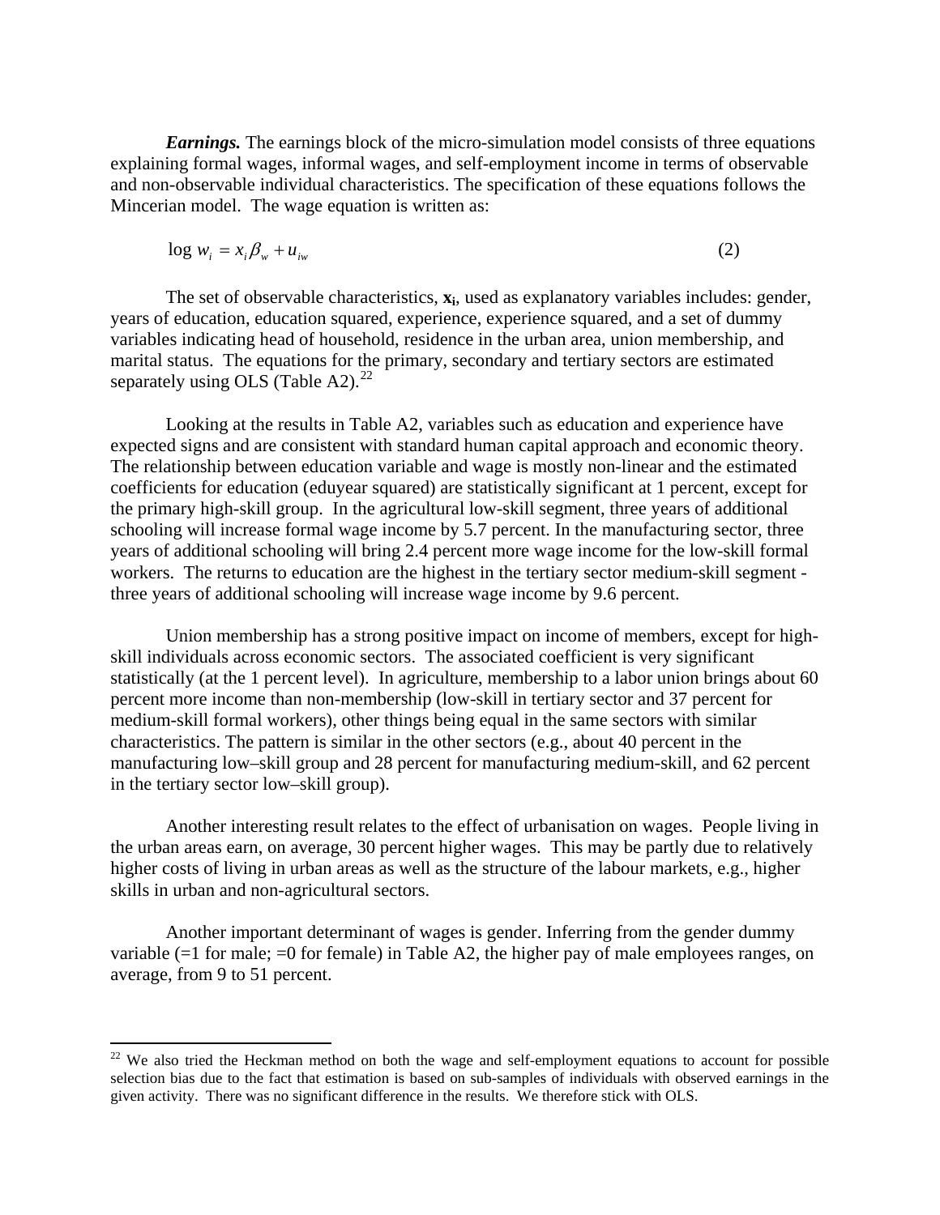***Earnings.*** The earnings block of the micro-simulation model consists of three equations explaining formal wages, informal wages, and self-employment income in terms of observable and non-observable individual characteristics. The specification of these equations follows the Mincerian model. The wage equation is written as:

$$\log w_i = x_i \beta_w + u_{iw} \qquad (2)$$

The set of observable characteristics, $\mathbf{x_i}$, used as explanatory variables includes: gender, years of education, education squared, experience, experience squared, and a set of dummy variables indicating head of household, residence in the urban area, union membership, and marital status. The equations for the primary, secondary and tertiary sectors are estimated separately using OLS (Table A2).[22]

Looking at the results in Table A2, variables such as education and experience have expected signs and are consistent with standard human capital approach and economic theory. The relationship between education variable and wage is mostly non-linear and the estimated coefficients for education (eduyear squared) are statistically significant at 1 percent, except for the primary high-skill group. In the agricultural low-skill segment, three years of additional schooling will increase formal wage income by 5.7 percent. In the manufacturing sector, three years of additional schooling will bring 2.4 percent more wage income for the low-skill formal workers. The returns to education are the highest in the tertiary sector medium-skill segment - three years of additional schooling will increase wage income by 9.6 percent.

Union membership has a strong positive impact on income of members, except for high-skill individuals across economic sectors. The associated coefficient is very significant statistically (at the 1 percent level). In agriculture, membership to a labor union brings about 60 percent more income than non-membership (low-skill in tertiary sector and 37 percent for medium-skill formal workers), other things being equal in the same sectors with similar characteristics. The pattern is similar in the other sectors (e.g., about 40 percent in the manufacturing low–skill group and 28 percent for manufacturing medium-skill, and 62 percent in the tertiary sector low–skill group).

Another interesting result relates to the effect of urbanisation on wages. People living in the urban areas earn, on average, 30 percent higher wages. This may be partly due to relatively higher costs of living in urban areas as well as the structure of the labour markets, e.g., higher skills in urban and non-agricultural sectors.

Another important determinant of wages is gender. Inferring from the gender dummy variable (=1 for male; =0 for female) in Table A2, the higher pay of male employees ranges, on average, from 9 to 51 percent.

---

[22] We also tried the Heckman method on both the wage and self-employment equations to account for possible selection bias due to the fact that estimation is based on sub-samples of individuals with observed earnings in the given activity. There was no significant difference in the results. We therefore stick with OLS.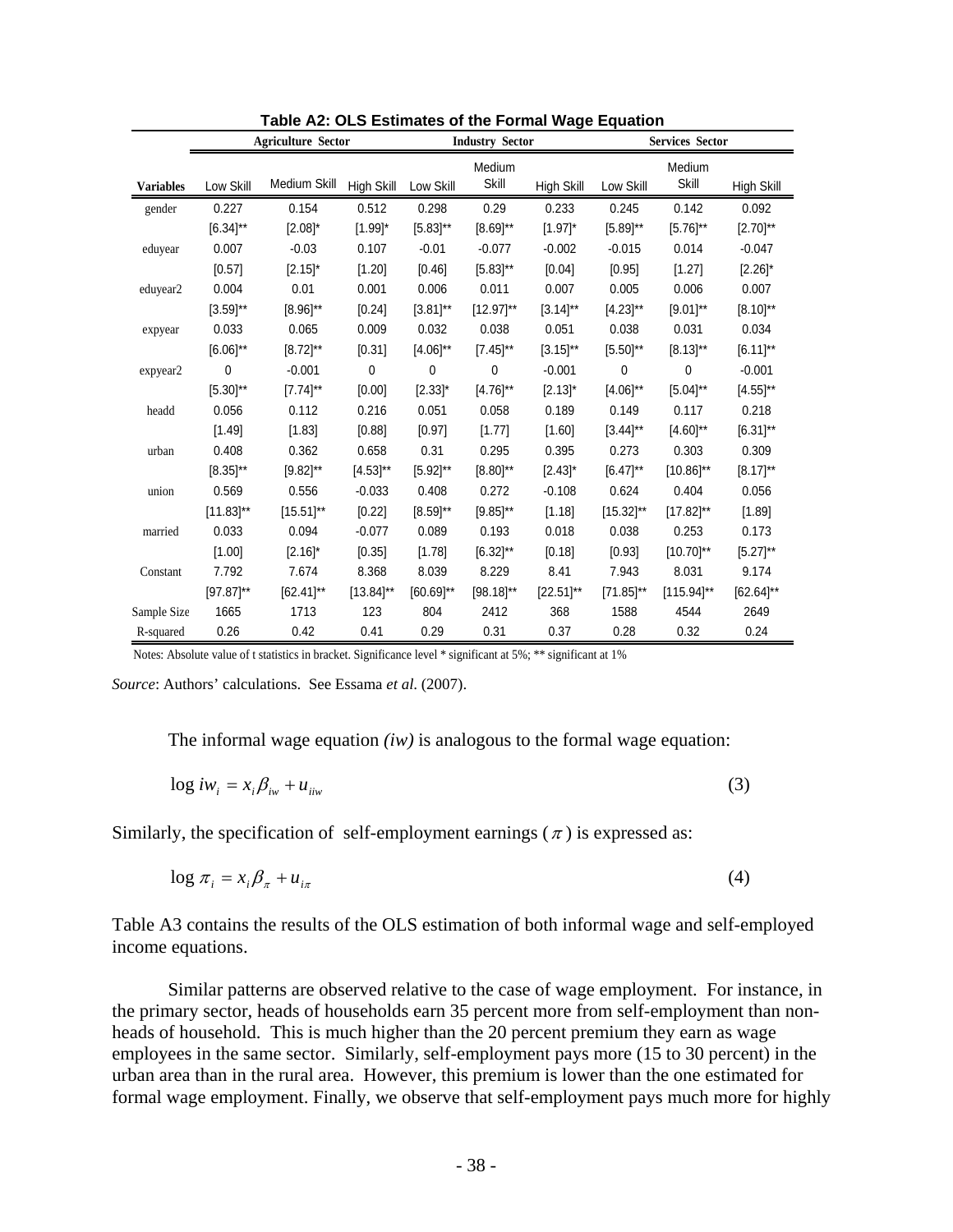**Table A2: OLS Estimates of the Formal Wage Equation**

| | Agriculture Sector | | | Industry Sector | | | Services Sector | | |
|---|---|---|---|---|---|---|---|---|---|
| **Variables** | Low Skill | Medium Skill | High Skill | Low Skill | Medium Skill | High Skill | Low Skill | Medium Skill | High Skill |
| gender | 0.227 | 0.154 | 0.512 | 0.298 | 0.29 | 0.233 | 0.245 | 0.142 | 0.092 |
| | [6.34]** | [2.08]* | [1.99]* | [5.83]** | [8.69]** | [1.97]* | [5.89]** | [5.76]** | [2.70]** |
| eduyear | 0.007 | -0.03 | 0.107 | -0.01 | -0.077 | -0.002 | -0.015 | 0.014 | -0.047 |
| | [0.57] | [2.15]* | [1.20] | [0.46] | [5.83]** | [0.04] | [0.95] | [1.27] | [2.26]* |
| eduyear2 | 0.004 | 0.01 | 0.001 | 0.006 | 0.011 | 0.007 | 0.005 | 0.006 | 0.007 |
| | [3.59]** | [8.96]** | [0.24] | [3.81]** | [12.97]** | [3.14]** | [4.23]** | [9.01]** | [8.10]** |
| expyear | 0.033 | 0.065 | 0.009 | 0.032 | 0.038 | 0.051 | 0.038 | 0.031 | 0.034 |
| | [6.06]** | [8.72]** | [0.31] | [4.06]** | [7.45]** | [3.15]** | [5.50]** | [8.13]** | [6.11]** |
| expyear2 | 0 | -0.001 | 0 | 0 | 0 | -0.001 | 0 | 0 | -0.001 |
| | [5.30]** | [7.74]** | [0.00] | [2.33]* | [4.76]** | [2.13]* | [4.06]** | [5.04]** | [4.55]** |
| headd | 0.056 | 0.112 | 0.216 | 0.051 | 0.058 | 0.189 | 0.149 | 0.117 | 0.218 |
| | [1.49] | [1.83] | [0.88] | [0.97] | [1.77] | [1.60] | [3.44]** | [4.60]** | [6.31]** |
| urban | 0.408 | 0.362 | 0.658 | 0.31 | 0.295 | 0.395 | 0.273 | 0.303 | 0.309 |
| | [8.35]** | [9.82]** | [4.53]** | [5.92]** | [8.80]** | [2.43]* | [6.47]** | [10.86]** | [8.17]** |
| union | 0.569 | 0.556 | -0.033 | 0.408 | 0.272 | -0.108 | 0.624 | 0.404 | 0.056 |
| | [11.83]** | [15.51]** | [0.22] | [8.59]** | [9.85]** | [1.18] | [15.32]** | [17.82]** | [1.89] |
| married | 0.033 | 0.094 | -0.077 | 0.089 | 0.193 | 0.018 | 0.038 | 0.253 | 0.173 |
| | [1.00] | [2.16]* | [0.35] | [1.78] | [6.32]** | [0.18] | [0.93] | [10.70]** | [5.27]** |
| Constant | 7.792 | 7.674 | 8.368 | 8.039 | 8.229 | 8.41 | 7.943 | 8.031 | 9.174 |
| | [97.87]** | [62.41]** | [13.84]** | [60.69]** | [98.18]** | [22.51]** | [71.85]** | [115.94]** | [62.64]** |
| Sample Size | 1665 | 1713 | 123 | 804 | 2412 | 368 | 1588 | 4544 | 2649 |
| R-squared | 0.26 | 0.42 | 0.41 | 0.29 | 0.31 | 0.37 | 0.28 | 0.32 | 0.24 |

Notes: Absolute value of t statistics in bracket. Significance level * significant at 5%; ** significant at 1%

*Source*: Authors' calculations. See Essama *et al.* (2007).

The informal wage equation *(iw)* is analogous to the formal wage equation:

$$\log iw_i = x_i \beta_{iw} + u_{iiw} \tag{3}$$

Similarly, the specification of self-employment earnings ($\pi$) is expressed as:

$$\log \pi_i = x_i \beta_\pi + u_{i\pi} \tag{4}$$

Table A3 contains the results of the OLS estimation of both informal wage and self-employed income equations.

Similar patterns are observed relative to the case of wage employment. For instance, in the primary sector, heads of households earn 35 percent more from self-employment than non-heads of household. This is much higher than the 20 percent premium they earn as wage employees in the same sector. Similarly, self-employment pays more (15 to 30 percent) in the urban area than in the rural area. However, this premium is lower than the one estimated for formal wage employment. Finally, we observe that self-employment pays much more for highly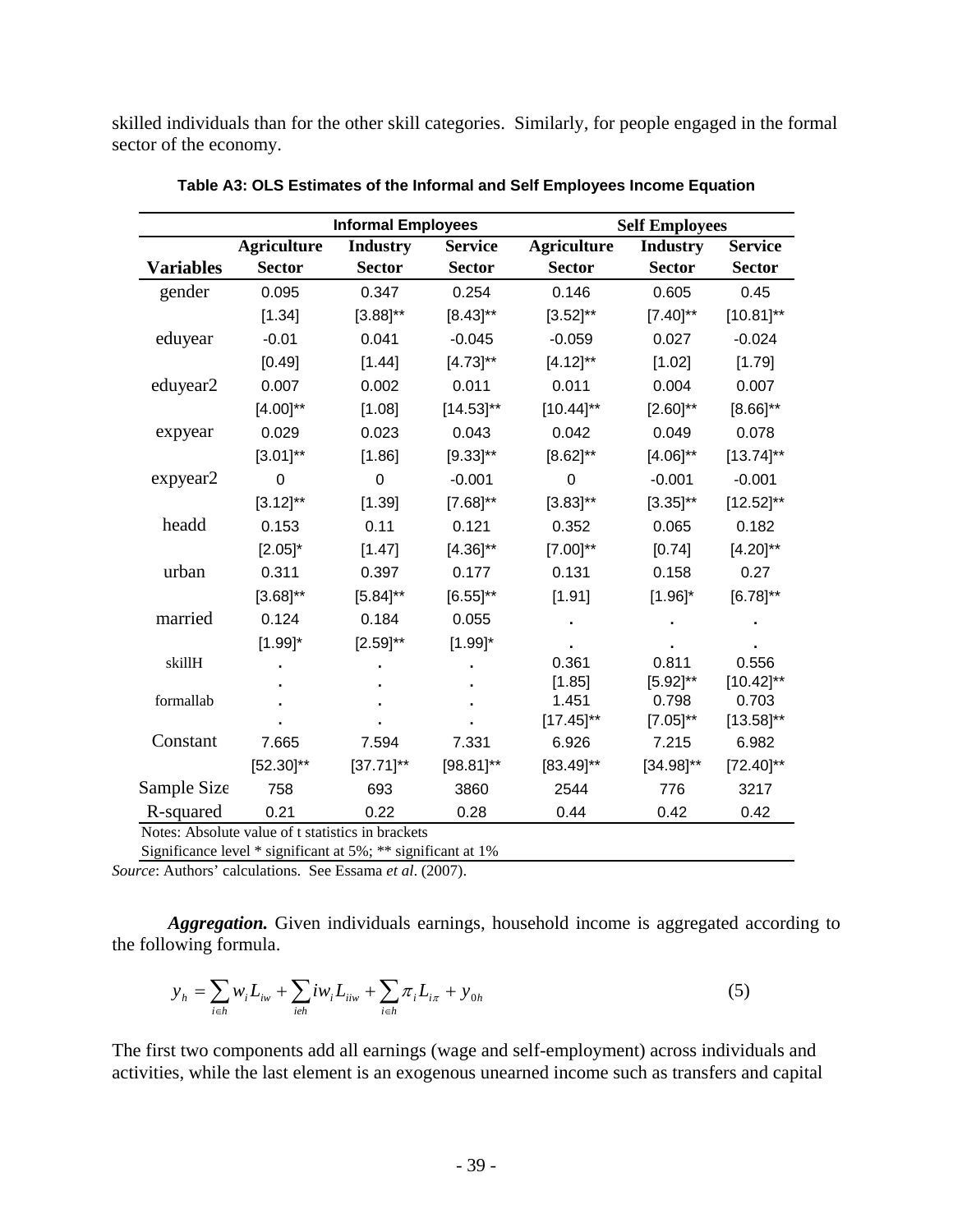skilled individuals than for the other skill categories. Similarly, for people engaged in the formal sector of the economy.

**Table A3: OLS Estimates of the Informal and Self Employees Income Equation**

| | Informal Employees | | | Self Employees | | |
|---|---|---|---|---|---|---|
| **Variables** | **Agriculture Sector** | **Industry Sector** | **Service Sector** | **Agriculture Sector** | **Industry Sector** | **Service Sector** |
| gender | 0.095 | 0.347 | 0.254 | 0.146 | 0.605 | 0.45 |
| | [1.34] | [3.88]** | [8.43]** | [3.52]** | [7.40]** | [10.81]** |
| eduyear | -0.01 | 0.041 | -0.045 | -0.059 | 0.027 | -0.024 |
| | [0.49] | [1.44] | [4.73]** | [4.12]** | [1.02] | [1.79] |
| eduyear2 | 0.007 | 0.002 | 0.011 | 0.011 | 0.004 | 0.007 |
| | [4.00]** | [1.08] | [14.53]** | [10.44]** | [2.60]** | [8.66]** |
| expyear | 0.029 | 0.023 | 0.043 | 0.042 | 0.049 | 0.078 |
| | [3.01]** | [1.86] | [9.33]** | [8.62]** | [4.06]** | [13.74]** |
| expyear2 | 0 | 0 | -0.001 | 0 | -0.001 | -0.001 |
| | [3.12]** | [1.39] | [7.68]** | [3.83]** | [3.35]** | [12.52]** |
| headd | 0.153 | 0.11 | 0.121 | 0.352 | 0.065 | 0.182 |
| | [2.05]* | [1.47] | [4.36]** | [7.00]** | [0.74] | [4.20]** |
| urban | 0.311 | 0.397 | 0.177 | 0.131 | 0.158 | 0.27 |
| | [3.68]** | [5.84]** | [6.55]** | [1.91] | [1.96]* | [6.78]** |
| married | 0.124 | 0.184 | 0.055 | . | . | . |
| | [1.99]* | [2.59]** | [1.99]* | . | . | . |
| skillH | . | . | . | 0.361 | 0.811 | 0.556 |
| | . | . | . | [1.85] | [5.92]** | [10.42]** |
| formallab | . | . | . | 1.451 | 0.798 | 0.703 |
| | . | . | . | [17.45]** | [7.05]** | [13.58]** |
| Constant | 7.665 | 7.594 | 7.331 | 6.926 | 7.215 | 6.982 |
| | [52.30]** | [37.71]** | [98.81]** | [83.49]** | [34.98]** | [72.40]** |
| Sample Size | 758 | 693 | 3860 | 2544 | 776 | 3217 |
| R-squared | 0.21 | 0.22 | 0.28 | 0.44 | 0.42 | 0.42 |

Notes: Absolute value of t statistics in brackets

Significance level * significant at 5%; ** significant at 1%

*Source*: Authors' calculations. See Essama *et al*. (2007).

***Aggregation.*** Given individuals earnings, household income is aggregated according to the following formula.

$$y_h = \sum_{i \in h} w_i L_{iw} + \sum_{i \in h} iw_i L_{iiw} + \sum_{i \in h} \pi_i L_{i\pi} + y_{0h} \tag{5}$$

The first two components add all earnings (wage and self-employment) across individuals and activities, while the last element is an exogenous unearned income such as transfers and capital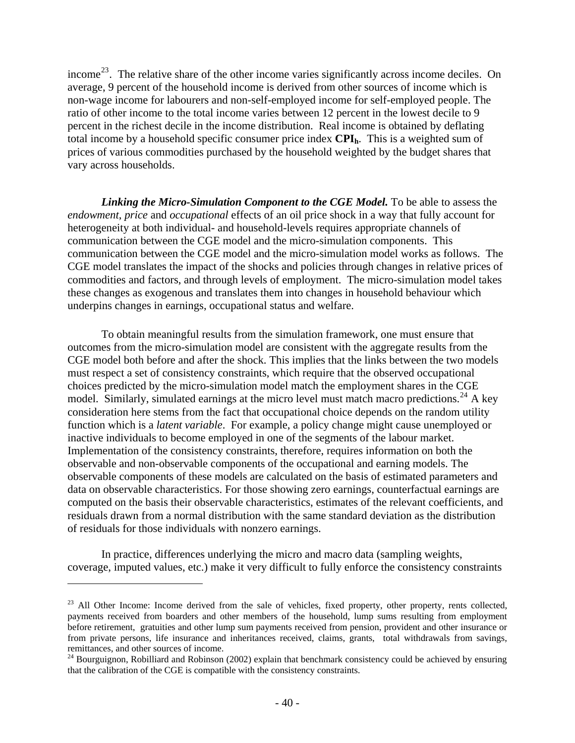income[23]. The relative share of the other income varies significantly across income deciles. On average, 9 percent of the household income is derived from other sources of income which is non-wage income for labourers and non-self-employed income for self-employed people. The ratio of other income to the total income varies between 12 percent in the lowest decile to 9 percent in the richest decile in the income distribution. Real income is obtained by deflating total income by a household specific consumer price index $\mathbf{CPI_h}$. This is a weighted sum of prices of various commodities purchased by the household weighted by the budget shares that vary across households.

***Linking the Micro-Simulation Component to the CGE Model.*** To be able to assess the *endowment*, *price* and *occupational* effects of an oil price shock in a way that fully account for heterogeneity at both individual- and household-levels requires appropriate channels of communication between the CGE model and the micro-simulation components. This communication between the CGE model and the micro-simulation model works as follows. The CGE model translates the impact of the shocks and policies through changes in relative prices of commodities and factors, and through levels of employment. The micro-simulation model takes these changes as exogenous and translates them into changes in household behaviour which underpins changes in earnings, occupational status and welfare.

To obtain meaningful results from the simulation framework, one must ensure that outcomes from the micro-simulation model are consistent with the aggregate results from the CGE model both before and after the shock. This implies that the links between the two models must respect a set of consistency constraints, which require that the observed occupational choices predicted by the micro-simulation model match the employment shares in the CGE model. Similarly, simulated earnings at the micro level must match macro predictions.[24] A key consideration here stems from the fact that occupational choice depends on the random utility function which is a *latent variable*. For example, a policy change might cause unemployed or inactive individuals to become employed in one of the segments of the labour market. Implementation of the consistency constraints, therefore, requires information on both the observable and non-observable components of the occupational and earning models. The observable components of these models are calculated on the basis of estimated parameters and data on observable characteristics. For those showing zero earnings, counterfactual earnings are computed on the basis their observable characteristics, estimates of the relevant coefficients, and residuals drawn from a normal distribution with the same standard deviation as the distribution of residuals for those individuals with nonzero earnings.

In practice, differences underlying the micro and macro data (sampling weights, coverage, imputed values, etc.) make it very difficult to fully enforce the consistency constraints

---

[23] All Other Income: Income derived from the sale of vehicles, fixed property, other property, rents collected, payments received from boarders and other members of the household, lump sums resulting from employment before retirement, gratuities and other lump sum payments received from pension, provident and other insurance or from private persons, life insurance and inheritances received, claims, grants, total withdrawals from savings, remittances, and other sources of income.

[24] Bourguignon, Robilliard and Robinson (2002) explain that benchmark consistency could be achieved by ensuring that the calibration of the CGE is compatible with the consistency constraints.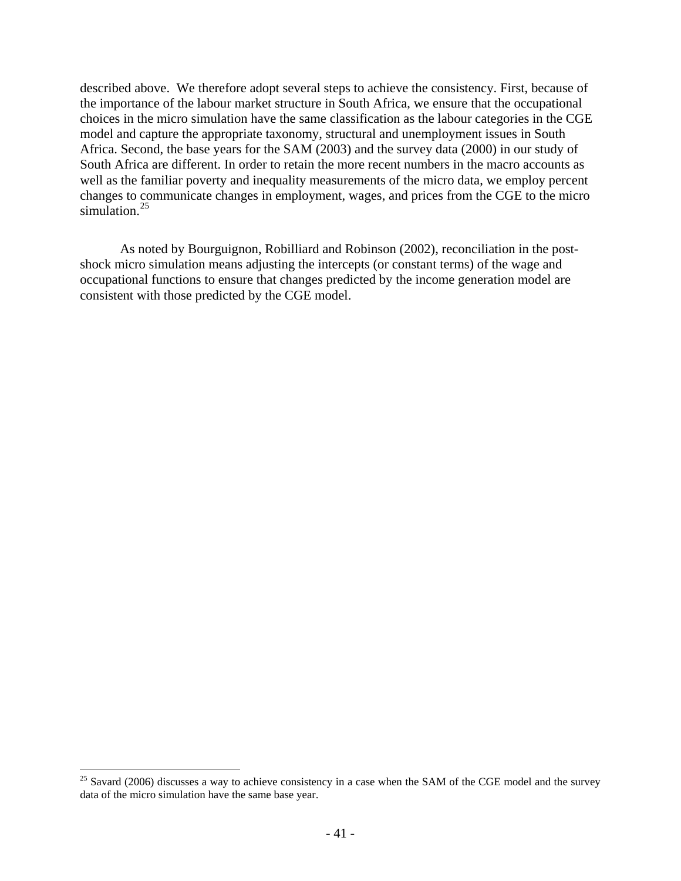described above. We therefore adopt several steps to achieve the consistency. First, because of the importance of the labour market structure in South Africa, we ensure that the occupational choices in the micro simulation have the same classification as the labour categories in the CGE model and capture the appropriate taxonomy, structural and unemployment issues in South Africa. Second, the base years for the SAM (2003) and the survey data (2000) in our study of South Africa are different. In order to retain the more recent numbers in the macro accounts as well as the familiar poverty and inequality measurements of the micro data, we employ percent changes to communicate changes in employment, wages, and prices from the CGE to the micro simulation.[25]

As noted by Bourguignon, Robilliard and Robinson (2002), reconciliation in the post-shock micro simulation means adjusting the intercepts (or constant terms) of the wage and occupational functions to ensure that changes predicted by the income generation model are consistent with those predicted by the CGE model.

---

[25] Savard (2006) discusses a way to achieve consistency in a case when the SAM of the CGE model and the survey data of the micro simulation have the same base year.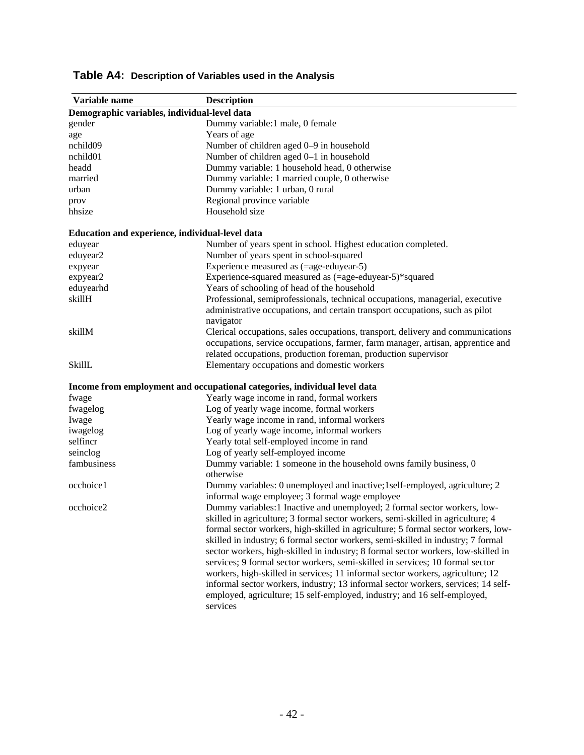## Table A4: Description of Variables used in the Analysis

| Variable name | Description |
|---|---|
| **Demographic variables, individual-level data** | |
| gender | Dummy variable:1 male, 0 female |
| age | Years of age |
| nchild09 | Number of children aged 0–9 in household |
| nchild01 | Number of children aged 0–1 in household |
| headd | Dummy variable: 1 household head, 0 otherwise |
| married | Dummy variable: 1 married couple, 0 otherwise |
| urban | Dummy variable: 1 urban, 0 rural |
| prov | Regional province variable |
| hhsize | Household size |
| **Education and experience, individual-level data** | |
| eduyear | Number of years spent in school. Highest education completed. |
| eduyear2 | Number of years spent in school-squared |
| expyear | Experience measured as (=age-eduyear-5) |
| expyear2 | Experience-squared measured as (=age-eduyear-5)*squared |
| eduyearhd | Years of schooling of head of the household |
| skillH | Professional, semiprofessionals, technical occupations, managerial, executive administrative occupations, and certain transport occupations, such as pilot navigator |
| skillM | Clerical occupations, sales occupations, transport, delivery and communications occupations, service occupations, farmer, farm manager, artisan, apprentice and related occupations, production foreman, production supervisor |
| SkillL | Elementary occupations and domestic workers |
| **Income from employment and occupational categories, individual level data** | |
| fwage | Yearly wage income in rand, formal workers |
| fwagelog | Log of yearly wage income, formal workers |
| Iwage | Yearly wage income in rand, informal workers |
| iwagelog | Log of yearly wage income, informal workers |
| selfincr | Yearly total self-employed income in rand |
| seinclog | Log of yearly self-employed income |
| fambusiness | Dummy variable: 1 someone in the household owns family business, 0 otherwise |
| occhoice1 | Dummy variables: 0 unemployed and inactive;1self-employed, agriculture; 2 informal wage employee; 3 formal wage employee |
| occhoice2 | Dummy variables:1 Inactive and unemployed; 2 formal sector workers, low-skilled in agriculture; 3 formal sector workers, semi-skilled in agriculture; 4 formal sector workers, high-skilled in agriculture; 5 formal sector workers, low-skilled in industry; 6 formal sector workers, semi-skilled in industry; 7 formal sector workers, high-skilled in industry; 8 formal sector workers, low-skilled in services; 9 formal sector workers, semi-skilled in services; 10 formal sector workers, high-skilled in services; 11 informal sector workers, agriculture; 12 informal sector workers, industry; 13 informal sector workers, services; 14 self-employed, agriculture; 15 self-employed, industry; and 16 self-employed, services |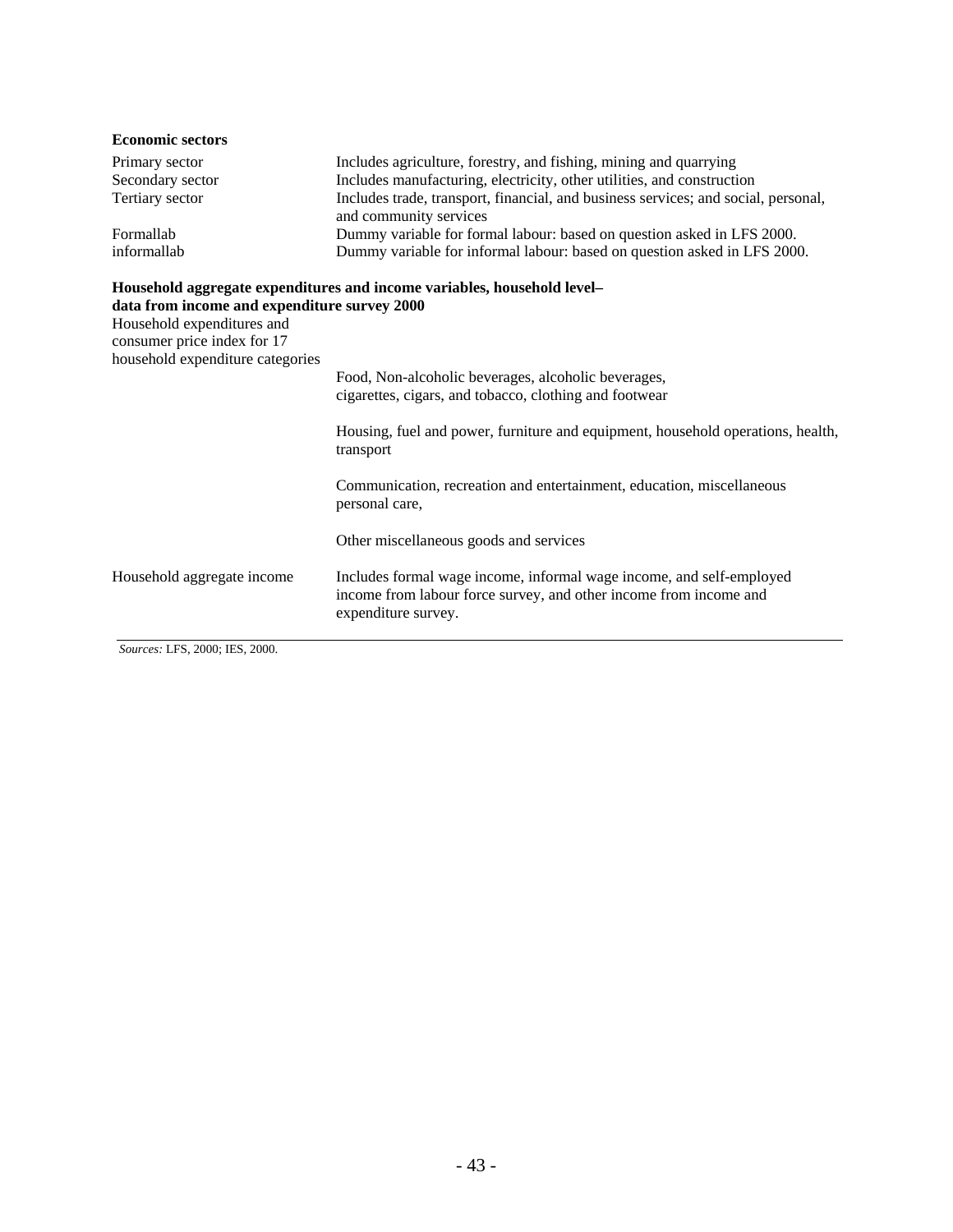| | |
|---|---|
| **Economic sectors** | |
| Primary sector | Includes agriculture, forestry, and fishing, mining and quarrying |
| Secondary sector | Includes manufacturing, electricity, other utilities, and construction |
| Tertiary sector | Includes trade, transport, financial, and business services; and social, personal, and community services |
| Formallab | Dummy variable for formal labour: based on question asked in LFS 2000. |
| informallab | Dummy variable for informal labour: based on question asked in LFS 2000. |
| **Household aggregate expenditures and income variables, household level–data from income and expenditure survey 2000** | |
| Household expenditures and consumer price index for 17 household expenditure categories | |
| | Food, Non-alcoholic beverages, alcoholic beverages, cigarettes, cigars, and tobacco, clothing and footwear |
| | Housing, fuel and power, furniture and equipment, household operations, health, transport |
| | Communication, recreation and entertainment, education, miscellaneous personal care, |
| | Other miscellaneous goods and services |
| Household aggregate income | Includes formal wage income, informal wage income, and self-employed income from labour force survey, and other income from income and expenditure survey. |

*Sources:* LFS, 2000; IES, 2000.